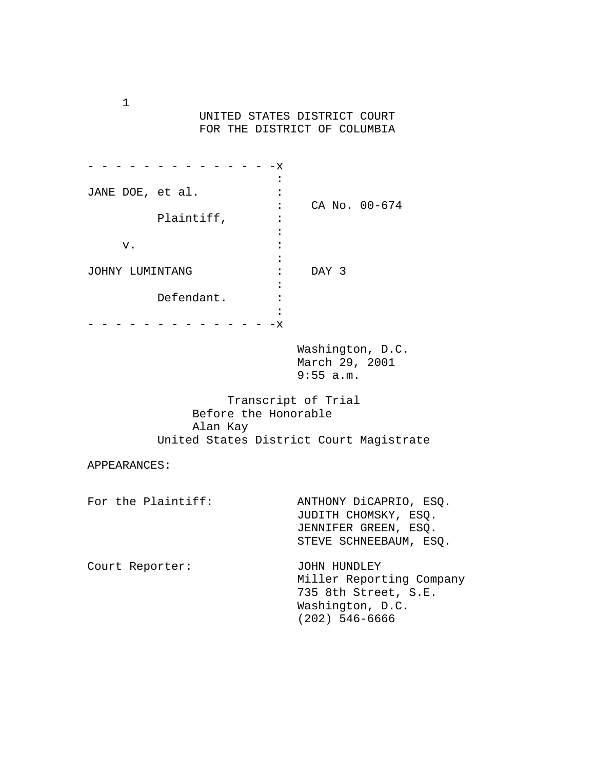UNITED STATES DISTRICT COURT
FOR THE DISTRICT OF COLUMBIA

```
- - - - - - - - - - - - - - -x
                             :
JANE DOE, et al.             :
                             :    CA No. 00-674
          Plaintiff,         :
                             :
     v.                      :
                             :
JOHNY LUMINTANG              :    DAY 3
                             :
          Defendant.         :
                             :
- - - - - - - - - - - - - - -x
```

Washington, D.C.
March 29, 2001
9:55 a.m.

Transcript of Trial
Before the Honorable
Alan Kay
United States District Court Magistrate

APPEARANCES:

For the Plaintiff:
ANTHONY DiCAPRIO, ESQ.
JUDITH CHOMSKY, ESQ.
JENNIFER GREEN, ESQ.
STEVE SCHNEEBAUM, ESQ.

Court Reporter:
JOHN HUNDLEY
Miller Reporting Company
735 8th Street, S.E.
Washington, D.C.
(202) 546-6666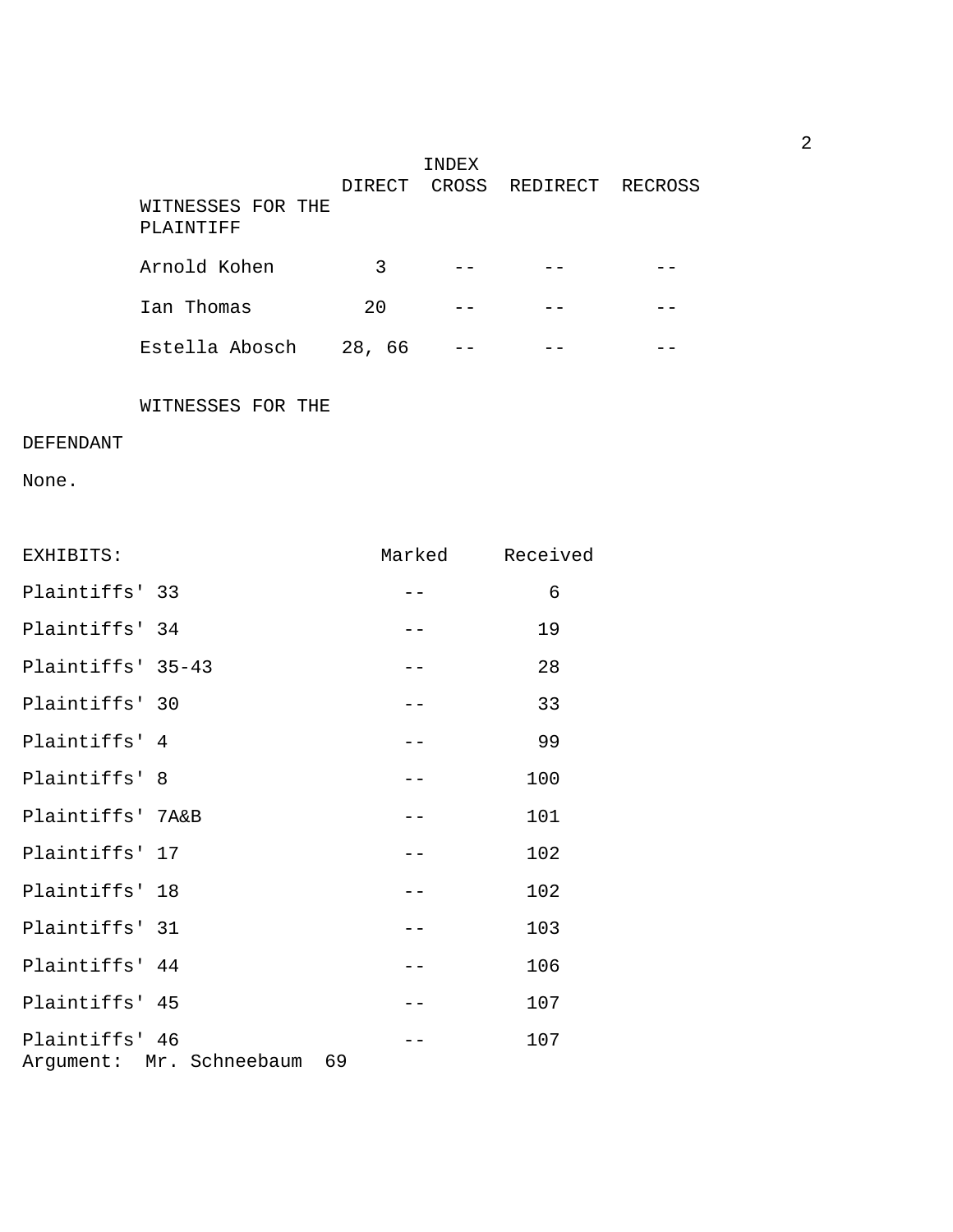# INDEX

| WITNESSES FOR THE PLAINTIFF | DIRECT | CROSS | REDIRECT | RECROSS |
|---|---|---|---|---|
| Arnold Kohen | 3 | -- | -- | -- |
| Ian Thomas | 20 | -- | -- | -- |
| Estella Abosch | 28, 66 | -- | -- | -- |

WITNESSES FOR THE DEFENDANT

None.

| EXHIBITS: | Marked | Received |
|---|---|---|
| Plaintiffs' 33 | -- | 6 |
| Plaintiffs' 34 | -- | 19 |
| Plaintiffs' 35-43 | -- | 28 |
| Plaintiffs' 30 | -- | 33 |
| Plaintiffs' 4 | -- | 99 |
| Plaintiffs' 8 | -- | 100 |
| Plaintiffs' 7A&B | -- | 101 |
| Plaintiffs' 17 | -- | 102 |
| Plaintiffs' 18 | -- | 102 |
| Plaintiffs' 31 | -- | 103 |
| Plaintiffs' 44 | -- | 106 |
| Plaintiffs' 45 | -- | 107 |
| Plaintiffs' 46 | -- | 107 |

Argument: Mr. Schneebaum 69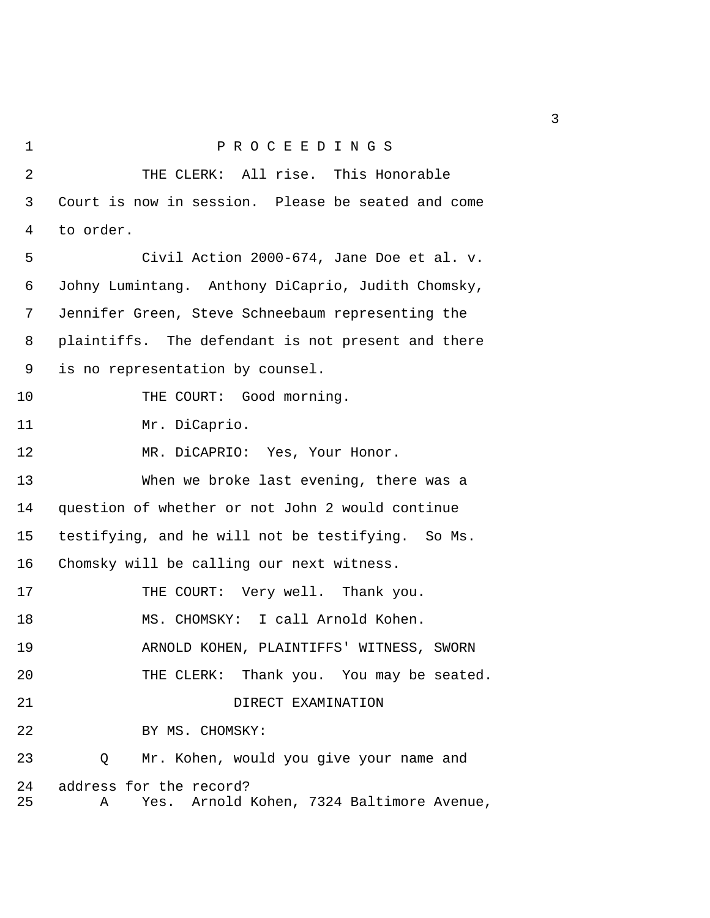P R O C E E D I N G S

THE CLERK: All rise. This Honorable Court is now in session. Please be seated and come to order.

Civil Action 2000-674, Jane Doe et al. v. Johny Lumintang. Anthony DiCaprio, Judith Chomsky, Jennifer Green, Steve Schneebaum representing the plaintiffs. The defendant is not present and there is no representation by counsel.

THE COURT: Good morning.

Mr. DiCaprio.

MR. DiCAPRIO: Yes, Your Honor.

When we broke last evening, there was a question of whether or not John 2 would continue testifying, and he will not be testifying. So Ms. Chomsky will be calling our next witness.

THE COURT: Very well. Thank you.

MS. CHOMSKY: I call Arnold Kohen.

ARNOLD KOHEN, PLAINTIFFS' WITNESS, SWORN

THE CLERK: Thank you. You may be seated.

DIRECT EXAMINATION

BY MS. CHOMSKY:

Q Mr. Kohen, would you give your name and address for the record?

A Yes. Arnold Kohen, 7324 Baltimore Avenue,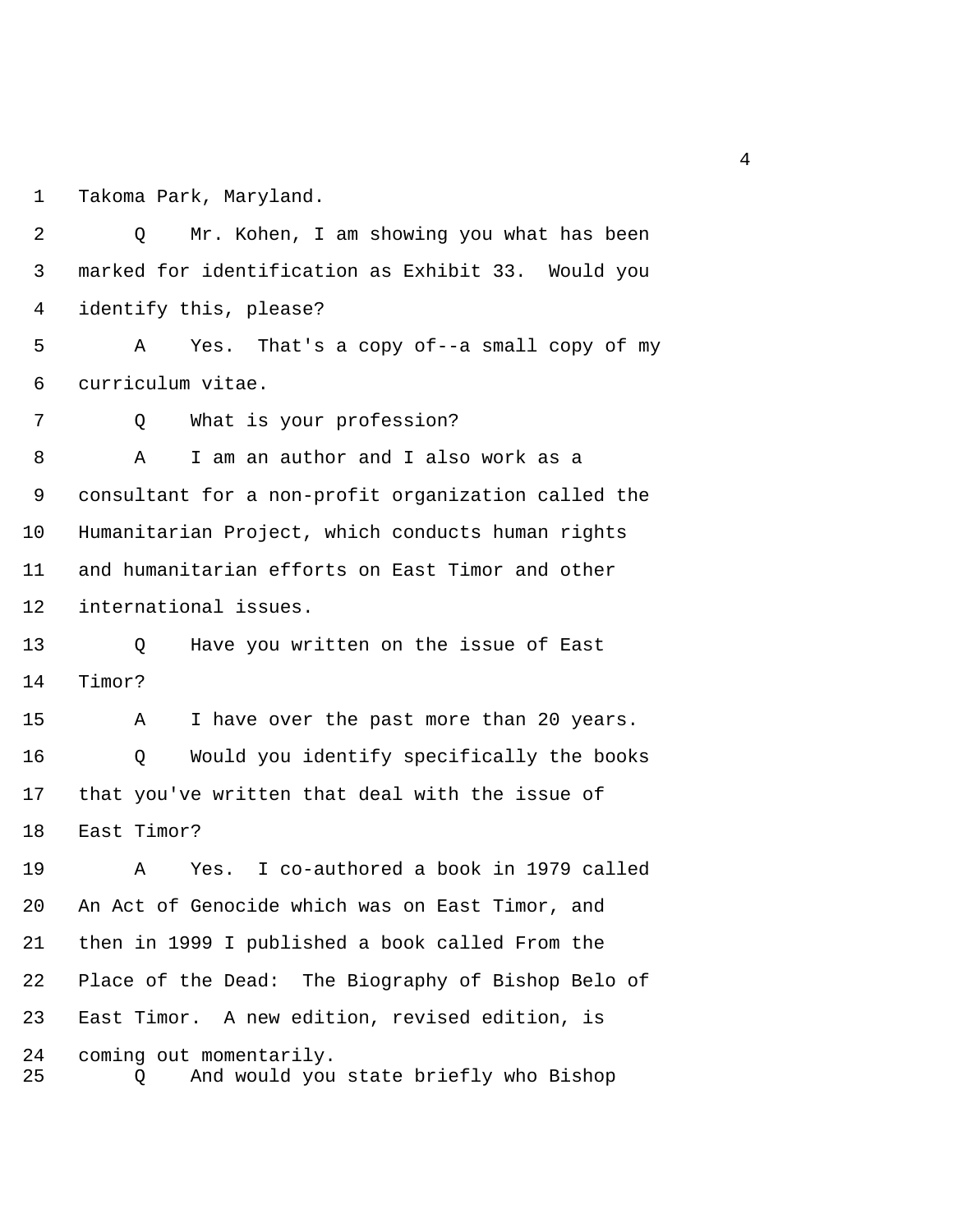Takoma Park, Maryland.

Q Mr. Kohen, I am showing you what has been marked for identification as Exhibit 33. Would you identify this, please?

A Yes. That's a copy of--a small copy of my curriculum vitae.

Q What is your profession?

A I am an author and I also work as a consultant for a non-profit organization called the Humanitarian Project, which conducts human rights and humanitarian efforts on East Timor and other international issues.

Q Have you written on the issue of East Timor?

A I have over the past more than 20 years.

Q Would you identify specifically the books that you've written that deal with the issue of East Timor?

A Yes. I co-authored a book in 1979 called An Act of Genocide which was on East Timor, and then in 1999 I published a book called From the Place of the Dead: The Biography of Bishop Belo of East Timor. A new edition, revised edition, is coming out momentarily.

Q And would you state briefly who Bishop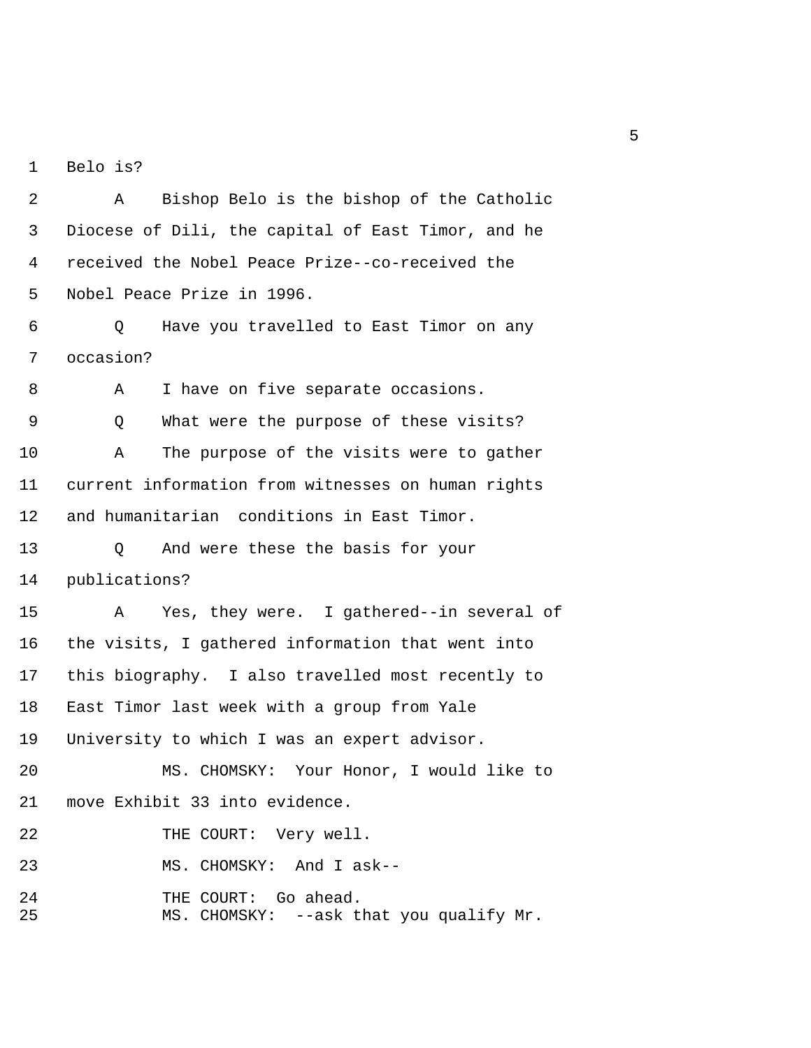Belo is?

A Bishop Belo is the bishop of the Catholic Diocese of Dili, the capital of East Timor, and he received the Nobel Peace Prize--co-received the Nobel Peace Prize in 1996.

Q Have you travelled to East Timor on any occasion?

A I have on five separate occasions.

Q What were the purpose of these visits?

A The purpose of the visits were to gather current information from witnesses on human rights and humanitarian conditions in East Timor.

Q And were these the basis for your publications?

A Yes, they were. I gathered--in several of the visits, I gathered information that went into this biography. I also travelled most recently to East Timor last week with a group from Yale University to which I was an expert advisor.

MS. CHOMSKY: Your Honor, I would like to move Exhibit 33 into evidence.

THE COURT: Very well.

MS. CHOMSKY: And I ask--

THE COURT: Go ahead.

MS. CHOMSKY: --ask that you qualify Mr.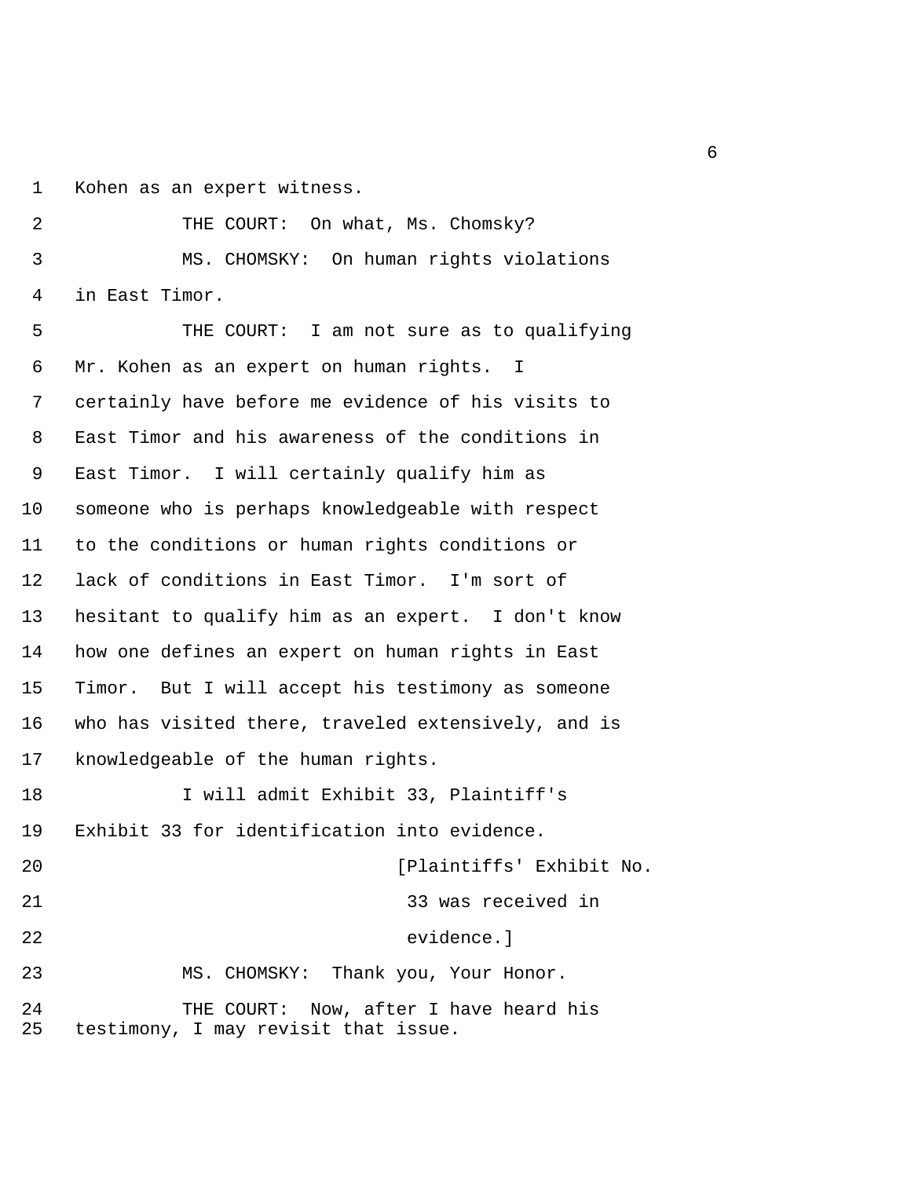1 Kohen as an expert witness.

2 THE COURT: On what, Ms. Chomsky?

3 MS. CHOMSKY: On human rights violations

4 in East Timor.

5 THE COURT: I am not sure as to qualifying

6 Mr. Kohen as an expert on human rights. I

7 certainly have before me evidence of his visits to

8 East Timor and his awareness of the conditions in

9 East Timor. I will certainly qualify him as

10 someone who is perhaps knowledgeable with respect

11 to the conditions or human rights conditions or

12 lack of conditions in East Timor. I'm sort of

13 hesitant to qualify him as an expert. I don't know

14 how one defines an expert on human rights in East

15 Timor. But I will accept his testimony as someone

16 who has visited there, traveled extensively, and is

17 knowledgeable of the human rights.

18 I will admit Exhibit 33, Plaintiff's

19 Exhibit 33 for identification into evidence.

20 [Plaintiffs' Exhibit No.

21 33 was received in

22 evidence.]

23 MS. CHOMSKY: Thank you, Your Honor.

24 THE COURT: Now, after I have heard his

25 testimony, I may revisit that issue.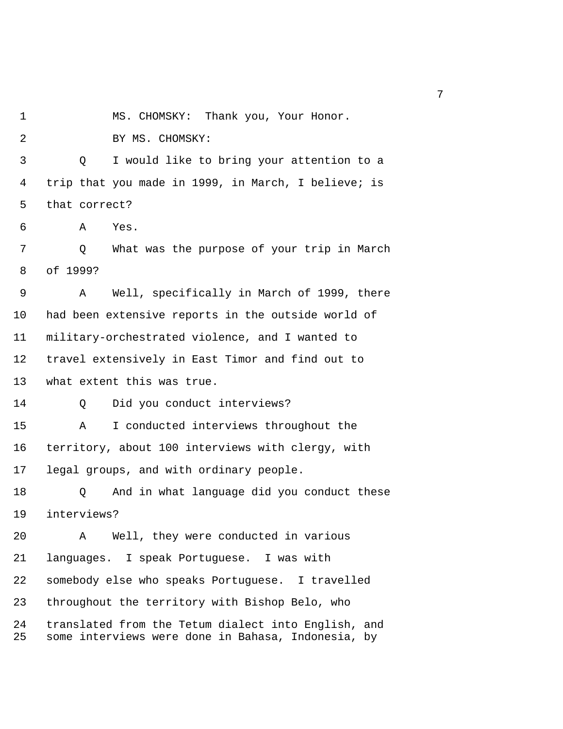MS. CHOMSKY: Thank you, Your Honor.

BY MS. CHOMSKY:

Q I would like to bring your attention to a trip that you made in 1999, in March, I believe; is that correct?

A Yes.

Q What was the purpose of your trip in March of 1999?

A Well, specifically in March of 1999, there had been extensive reports in the outside world of military-orchestrated violence, and I wanted to travel extensively in East Timor and find out to what extent this was true.

Q Did you conduct interviews?

A I conducted interviews throughout the territory, about 100 interviews with clergy, with legal groups, and with ordinary people.

Q And in what language did you conduct these interviews?

A Well, they were conducted in various languages. I speak Portuguese. I was with somebody else who speaks Portuguese. I travelled throughout the territory with Bishop Belo, who translated from the Tetum dialect into English, and some interviews were done in Bahasa, Indonesia, by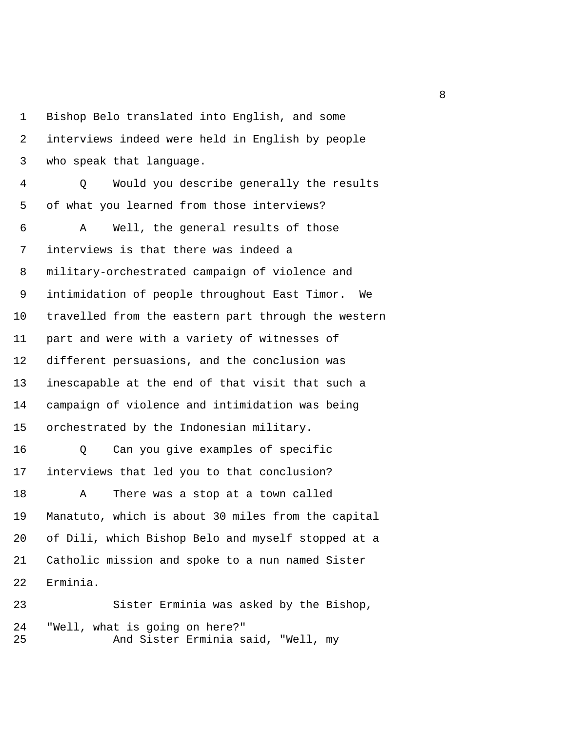Bishop Belo translated into English, and some interviews indeed were held in English by people who speak that language.

Q Would you describe generally the results of what you learned from those interviews?

A Well, the general results of those interviews is that there was indeed a military-orchestrated campaign of violence and intimidation of people throughout East Timor. We travelled from the eastern part through the western part and were with a variety of witnesses of different persuasions, and the conclusion was inescapable at the end of that visit that such a campaign of violence and intimidation was being orchestrated by the Indonesian military.

Q Can you give examples of specific interviews that led you to that conclusion?

A There was a stop at a town called Manatuto, which is about 30 miles from the capital of Dili, which Bishop Belo and myself stopped at a Catholic mission and spoke to a nun named Sister Erminia.

Sister Erminia was asked by the Bishop, "Well, what is going on here?"

And Sister Erminia said, "Well, my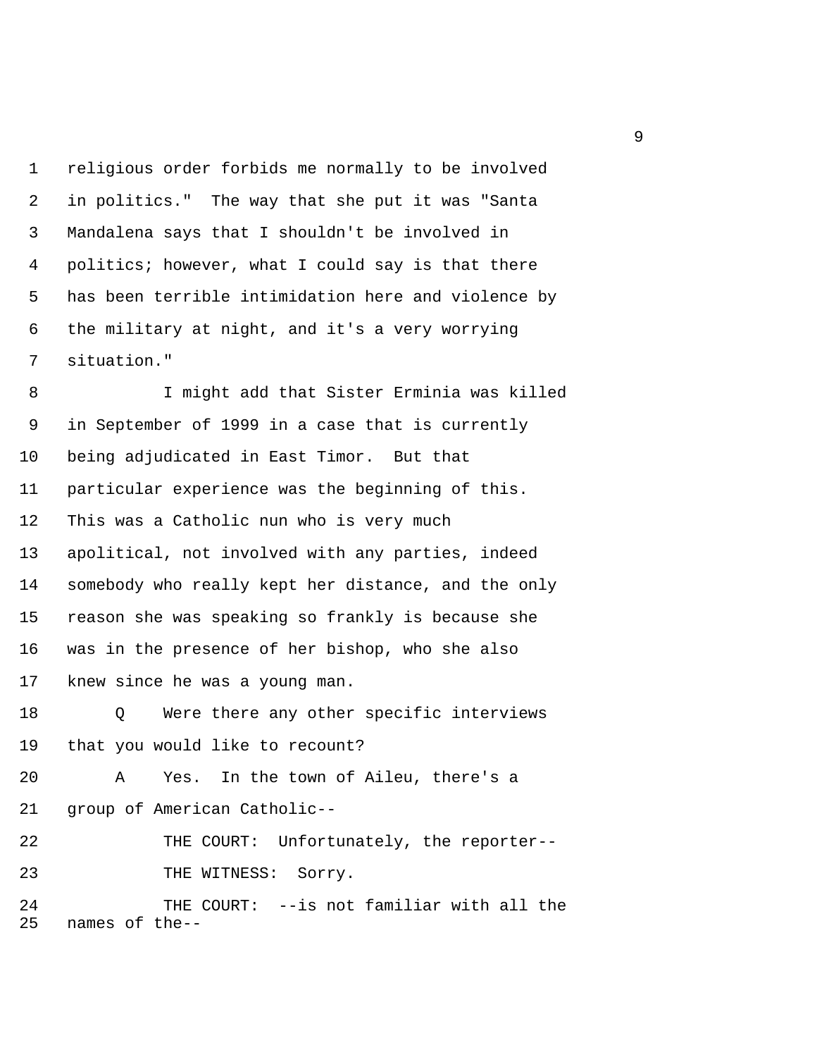religious order forbids me normally to be involved in politics." The way that she put it was "Santa Mandalena says that I shouldn't be involved in politics; however, what I could say is that there has been terrible intimidation here and violence by the military at night, and it's a very worrying situation."

I might add that Sister Erminia was killed in September of 1999 in a case that is currently being adjudicated in East Timor. But that particular experience was the beginning of this. This was a Catholic nun who is very much apolitical, not involved with any parties, indeed somebody who really kept her distance, and the only reason she was speaking so frankly is because she was in the presence of her bishop, who she also knew since he was a young man.

Q Were there any other specific interviews that you would like to recount?

A Yes. In the town of Aileu, there's a group of American Catholic--

THE COURT: Unfortunately, the reporter--

THE WITNESS: Sorry.

THE COURT: --is not familiar with all the names of the--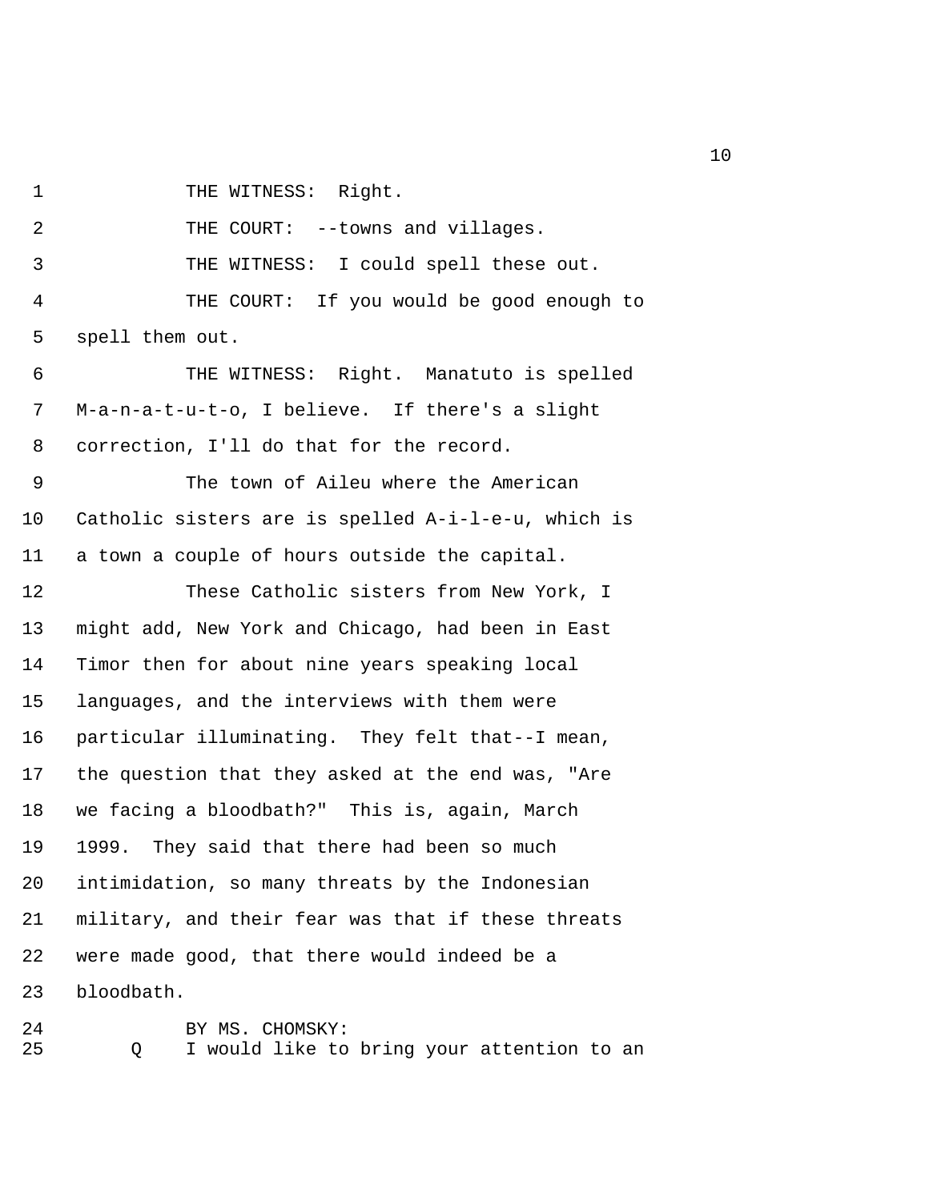THE WITNESS: Right.

THE COURT: --towns and villages.

THE WITNESS: I could spell these out.

THE COURT: If you would be good enough to spell them out.

THE WITNESS: Right. Manatuto is spelled M-a-n-a-t-u-t-o, I believe. If there's a slight correction, I'll do that for the record.

The town of Aileu where the American Catholic sisters are is spelled A-i-l-e-u, which is a town a couple of hours outside the capital.

These Catholic sisters from New York, I might add, New York and Chicago, had been in East Timor then for about nine years speaking local languages, and the interviews with them were particular illuminating. They felt that--I mean, the question that they asked at the end was, "Are we facing a bloodbath?" This is, again, March 1999. They said that there had been so much intimidation, so many threats by the Indonesian military, and their fear was that if these threats were made good, that there would indeed be a bloodbath.

BY MS. CHOMSKY:

Q I would like to bring your attention to an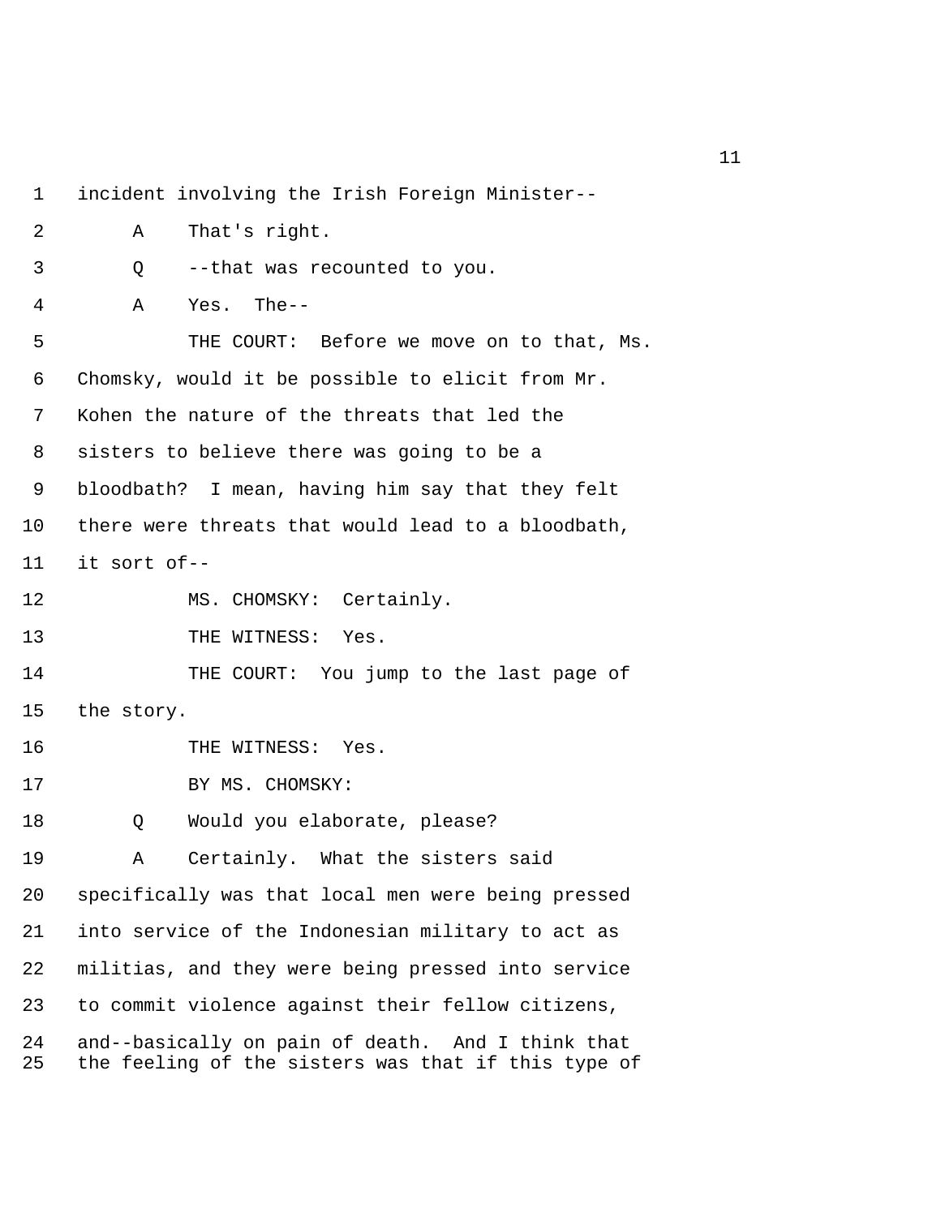incident involving the Irish Foreign Minister--

A That's right.

Q --that was recounted to you.

A Yes. The--

THE COURT: Before we move on to that, Ms. Chomsky, would it be possible to elicit from Mr. Kohen the nature of the threats that led the sisters to believe there was going to be a bloodbath? I mean, having him say that they felt there were threats that would lead to a bloodbath, it sort of--

MS. CHOMSKY: Certainly.

THE WITNESS: Yes.

THE COURT: You jump to the last page of the story.

THE WITNESS: Yes.

BY MS. CHOMSKY:

Q Would you elaborate, please?

A Certainly. What the sisters said specifically was that local men were being pressed into service of the Indonesian military to act as militias, and they were being pressed into service to commit violence against their fellow citizens, and--basically on pain of death. And I think that the feeling of the sisters was that if this type of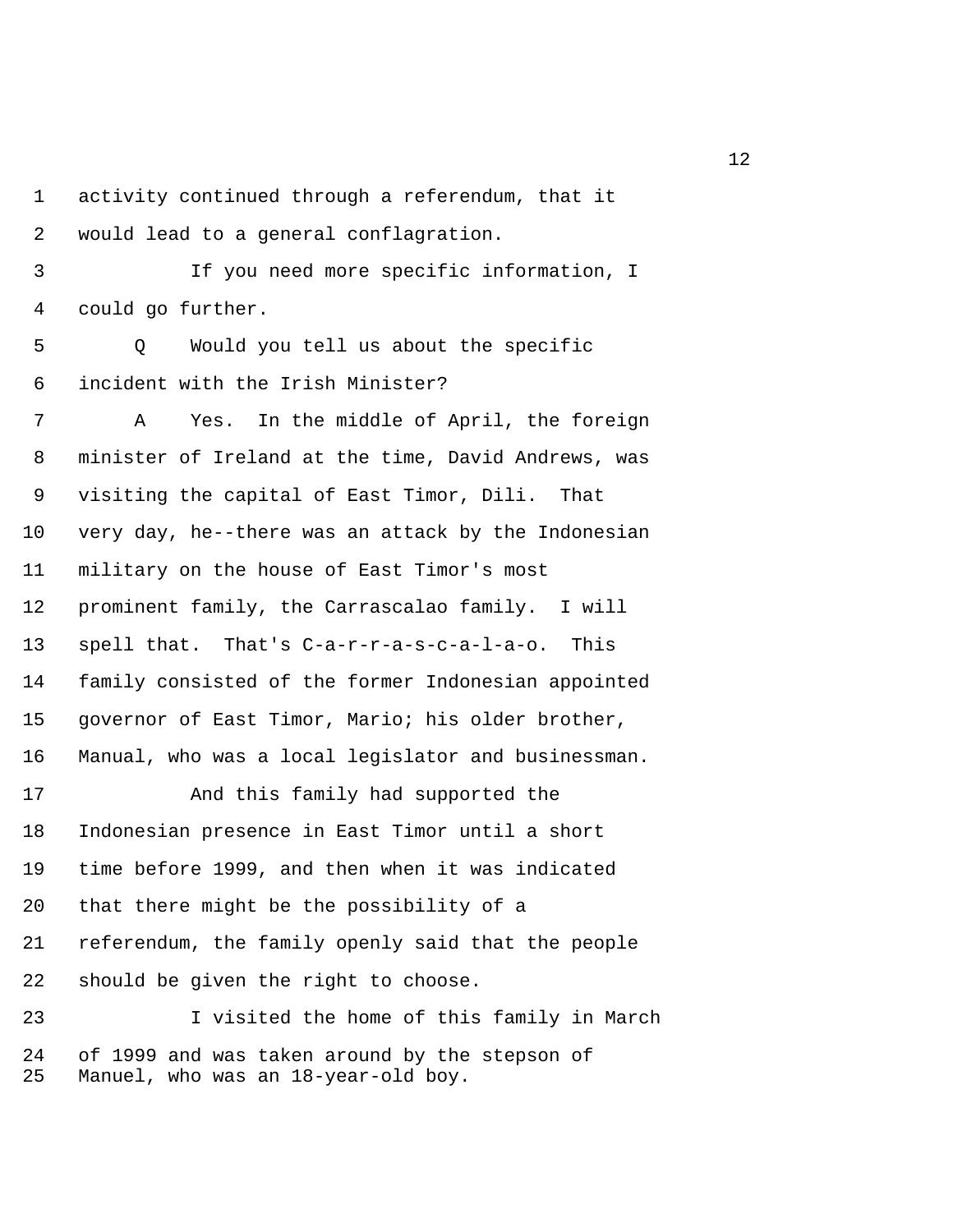activity continued through a referendum, that it would lead to a general conflagration.

If you need more specific information, I could go further.

Q Would you tell us about the specific incident with the Irish Minister?

A Yes. In the middle of April, the foreign minister of Ireland at the time, David Andrews, was visiting the capital of East Timor, Dili. That very day, he--there was an attack by the Indonesian military on the house of East Timor's most prominent family, the Carrascalao family. I will spell that. That's C-a-r-r-a-s-c-a-l-a-o. This family consisted of the former Indonesian appointed governor of East Timor, Mario; his older brother, Manual, who was a local legislator and businessman.

And this family had supported the Indonesian presence in East Timor until a short time before 1999, and then when it was indicated that there might be the possibility of a referendum, the family openly said that the people should be given the right to choose.

I visited the home of this family in March of 1999 and was taken around by the stepson of Manuel, who was an 18-year-old boy.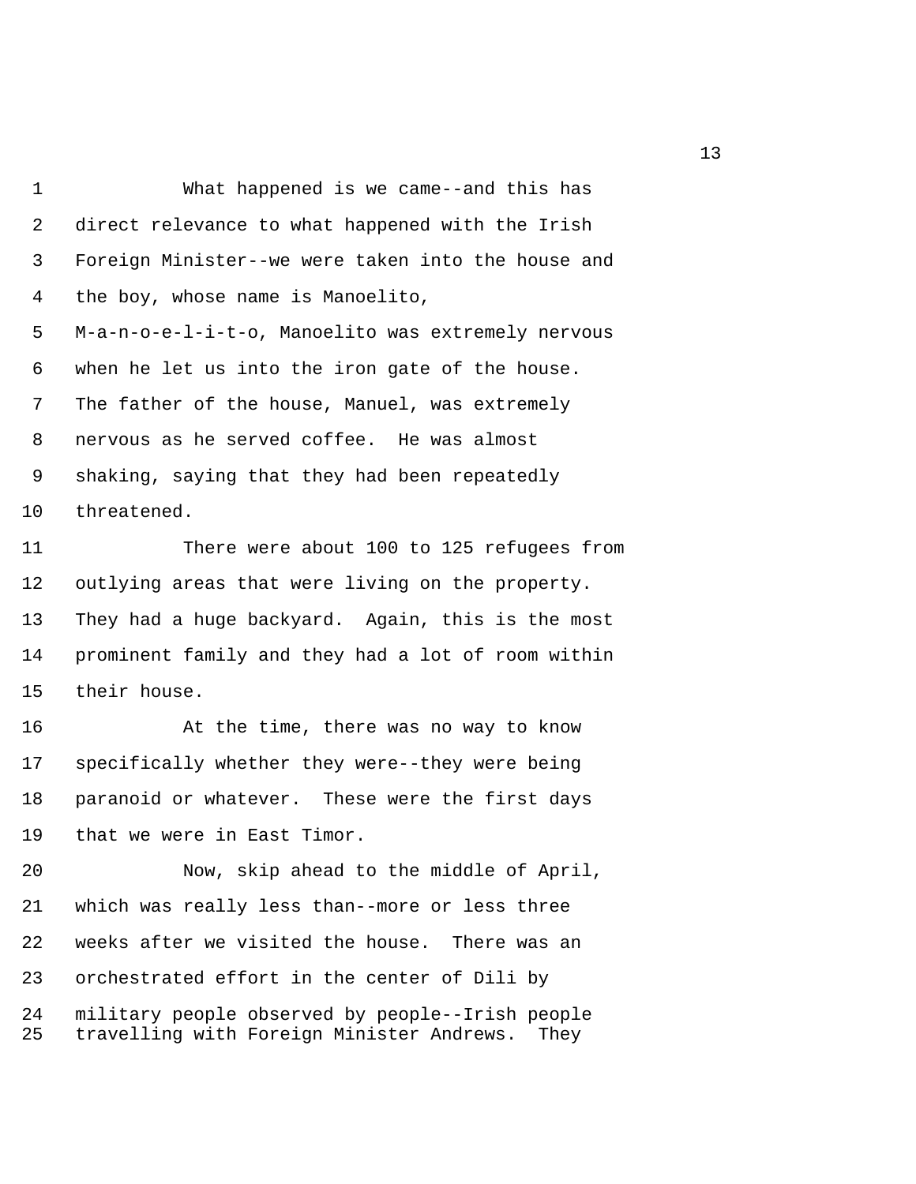What happened is we came--and this has direct relevance to what happened with the Irish Foreign Minister--we were taken into the house and the boy, whose name is Manoelito, M-a-n-o-e-l-i-t-o, Manoelito was extremely nervous when he let us into the iron gate of the house. The father of the house, Manuel, was extremely nervous as he served coffee. He was almost shaking, saying that they had been repeatedly threatened.

There were about 100 to 125 refugees from outlying areas that were living on the property. They had a huge backyard. Again, this is the most prominent family and they had a lot of room within their house.

At the time, there was no way to know specifically whether they were--they were being paranoid or whatever. These were the first days that we were in East Timor.

Now, skip ahead to the middle of April, which was really less than--more or less three weeks after we visited the house. There was an orchestrated effort in the center of Dili by military people observed by people--Irish people travelling with Foreign Minister Andrews. They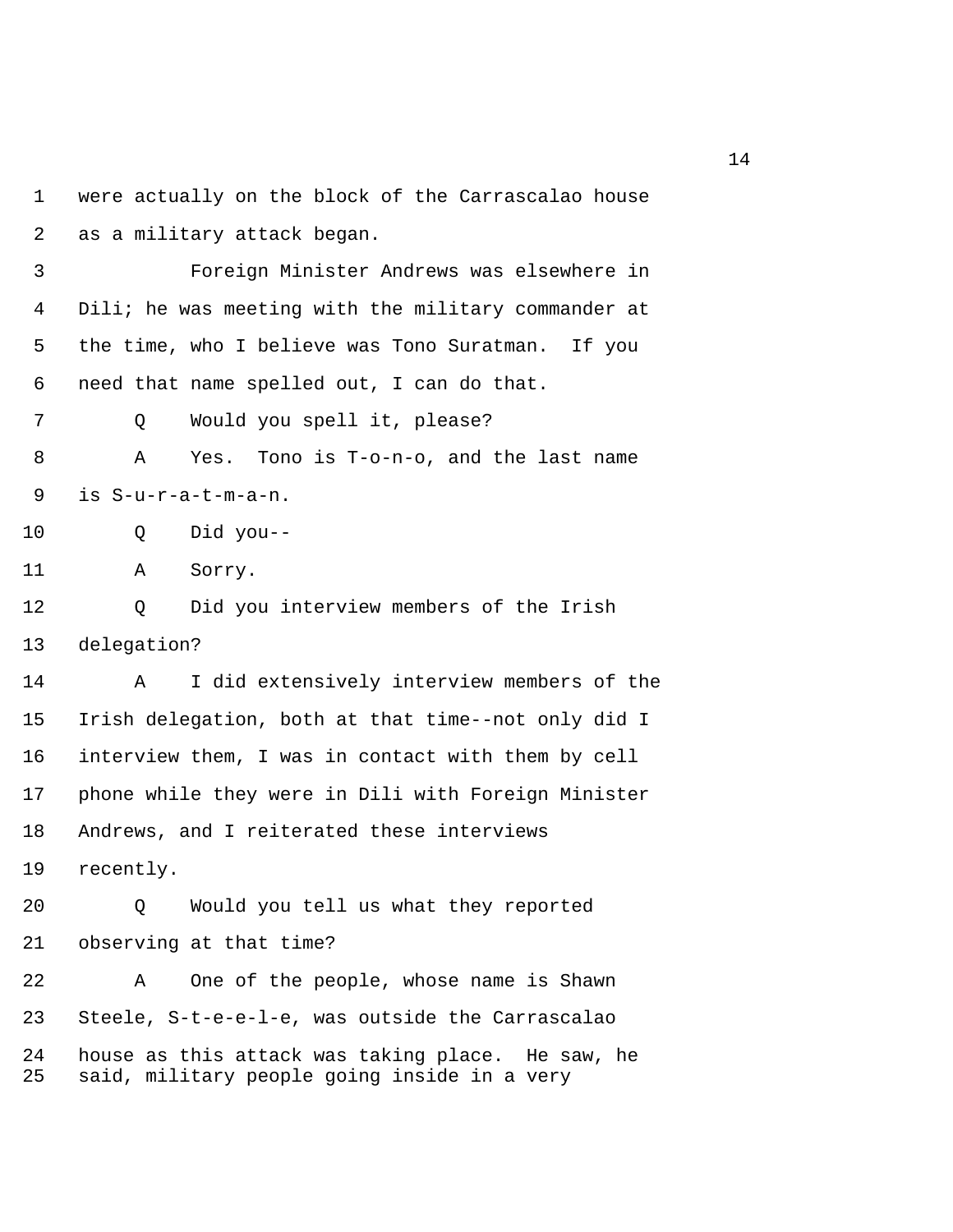were actually on the block of the Carrascalao house as a military attack began.

Foreign Minister Andrews was elsewhere in Dili; he was meeting with the military commander at the time, who I believe was Tono Suratman. If you need that name spelled out, I can do that.

Q Would you spell it, please?

A Yes. Tono is T-o-n-o, and the last name is S-u-r-a-t-m-a-n.

Q Did you--

A Sorry.

Q Did you interview members of the Irish delegation?

A I did extensively interview members of the Irish delegation, both at that time--not only did I interview them, I was in contact with them by cell phone while they were in Dili with Foreign Minister Andrews, and I reiterated these interviews recently.

Q Would you tell us what they reported observing at that time?

A One of the people, whose name is Shawn Steele, S-t-e-e-l-e, was outside the Carrascalao house as this attack was taking place. He saw, he said, military people going inside in a very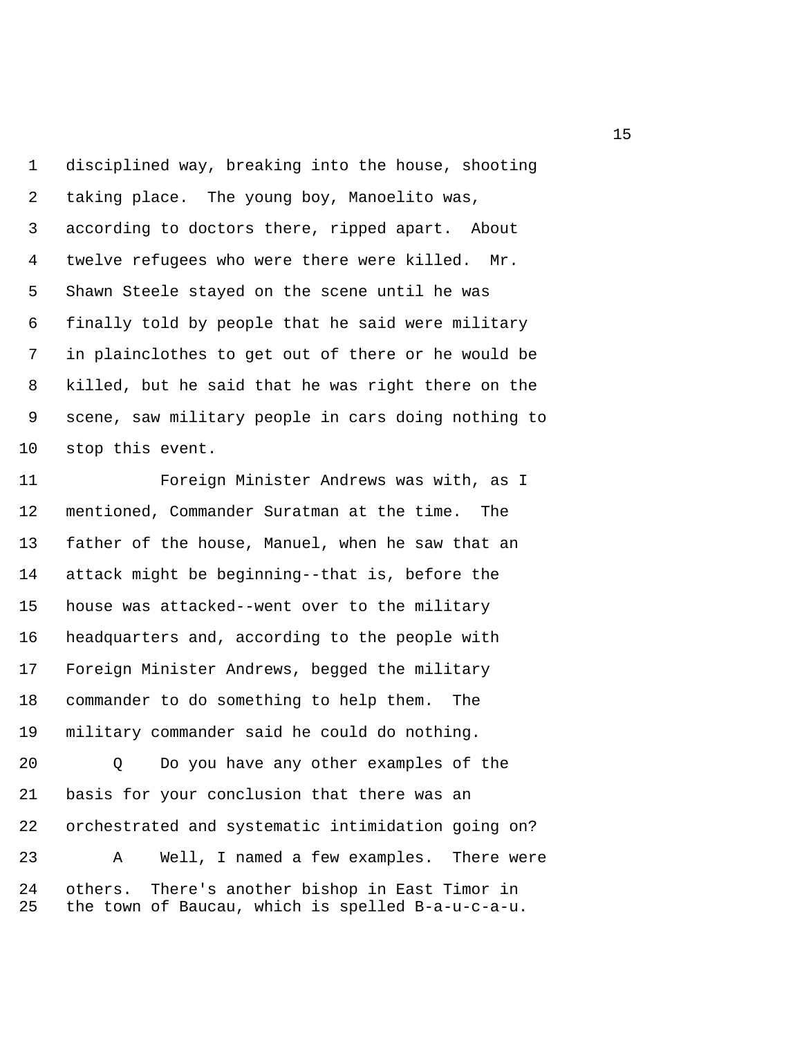disciplined way, breaking into the house, shooting taking place. The young boy, Manoelito was, according to doctors there, ripped apart. About twelve refugees who were there were killed. Mr. Shawn Steele stayed on the scene until he was finally told by people that he said were military in plainclothes to get out of there or he would be killed, but he said that he was right there on the scene, saw military people in cars doing nothing to stop this event.

Foreign Minister Andrews was with, as I mentioned, Commander Suratman at the time. The father of the house, Manuel, when he saw that an attack might be beginning--that is, before the house was attacked--went over to the military headquarters and, according to the people with Foreign Minister Andrews, begged the military commander to do something to help them. The military commander said he could do nothing.

Q Do you have any other examples of the basis for your conclusion that there was an orchestrated and systematic intimidation going on?

A Well, I named a few examples. There were others. There's another bishop in East Timor in the town of Baucau, which is spelled B-a-u-c-a-u.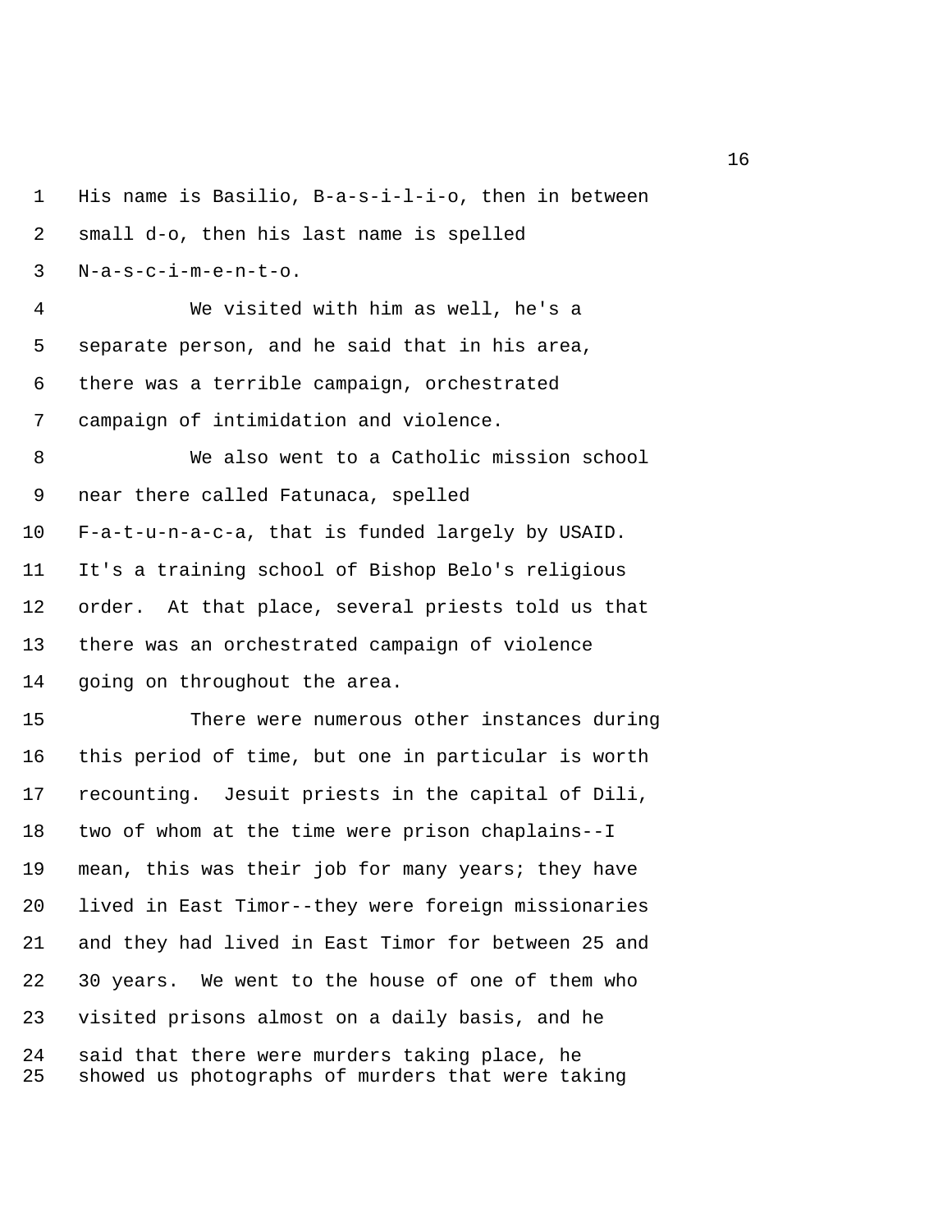His name is Basilio, B-a-s-i-l-i-o, then in between small d-o, then his last name is spelled N-a-s-c-i-m-e-n-t-o.

We visited with him as well, he's a separate person, and he said that in his area, there was a terrible campaign, orchestrated campaign of intimidation and violence.

We also went to a Catholic mission school near there called Fatunaca, spelled F-a-t-u-n-a-c-a, that is funded largely by USAID. It's a training school of Bishop Belo's religious order. At that place, several priests told us that there was an orchestrated campaign of violence going on throughout the area.

There were numerous other instances during this period of time, but one in particular is worth recounting. Jesuit priests in the capital of Dili, two of whom at the time were prison chaplains--I mean, this was their job for many years; they have lived in East Timor--they were foreign missionaries and they had lived in East Timor for between 25 and 30 years. We went to the house of one of them who visited prisons almost on a daily basis, and he said that there were murders taking place, he showed us photographs of murders that were taking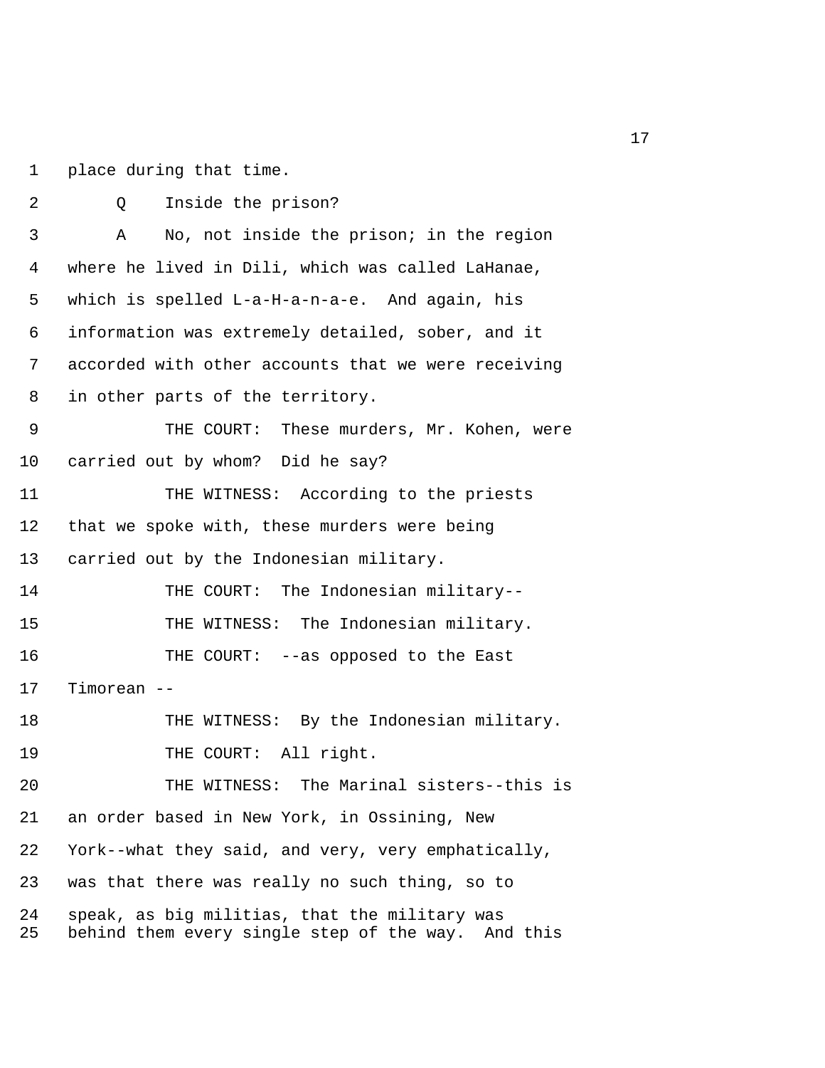1 place during that time.

2 Q Inside the prison?

3 A No, not inside the prison; in the region

4 where he lived in Dili, which was called LaHanae,

5 which is spelled L-a-H-a-n-a-e. And again, his

6 information was extremely detailed, sober, and it

7 accorded with other accounts that we were receiving

8 in other parts of the territory.

9 THE COURT: These murders, Mr. Kohen, were

10 carried out by whom? Did he say?

11 THE WITNESS: According to the priests

12 that we spoke with, these murders were being

13 carried out by the Indonesian military.

14 THE COURT: The Indonesian military--

15 THE WITNESS: The Indonesian military.

16 THE COURT: --as opposed to the East

17 Timorean --

18 THE WITNESS: By the Indonesian military.

19 THE COURT: All right.

20 THE WITNESS: The Marinal sisters--this is

21 an order based in New York, in Ossining, New

22 York--what they said, and very, very emphatically,

23 was that there was really no such thing, so to

24 speak, as big militias, that the military was

25 behind them every single step of the way. And this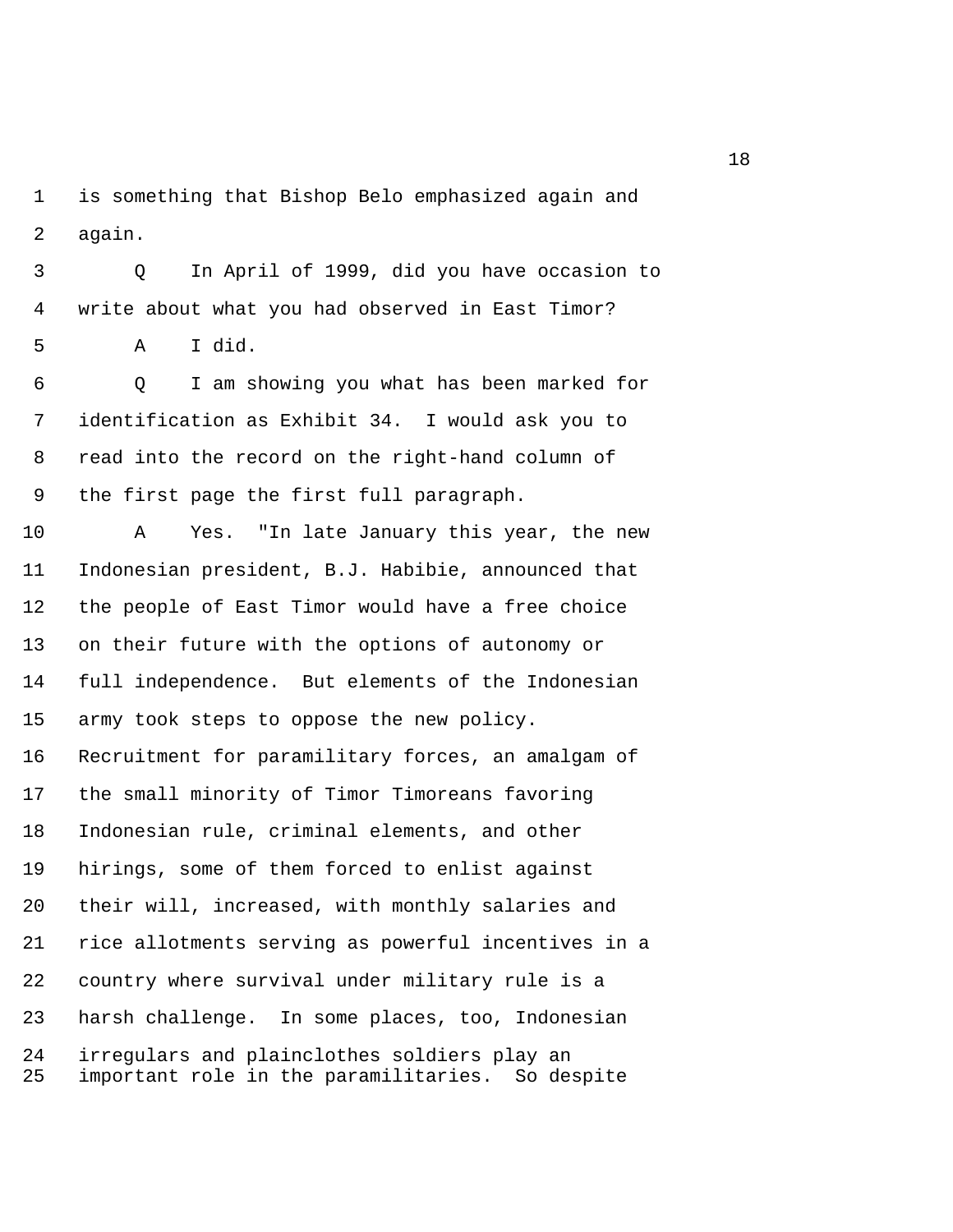1 is something that Bishop Belo emphasized again and
2 again.

3 Q In April of 1999, did you have occasion to
4 write about what you had observed in East Timor?

5 A I did.

6 Q I am showing you what has been marked for
7 identification as Exhibit 34. I would ask you to
8 read into the record on the right-hand column of
9 the first page the first full paragraph.

10 A Yes. "In late January this year, the new
11 Indonesian president, B.J. Habibie, announced that
12 the people of East Timor would have a free choice
13 on their future with the options of autonomy or
14 full independence. But elements of the Indonesian
15 army took steps to oppose the new policy.
16 Recruitment for paramilitary forces, an amalgam of
17 the small minority of Timor Timoreans favoring
18 Indonesian rule, criminal elements, and other
19 hirings, some of them forced to enlist against
20 their will, increased, with monthly salaries and
21 rice allotments serving as powerful incentives in a
22 country where survival under military rule is a
23 harsh challenge. In some places, too, Indonesian
24 irregulars and plainclothes soldiers play an
25 important role in the paramilitaries. So despite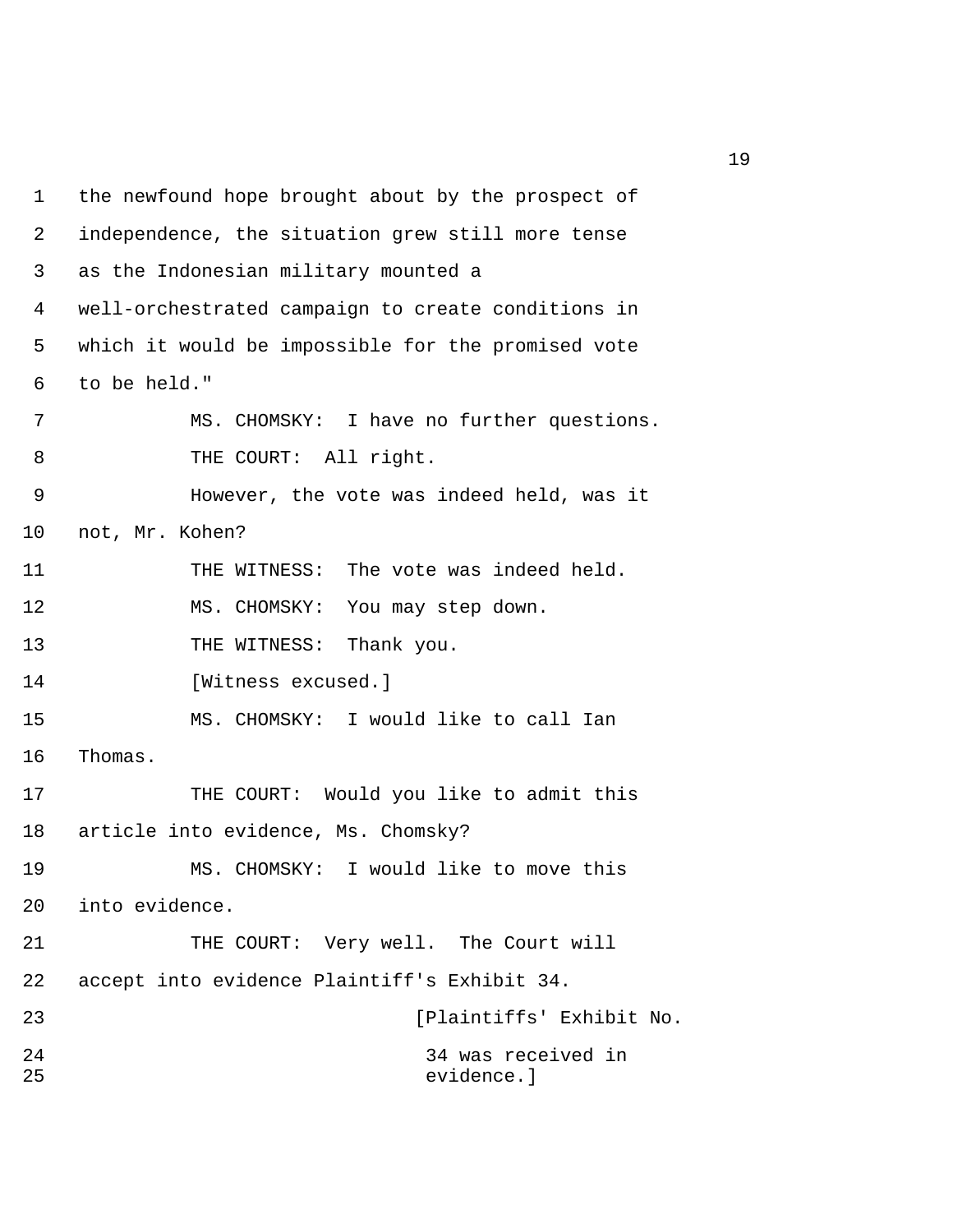1 the newfound hope brought about by the prospect of
2 independence, the situation grew still more tense
3 as the Indonesian military mounted a
4 well-orchestrated campaign to create conditions in
5 which it would be impossible for the promised vote
6 to be held."

7 MS. CHOMSKY: I have no further questions.

8 THE COURT: All right.

9 However, the vote was indeed held, was it
10 not, Mr. Kohen?

11 THE WITNESS: The vote was indeed held.

12 MS. CHOMSKY: You may step down.

13 THE WITNESS: Thank you.

14 [Witness excused.]

15 MS. CHOMSKY: I would like to call Ian
16 Thomas.

17 THE COURT: Would you like to admit this
18 article into evidence, Ms. Chomsky?

19 MS. CHOMSKY: I would like to move this
20 into evidence.

21 THE COURT: Very well. The Court will
22 accept into evidence Plaintiff's Exhibit 34.

23 [Plaintiffs' Exhibit No.
24 34 was received in
25 evidence.]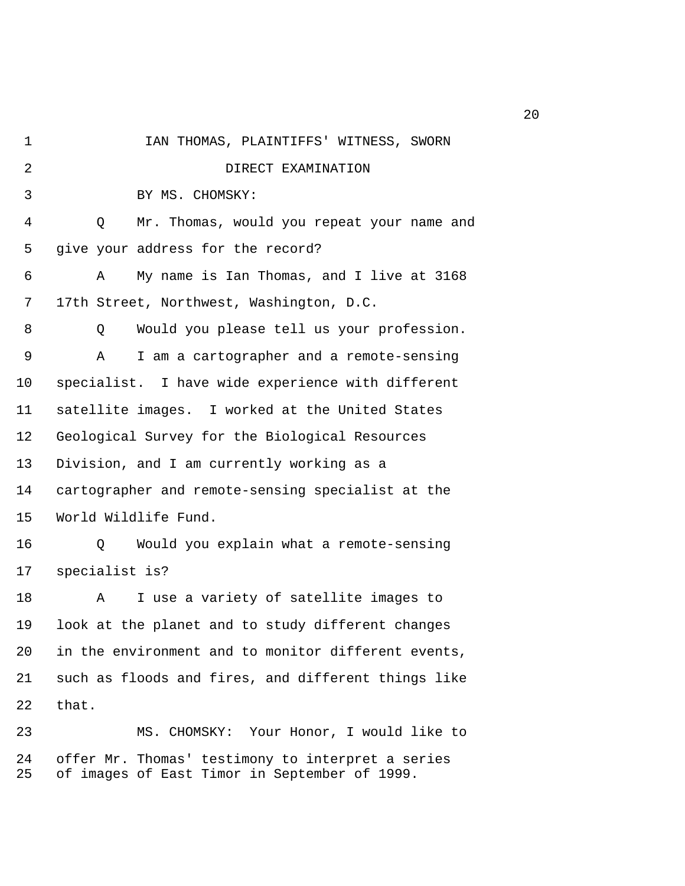IAN THOMAS, PLAINTIFFS' WITNESS, SWORN

DIRECT EXAMINATION

BY MS. CHOMSKY:

Q Mr. Thomas, would you repeat your name and give your address for the record?

A My name is Ian Thomas, and I live at 3168 17th Street, Northwest, Washington, D.C.

Q Would you please tell us your profession.

A I am a cartographer and a remote-sensing specialist. I have wide experience with different satellite images. I worked at the United States Geological Survey for the Biological Resources Division, and I am currently working as a cartographer and remote-sensing specialist at the World Wildlife Fund.

Q Would you explain what a remote-sensing specialist is?

A I use a variety of satellite images to look at the planet and to study different changes in the environment and to monitor different events, such as floods and fires, and different things like that.

MS. CHOMSKY: Your Honor, I would like to offer Mr. Thomas' testimony to interpret a series of images of East Timor in September of 1999.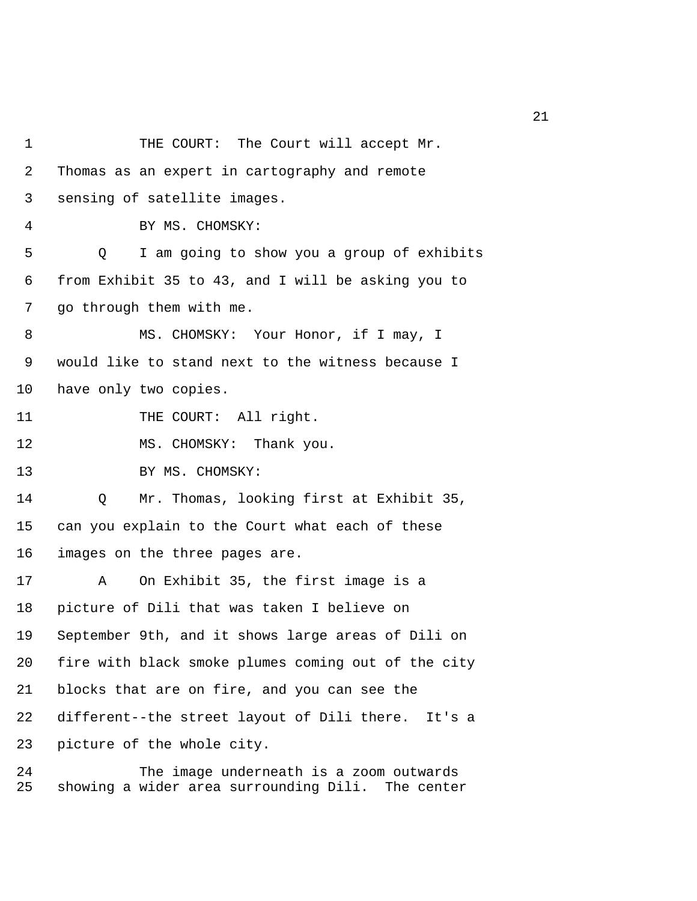THE COURT: The Court will accept Mr. Thomas as an expert in cartography and remote sensing of satellite images.

BY MS. CHOMSKY:

Q I am going to show you a group of exhibits from Exhibit 35 to 43, and I will be asking you to go through them with me.

MS. CHOMSKY: Your Honor, if I may, I would like to stand next to the witness because I have only two copies.

THE COURT: All right.

MS. CHOMSKY: Thank you.

BY MS. CHOMSKY:

Q Mr. Thomas, looking first at Exhibit 35, can you explain to the Court what each of these images on the three pages are.

A On Exhibit 35, the first image is a picture of Dili that was taken I believe on September 9th, and it shows large areas of Dili on fire with black smoke plumes coming out of the city blocks that are on fire, and you can see the different--the street layout of Dili there. It's a picture of the whole city.

The image underneath is a zoom outwards showing a wider area surrounding Dili. The center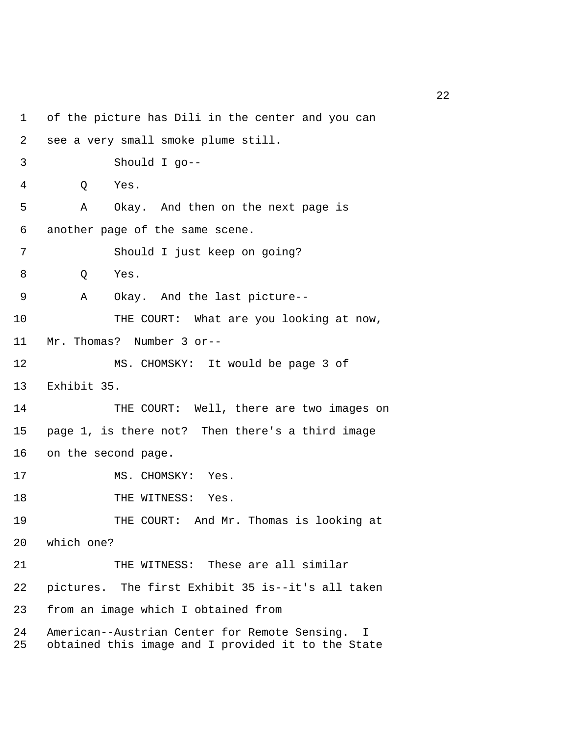of the picture has Dili in the center and you can see a very small smoke plume still.

Should I go--

Q Yes.

A Okay. And then on the next page is another page of the same scene.

Should I just keep on going?

Q Yes.

A Okay. And the last picture--

THE COURT: What are you looking at now, Mr. Thomas? Number 3 or--

MS. CHOMSKY: It would be page 3 of Exhibit 35.

THE COURT: Well, there are two images on page 1, is there not? Then there's a third image on the second page.

MS. CHOMSKY: Yes.

THE WITNESS: Yes.

THE COURT: And Mr. Thomas is looking at which one?

THE WITNESS: These are all similar pictures. The first Exhibit 35 is--it's all taken from an image which I obtained from American--Austrian Center for Remote Sensing. I obtained this image and I provided it to the State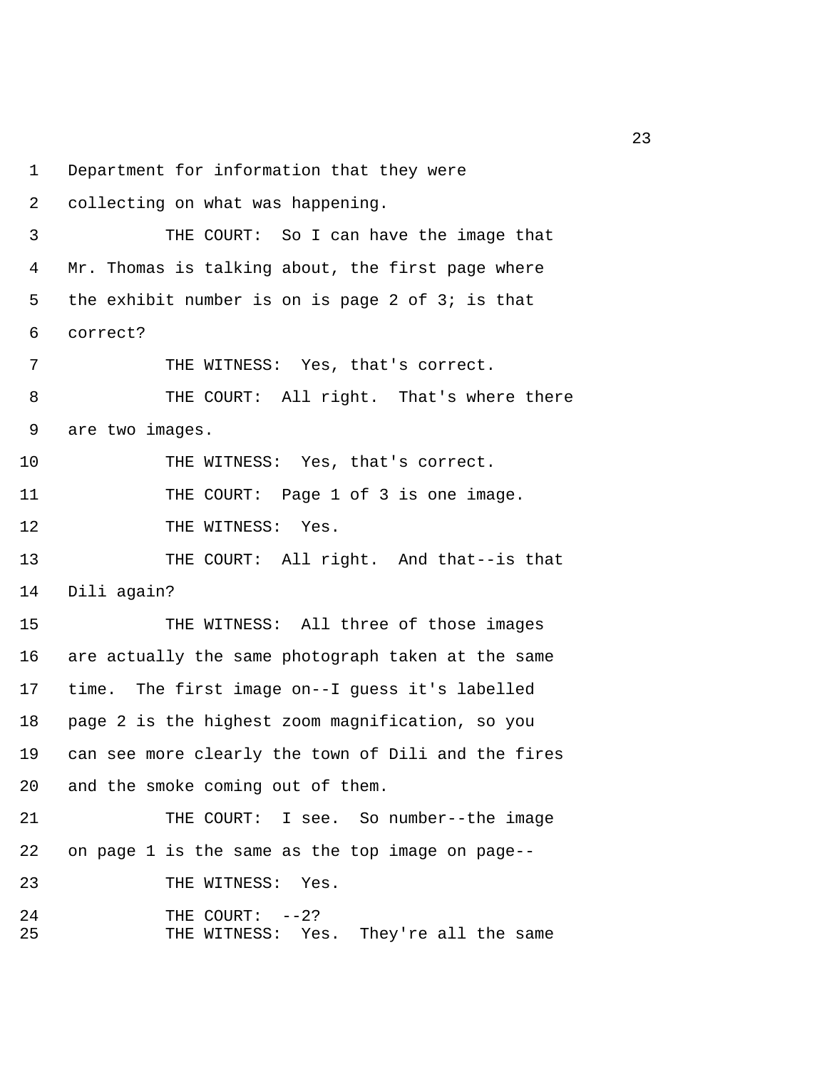1 Department for information that they were

2 collecting on what was happening.

3 THE COURT: So I can have the image that

4 Mr. Thomas is talking about, the first page where

5 the exhibit number is on is page 2 of 3; is that

6 correct?

7 THE WITNESS: Yes, that's correct.

8 THE COURT: All right. That's where there

9 are two images.

10 THE WITNESS: Yes, that's correct.

11 THE COURT: Page 1 of 3 is one image.

12 THE WITNESS: Yes.

13 THE COURT: All right. And that--is that

14 Dili again?

15 THE WITNESS: All three of those images

16 are actually the same photograph taken at the same

17 time. The first image on--I guess it's labelled

18 page 2 is the highest zoom magnification, so you

19 can see more clearly the town of Dili and the fires

20 and the smoke coming out of them.

21 THE COURT: I see. So number--the image

22 on page 1 is the same as the top image on page--

23 THE WITNESS: Yes.

24 THE COURT: --2?

25 THE WITNESS: Yes. They're all the same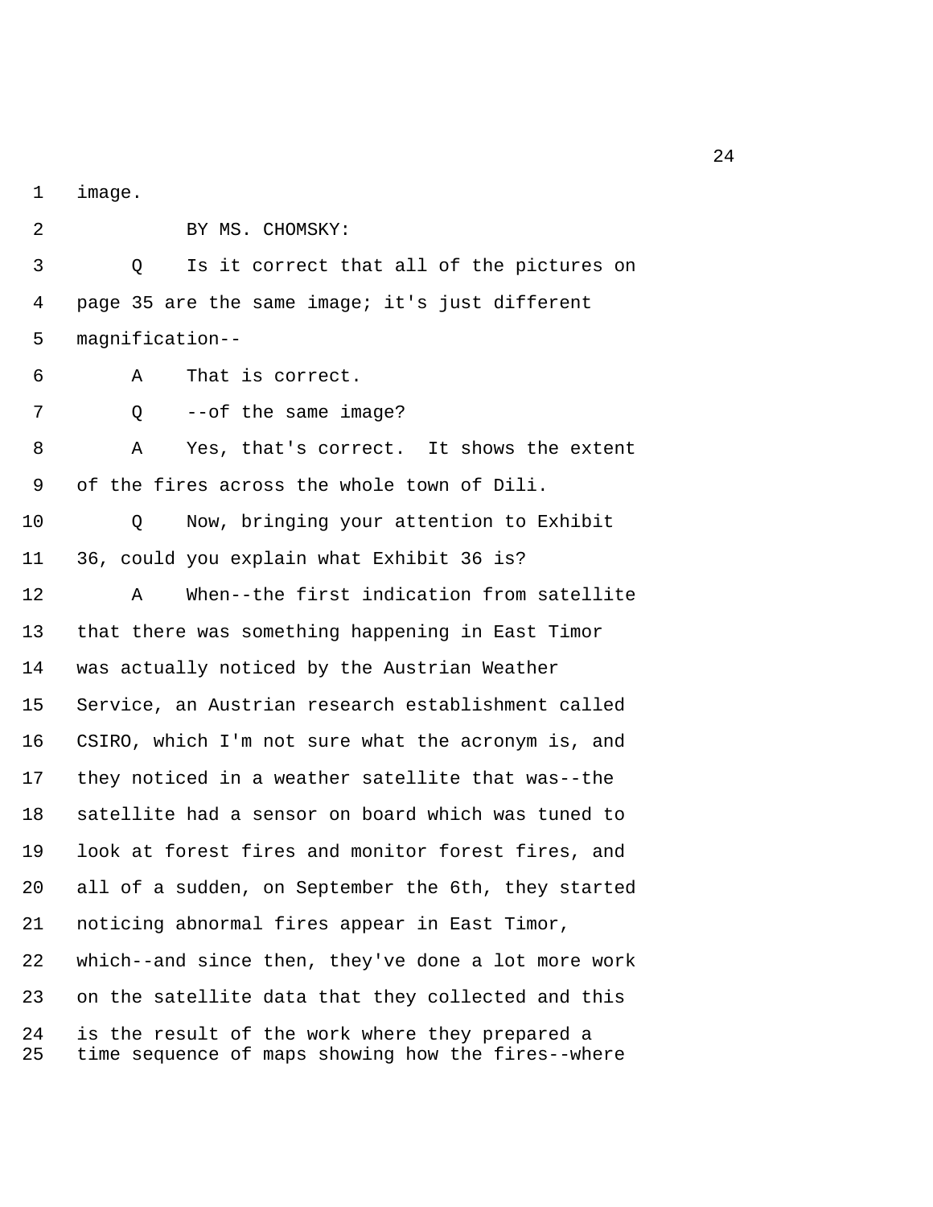image.

BY MS. CHOMSKY:

Q Is it correct that all of the pictures on page 35 are the same image; it's just different magnification--

A That is correct.

Q --of the same image?

A Yes, that's correct. It shows the extent of the fires across the whole town of Dili.

Q Now, bringing your attention to Exhibit 36, could you explain what Exhibit 36 is?

A When--the first indication from satellite that there was something happening in East Timor was actually noticed by the Austrian Weather Service, an Austrian research establishment called CSIRO, which I'm not sure what the acronym is, and they noticed in a weather satellite that was--the satellite had a sensor on board which was tuned to look at forest fires and monitor forest fires, and all of a sudden, on September the 6th, they started noticing abnormal fires appear in East Timor, which--and since then, they've done a lot more work on the satellite data that they collected and this is the result of the work where they prepared a time sequence of maps showing how the fires--where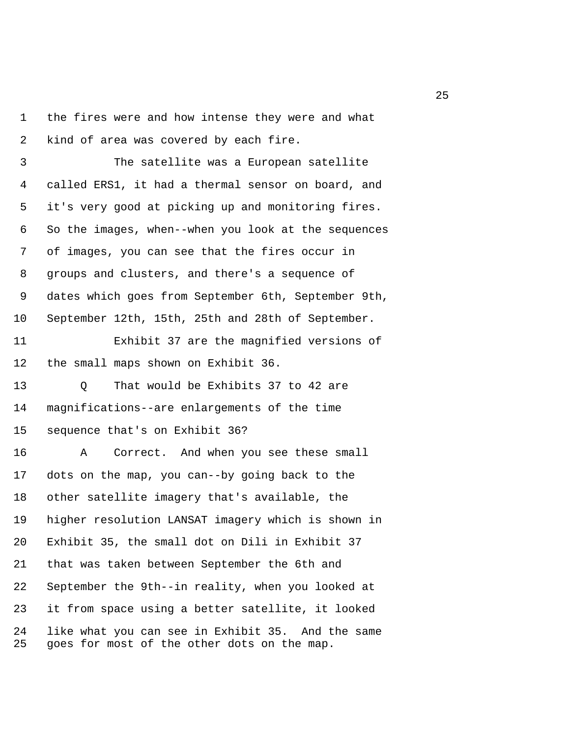the fires were and how intense they were and what kind of area was covered by each fire.

The satellite was a European satellite called ERS1, it had a thermal sensor on board, and it's very good at picking up and monitoring fires. So the images, when--when you look at the sequences of images, you can see that the fires occur in groups and clusters, and there's a sequence of dates which goes from September 6th, September 9th, September 12th, 15th, 25th and 28th of September.

Exhibit 37 are the magnified versions of the small maps shown on Exhibit 36.

Q That would be Exhibits 37 to 42 are magnifications--are enlargements of the time sequence that's on Exhibit 36?

A Correct. And when you see these small dots on the map, you can--by going back to the other satellite imagery that's available, the higher resolution LANSAT imagery which is shown in Exhibit 35, the small dot on Dili in Exhibit 37 that was taken between September the 6th and September the 9th--in reality, when you looked at it from space using a better satellite, it looked like what you can see in Exhibit 35. And the same goes for most of the other dots on the map.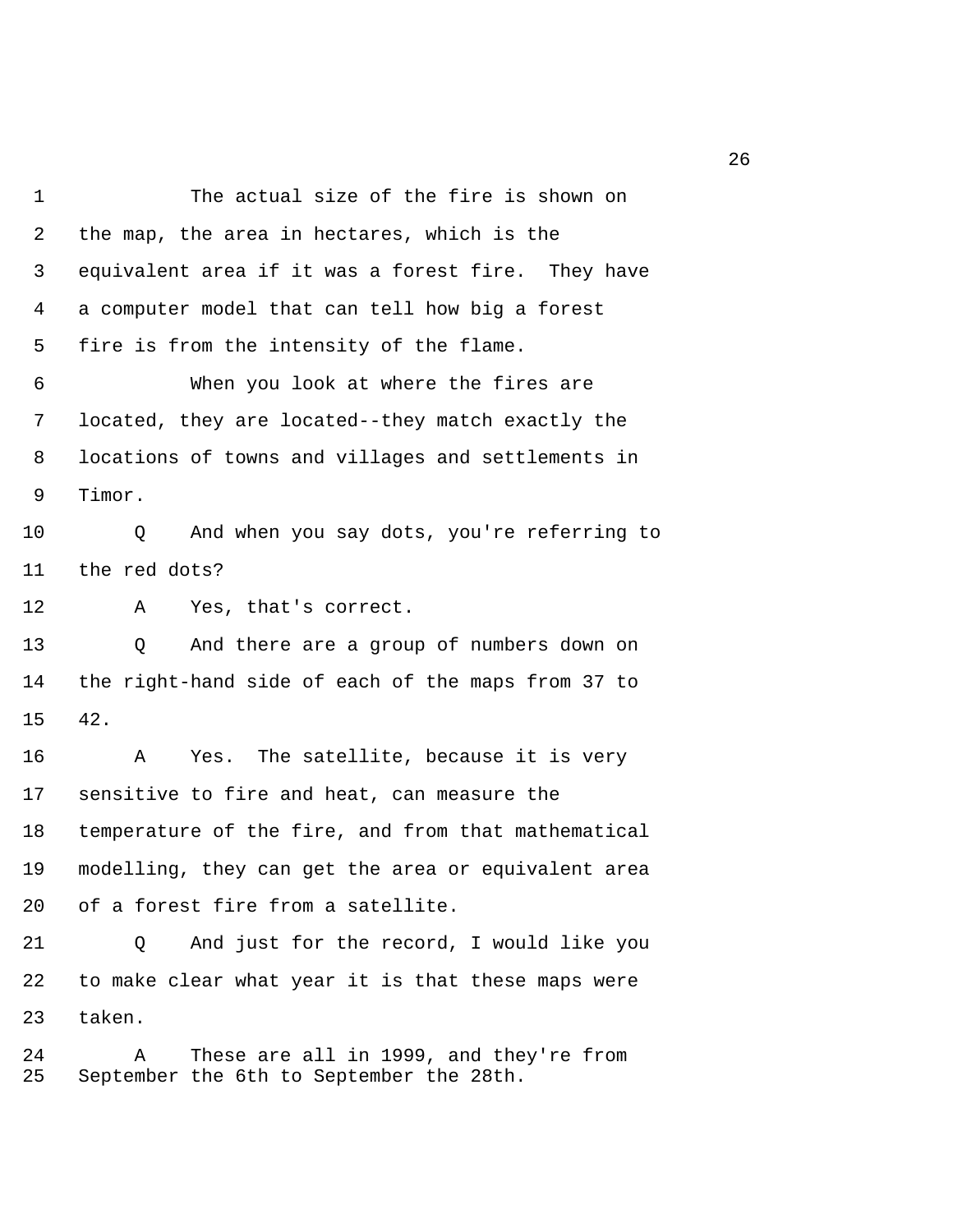The actual size of the fire is shown on the map, the area in hectares, which is the equivalent area if it was a forest fire. They have a computer model that can tell how big a forest fire is from the intensity of the flame.

When you look at where the fires are located, they are located--they match exactly the locations of towns and villages and settlements in Timor.

Q And when you say dots, you're referring to the red dots?

A Yes, that's correct.

Q And there are a group of numbers down on the right-hand side of each of the maps from 37 to 42.

A Yes. The satellite, because it is very sensitive to fire and heat, can measure the temperature of the fire, and from that mathematical modelling, they can get the area or equivalent area of a forest fire from a satellite.

Q And just for the record, I would like you to make clear what year it is that these maps were taken.

A These are all in 1999, and they're from September the 6th to September the 28th.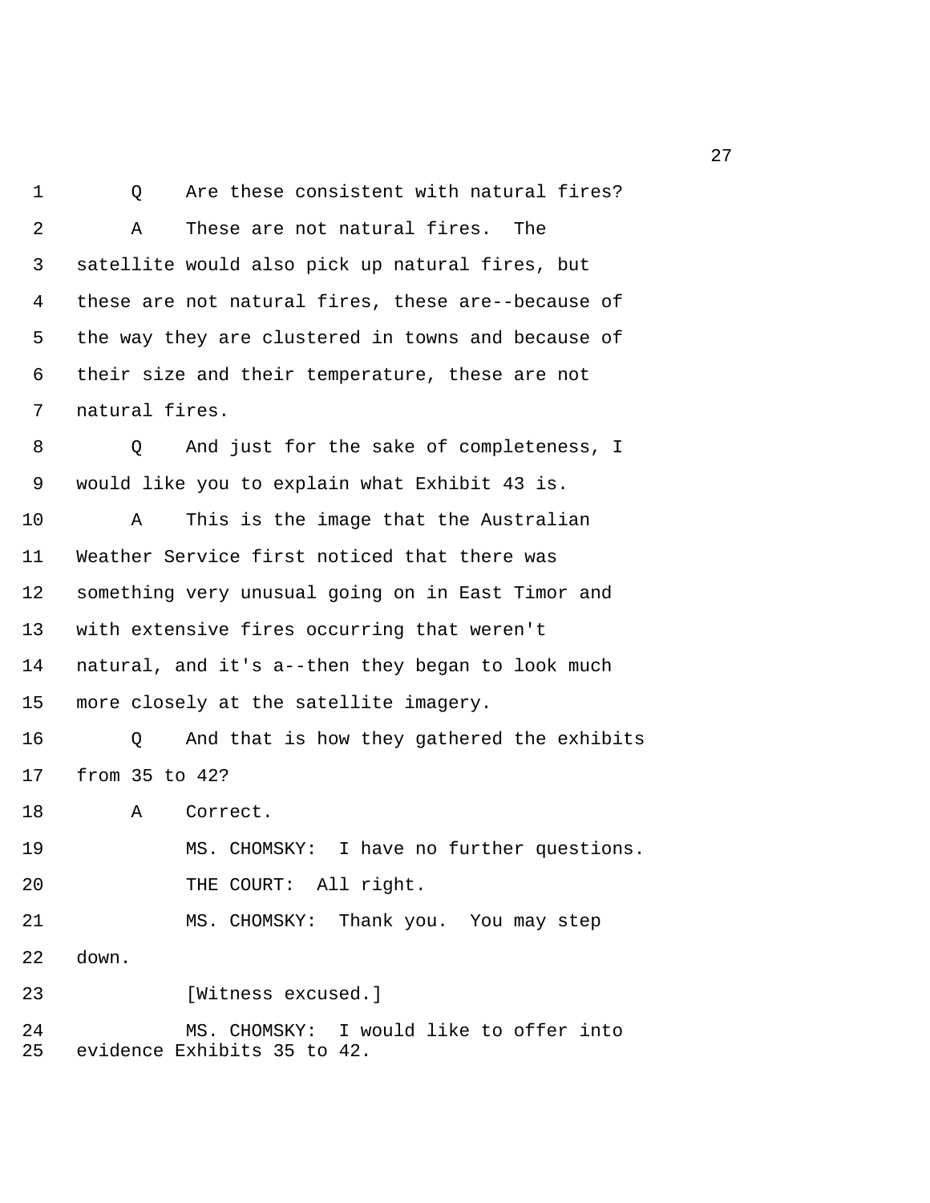Q Are these consistent with natural fires?

A These are not natural fires. The satellite would also pick up natural fires, but these are not natural fires, these are--because of the way they are clustered in towns and because of their size and their temperature, these are not natural fires.

Q And just for the sake of completeness, I would like you to explain what Exhibit 43 is.

A This is the image that the Australian Weather Service first noticed that there was something very unusual going on in East Timor and with extensive fires occurring that weren't natural, and it's a--then they began to look much more closely at the satellite imagery.

Q And that is how they gathered the exhibits from 35 to 42?

A Correct.

MS. CHOMSKY: I have no further questions.

THE COURT: All right.

MS. CHOMSKY: Thank you. You may step down.

[Witness excused.]

MS. CHOMSKY: I would like to offer into evidence Exhibits 35 to 42.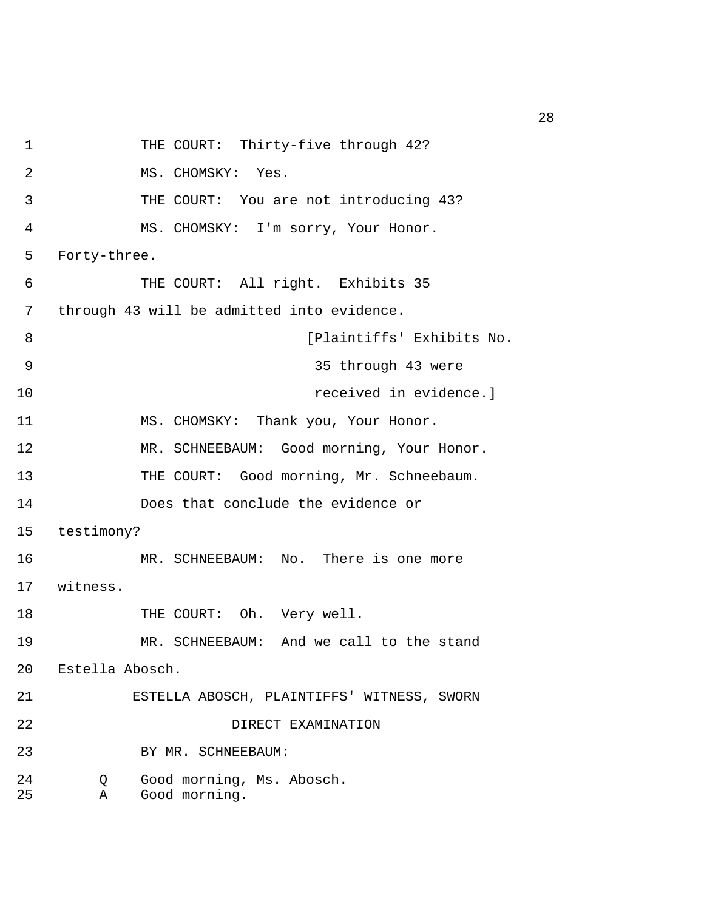THE COURT: Thirty-five through 42?

MS. CHOMSKY: Yes.

THE COURT: You are not introducing 43?

MS. CHOMSKY: I'm sorry, Your Honor. Forty-three.

THE COURT: All right. Exhibits 35 through 43 will be admitted into evidence.

[Plaintiffs' Exhibits No. 35 through 43 were received in evidence.]

MS. CHOMSKY: Thank you, Your Honor.

MR. SCHNEEBAUM: Good morning, Your Honor.

THE COURT: Good morning, Mr. Schneebaum.

Does that conclude the evidence or testimony?

MR. SCHNEEBAUM: No. There is one more witness.

THE COURT: Oh. Very well.

MR. SCHNEEBAUM: And we call to the stand Estella Abosch.

ESTELLA ABOSCH, PLAINTIFFS' WITNESS, SWORN

DIRECT EXAMINATION

BY MR. SCHNEEBAUM:

Q Good morning, Ms. Abosch.

A Good morning.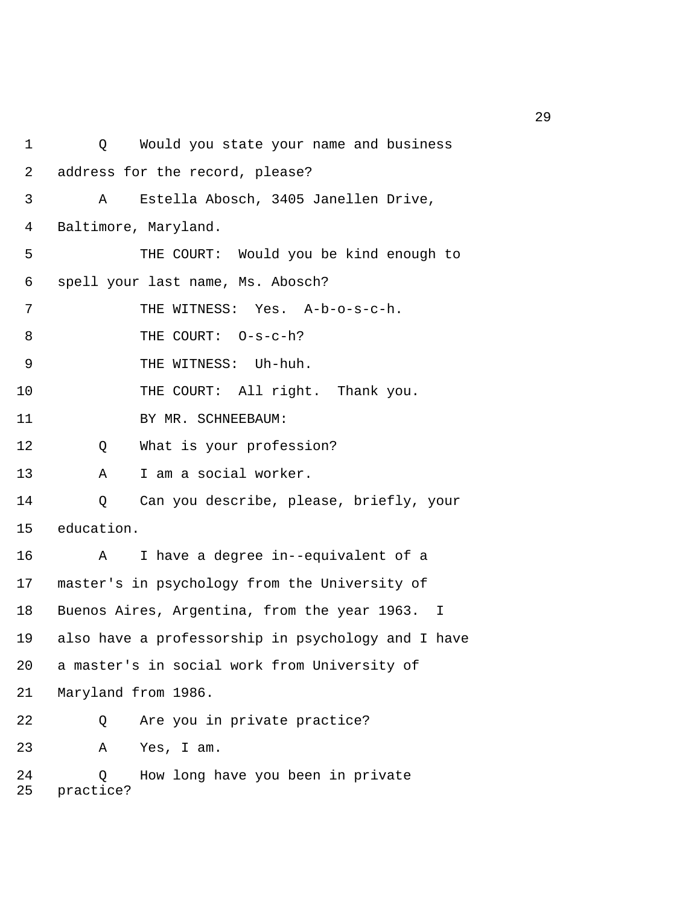Q Would you state your name and business address for the record, please?

A Estella Abosch, 3405 Janellen Drive, Baltimore, Maryland.

THE COURT: Would you be kind enough to spell your last name, Ms. Abosch?

THE WITNESS: Yes. A-b-o-s-c-h.

THE COURT: O-s-c-h?

THE WITNESS: Uh-huh.

THE COURT: All right. Thank you.

BY MR. SCHNEEBAUM:

Q What is your profession?

A I am a social worker.

Q Can you describe, please, briefly, your education.

A I have a degree in--equivalent of a master's in psychology from the University of Buenos Aires, Argentina, from the year 1963. I also have a professorship in psychology and I have a master's in social work from University of Maryland from 1986.

Q Are you in private practice?

A Yes, I am.

Q How long have you been in private practice?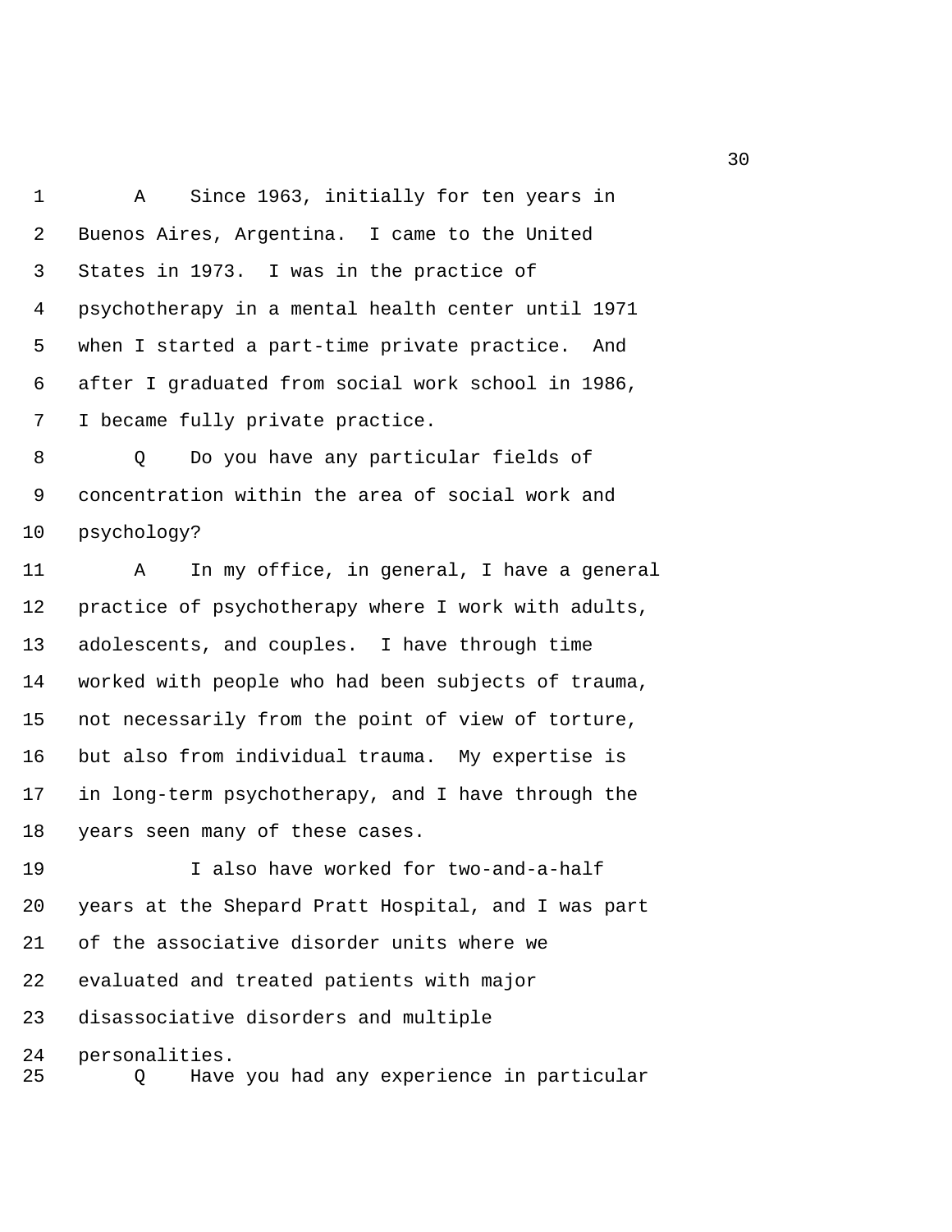A Since 1963, initially for ten years in Buenos Aires, Argentina. I came to the United States in 1973. I was in the practice of psychotherapy in a mental health center until 1971 when I started a part-time private practice. And after I graduated from social work school in 1986, I became fully private practice.

Q Do you have any particular fields of concentration within the area of social work and psychology?

A In my office, in general, I have a general practice of psychotherapy where I work with adults, adolescents, and couples. I have through time worked with people who had been subjects of trauma, not necessarily from the point of view of torture, but also from individual trauma. My expertise is in long-term psychotherapy, and I have through the years seen many of these cases.

I also have worked for two-and-a-half years at the Shepard Pratt Hospital, and I was part of the associative disorder units where we evaluated and treated patients with major disassociative disorders and multiple personalities.

Q Have you had any experience in particular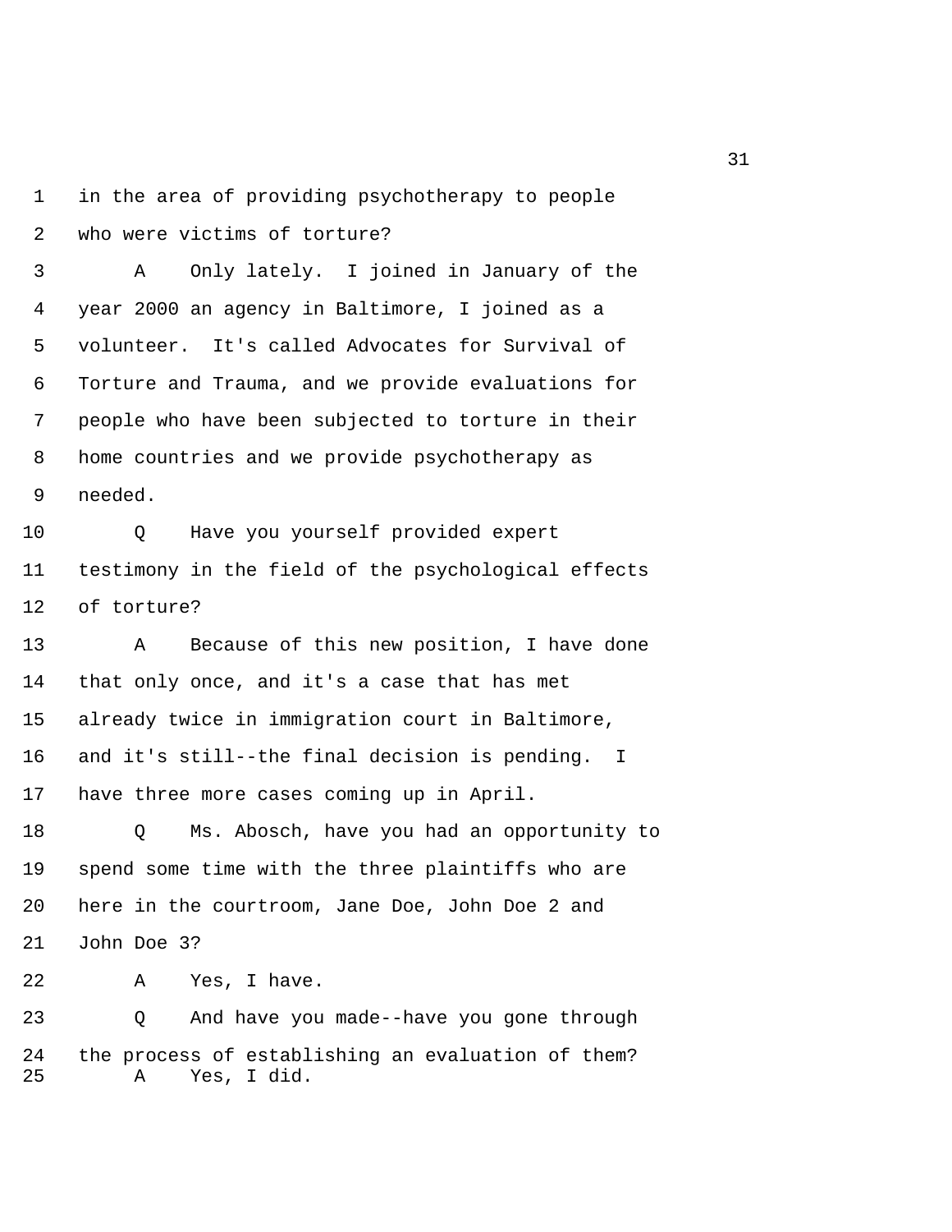in the area of providing psychotherapy to people who were victims of torture?

A Only lately. I joined in January of the year 2000 an agency in Baltimore, I joined as a volunteer. It's called Advocates for Survival of Torture and Trauma, and we provide evaluations for people who have been subjected to torture in their home countries and we provide psychotherapy as needed.

Q Have you yourself provided expert testimony in the field of the psychological effects of torture?

A Because of this new position, I have done that only once, and it's a case that has met already twice in immigration court in Baltimore, and it's still--the final decision is pending. I have three more cases coming up in April.

Q Ms. Abosch, have you had an opportunity to spend some time with the three plaintiffs who are here in the courtroom, Jane Doe, John Doe 2 and John Doe 3?

A Yes, I have.

Q And have you made--have you gone through the process of establishing an evaluation of them?

A Yes, I did.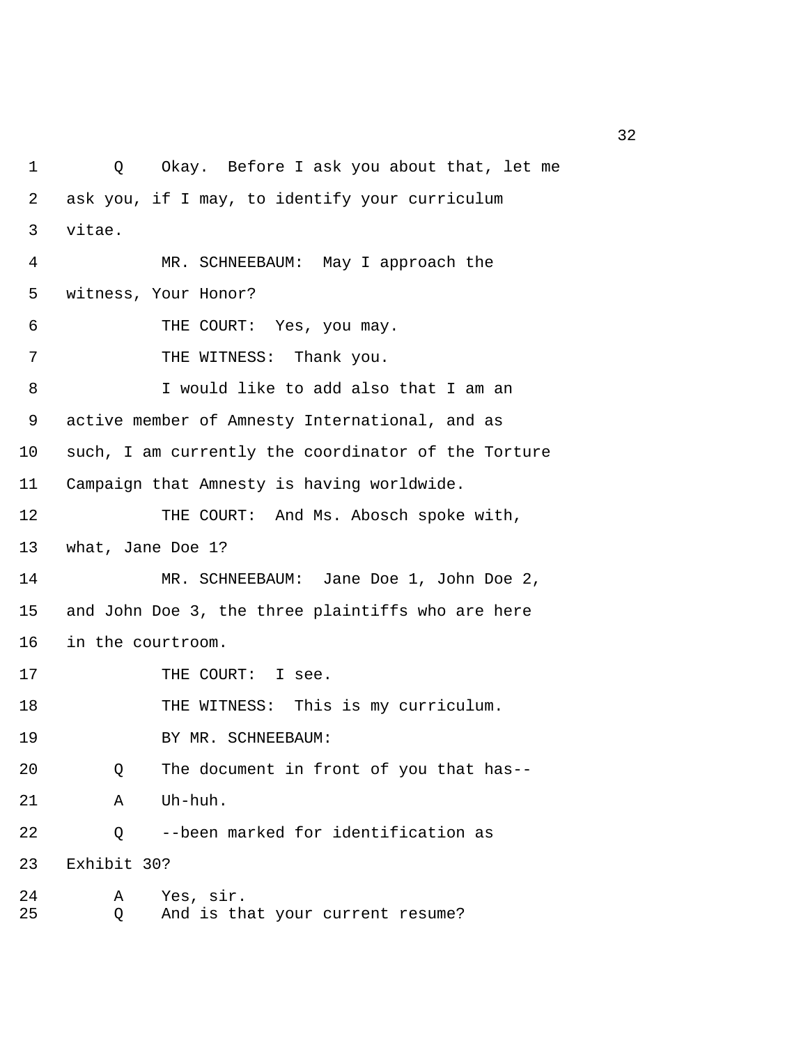1 Q Okay. Before I ask you about that, let me
2 ask you, if I may, to identify your curriculum
3 vitae.
4 MR. SCHNEEBAUM: May I approach the
5 witness, Your Honor?
6 THE COURT: Yes, you may.
7 THE WITNESS: Thank you.
8 I would like to add also that I am an
9 active member of Amnesty International, and as
10 such, I am currently the coordinator of the Torture
11 Campaign that Amnesty is having worldwide.
12 THE COURT: And Ms. Abosch spoke with,
13 what, Jane Doe 1?
14 MR. SCHNEEBAUM: Jane Doe 1, John Doe 2,
15 and John Doe 3, the three plaintiffs who are here
16 in the courtroom.
17 THE COURT: I see.
18 THE WITNESS: This is my curriculum.
19 BY MR. SCHNEEBAUM:
20 Q The document in front of you that has--
21 A Uh-huh.
22 Q --been marked for identification as
23 Exhibit 30?
24 A Yes, sir.
25 Q And is that your current resume?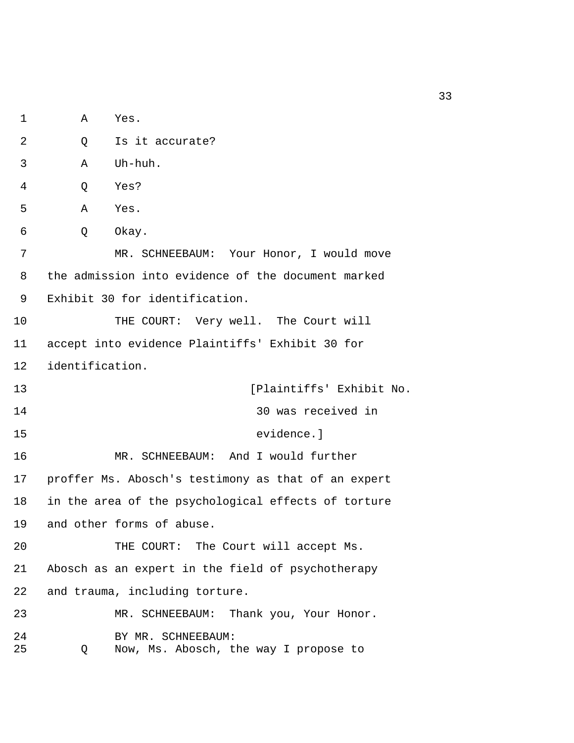1 A Yes.

2 Q Is it accurate?

3 A Uh-huh.

4 Q Yes?

5 A Yes.

6 Q Okay.

7 MR. SCHNEEBAUM: Your Honor, I would move

8 the admission into evidence of the document marked

9 Exhibit 30 for identification.

10 THE COURT: Very well. The Court will

11 accept into evidence Plaintiffs' Exhibit 30 for

12 identification.

13 [Plaintiffs' Exhibit No.

14 30 was received in

15 evidence.]

16 MR. SCHNEEBAUM: And I would further

17 proffer Ms. Abosch's testimony as that of an expert

18 in the area of the psychological effects of torture

19 and other forms of abuse.

20 THE COURT: The Court will accept Ms.

21 Abosch as an expert in the field of psychotherapy

22 and trauma, including torture.

23 MR. SCHNEEBAUM: Thank you, Your Honor.

24 BY MR. SCHNEEBAUM:

25 Q Now, Ms. Abosch, the way I propose to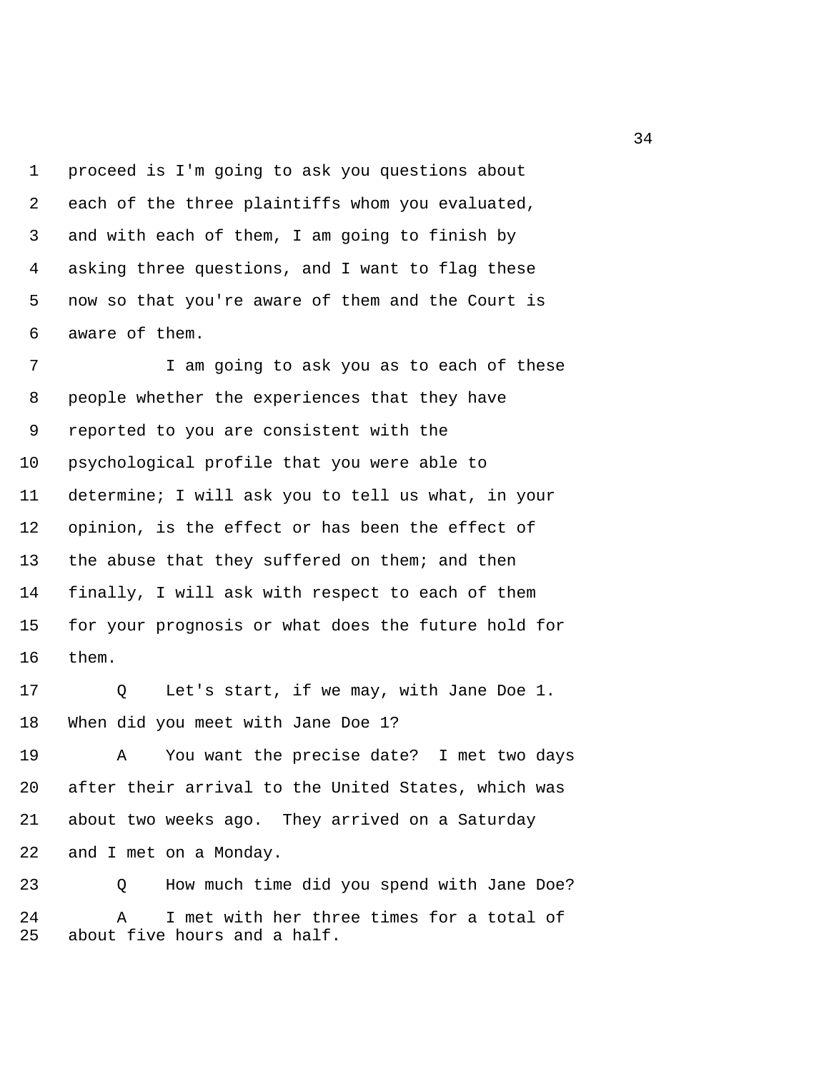proceed is I'm going to ask you questions about each of the three plaintiffs whom you evaluated, and with each of them, I am going to finish by asking three questions, and I want to flag these now so that you're aware of them and the Court is aware of them.

I am going to ask you as to each of these people whether the experiences that they have reported to you are consistent with the psychological profile that you were able to determine; I will ask you to tell us what, in your opinion, is the effect or has been the effect of the abuse that they suffered on them; and then finally, I will ask with respect to each of them for your prognosis or what does the future hold for them.

Q Let's start, if we may, with Jane Doe 1. When did you meet with Jane Doe 1?

A You want the precise date? I met two days after their arrival to the United States, which was about two weeks ago. They arrived on a Saturday and I met on a Monday.

Q How much time did you spend with Jane Doe?

A I met with her three times for a total of about five hours and a half.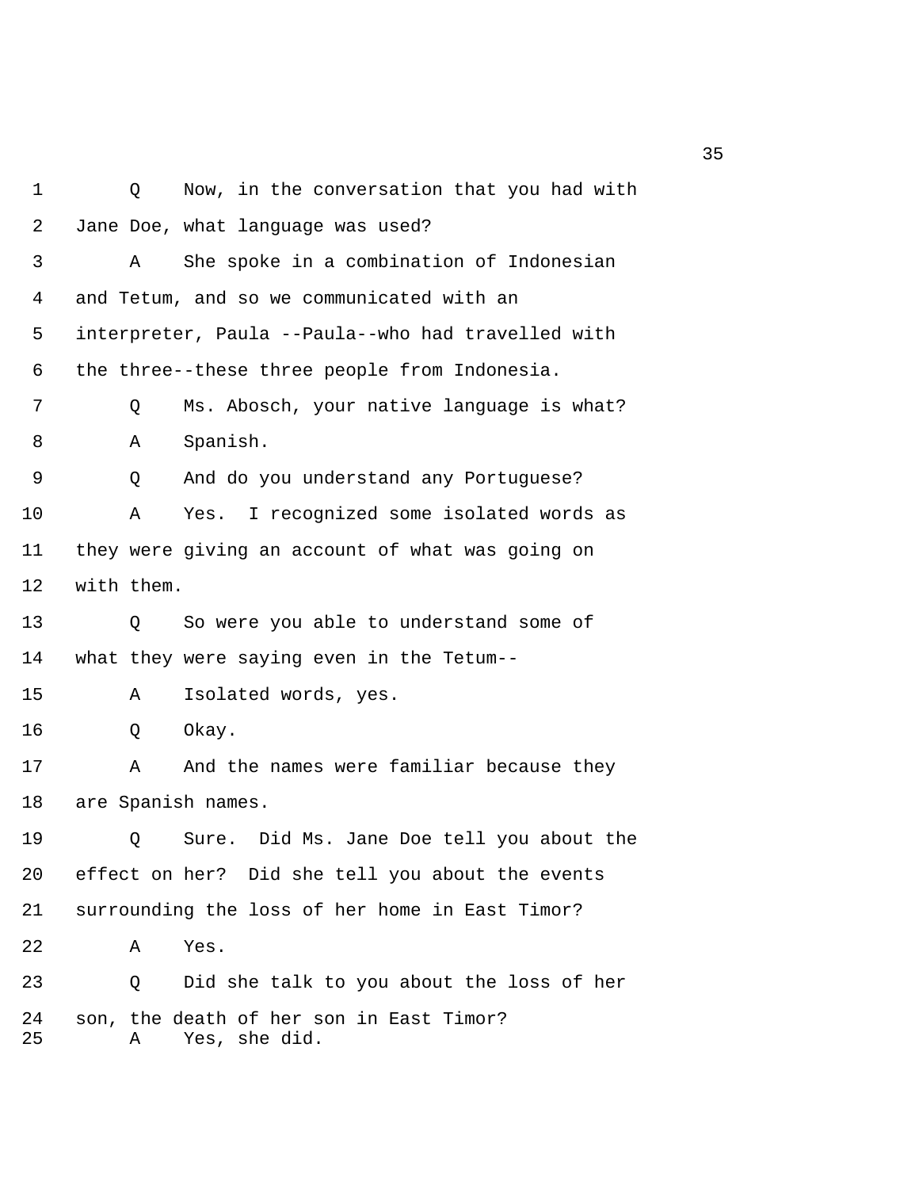1 Q Now, in the conversation that you had with
2 Jane Doe, what language was used?
3 A She spoke in a combination of Indonesian
4 and Tetum, and so we communicated with an
5 interpreter, Paula --Paula--who had travelled with
6 the three--these three people from Indonesia.
7 Q Ms. Abosch, your native language is what?
8 A Spanish.
9 Q And do you understand any Portuguese?
10 A Yes. I recognized some isolated words as
11 they were giving an account of what was going on
12 with them.
13 Q So were you able to understand some of
14 what they were saying even in the Tetum--
15 A Isolated words, yes.
16 Q Okay.
17 A And the names were familiar because they
18 are Spanish names.
19 Q Sure. Did Ms. Jane Doe tell you about the
20 effect on her? Did she tell you about the events
21 surrounding the loss of her home in East Timor?
22 A Yes.
23 Q Did she talk to you about the loss of her
24 son, the death of her son in East Timor?
25 A Yes, she did.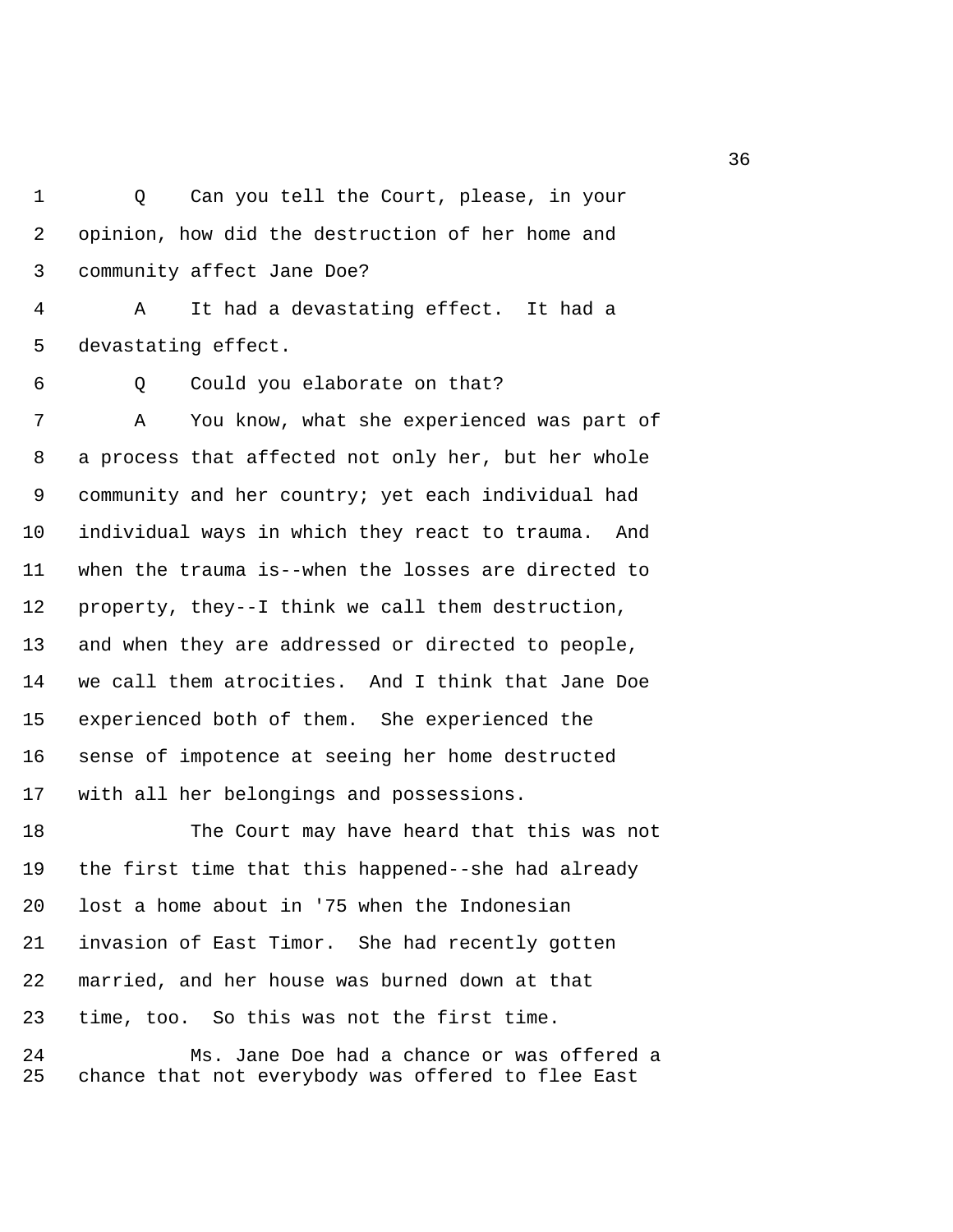Q Can you tell the Court, please, in your opinion, how did the destruction of her home and community affect Jane Doe?

A It had a devastating effect. It had a devastating effect.

Q Could you elaborate on that?

A You know, what she experienced was part of a process that affected not only her, but her whole community and her country; yet each individual had individual ways in which they react to trauma. And when the trauma is--when the losses are directed to property, they--I think we call them destruction, and when they are addressed or directed to people, we call them atrocities. And I think that Jane Doe experienced both of them. She experienced the sense of impotence at seeing her home destructed with all her belongings and possessions.

The Court may have heard that this was not the first time that this happened--she had already lost a home about in '75 when the Indonesian invasion of East Timor. She had recently gotten married, and her house was burned down at that time, too. So this was not the first time.

Ms. Jane Doe had a chance or was offered a chance that not everybody was offered to flee East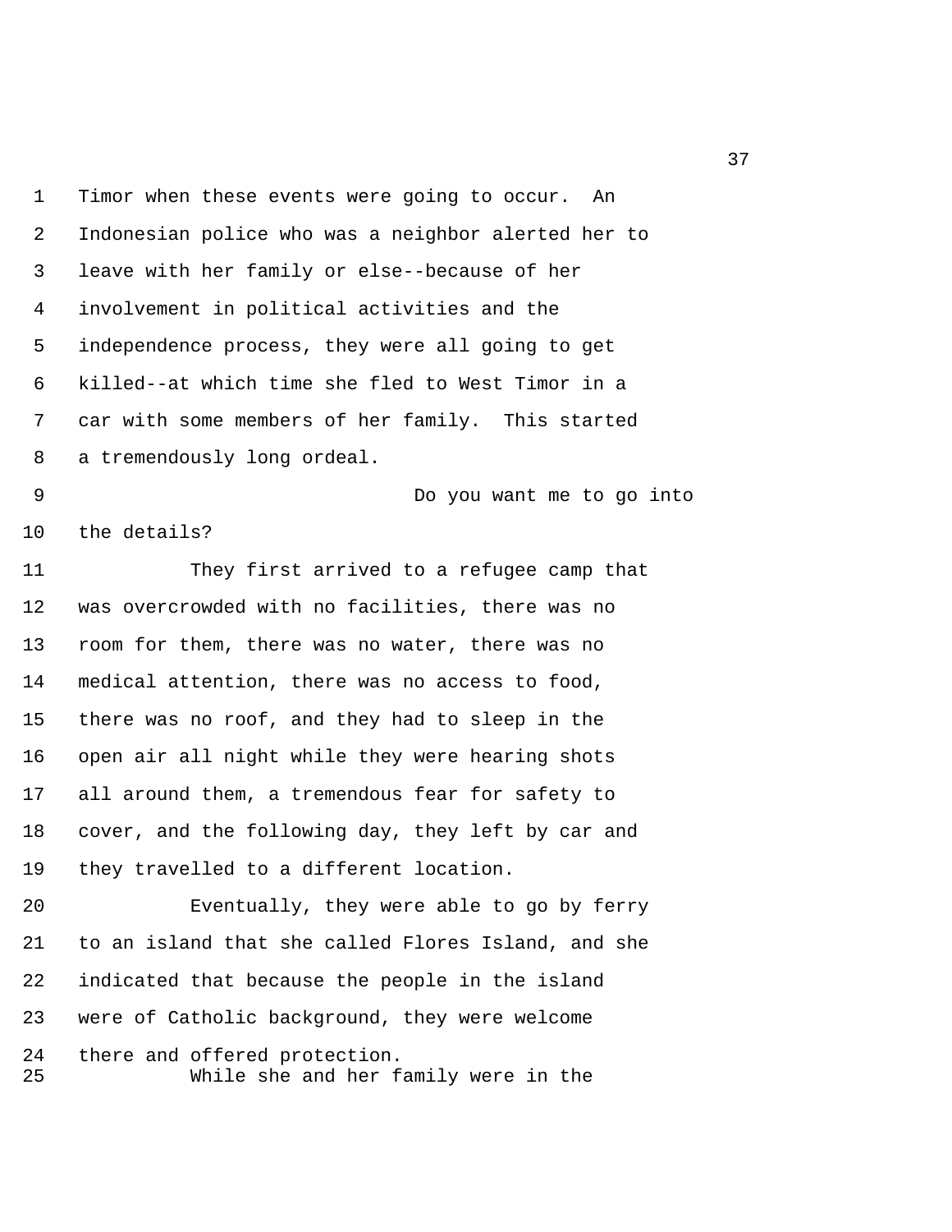Timor when these events were going to occur. An Indonesian police who was a neighbor alerted her to leave with her family or else--because of her involvement in political activities and the independence process, they were all going to get killed--at which time she fled to West Timor in a car with some members of her family. This started a tremendously long ordeal.

Do you want me to go into the details?

They first arrived to a refugee camp that was overcrowded with no facilities, there was no room for them, there was no water, there was no medical attention, there was no access to food, there was no roof, and they had to sleep in the open air all night while they were hearing shots all around them, a tremendous fear for safety to cover, and the following day, they left by car and they travelled to a different location.

Eventually, they were able to go by ferry to an island that she called Flores Island, and she indicated that because the people in the island were of Catholic background, they were welcome there and offered protection.

While she and her family were in the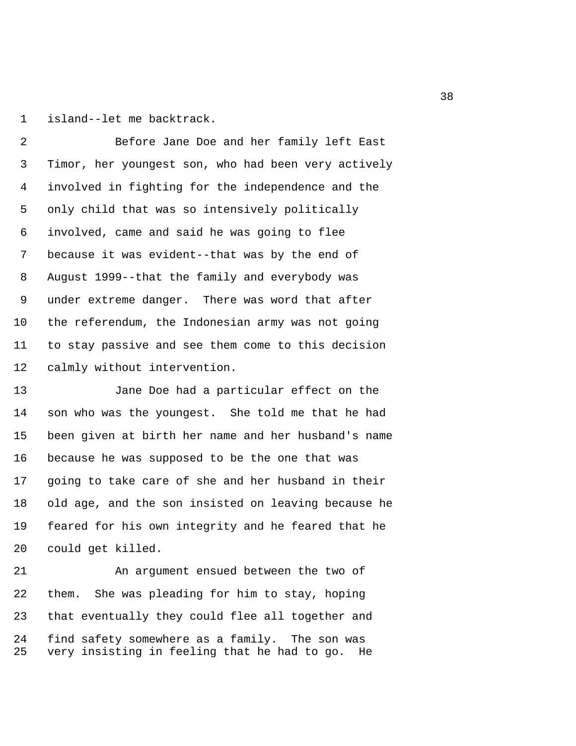island--let me backtrack.

Before Jane Doe and her family left East Timor, her youngest son, who had been very actively involved in fighting for the independence and the only child that was so intensively politically involved, came and said he was going to flee because it was evident--that was by the end of August 1999--that the family and everybody was under extreme danger. There was word that after the referendum, the Indonesian army was not going to stay passive and see them come to this decision calmly without intervention.

Jane Doe had a particular effect on the son who was the youngest. She told me that he had been given at birth her name and her husband's name because he was supposed to be the one that was going to take care of she and her husband in their old age, and the son insisted on leaving because he feared for his own integrity and he feared that he could get killed.

An argument ensued between the two of them. She was pleading for him to stay, hoping that eventually they could flee all together and find safety somewhere as a family. The son was very insisting in feeling that he had to go. He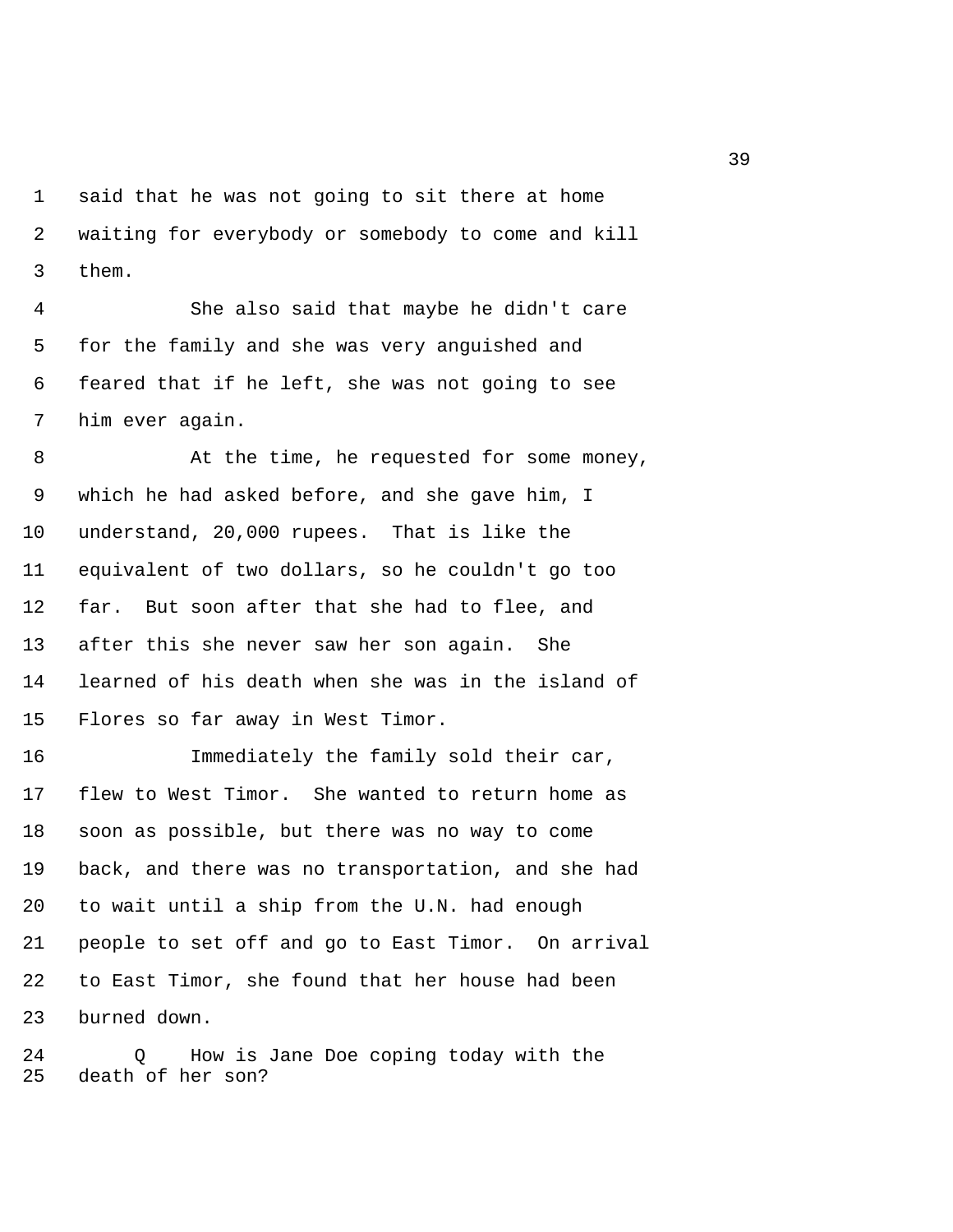said that he was not going to sit there at home waiting for everybody or somebody to come and kill them.

She also said that maybe he didn't care for the family and she was very anguished and feared that if he left, she was not going to see him ever again.

At the time, he requested for some money, which he had asked before, and she gave him, I understand, 20,000 rupees. That is like the equivalent of two dollars, so he couldn't go too far. But soon after that she had to flee, and after this she never saw her son again. She learned of his death when she was in the island of Flores so far away in West Timor.

Immediately the family sold their car, flew to West Timor. She wanted to return home as soon as possible, but there was no way to come back, and there was no transportation, and she had to wait until a ship from the U.N. had enough people to set off and go to East Timor. On arrival to East Timor, she found that her house had been burned down.

Q How is Jane Doe coping today with the death of her son?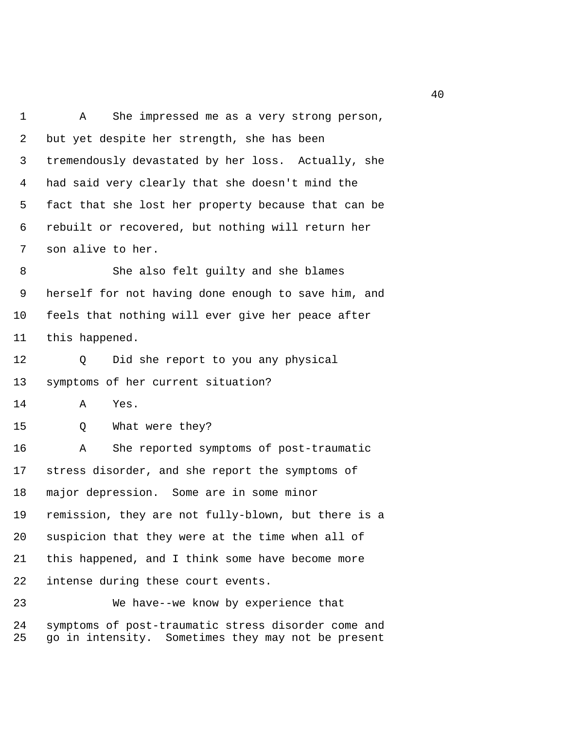A She impressed me as a very strong person, but yet despite her strength, she has been tremendously devastated by her loss. Actually, she had said very clearly that she doesn't mind the fact that she lost her property because that can be rebuilt or recovered, but nothing will return her son alive to her.

She also felt guilty and she blames herself for not having done enough to save him, and feels that nothing will ever give her peace after this happened.

Q Did she report to you any physical symptoms of her current situation?

A Yes.

Q What were they?

A She reported symptoms of post-traumatic stress disorder, and she report the symptoms of major depression. Some are in some minor remission, they are not fully-blown, but there is a suspicion that they were at the time when all of this happened, and I think some have become more intense during these court events.

We have--we know by experience that symptoms of post-traumatic stress disorder come and go in intensity. Sometimes they may not be present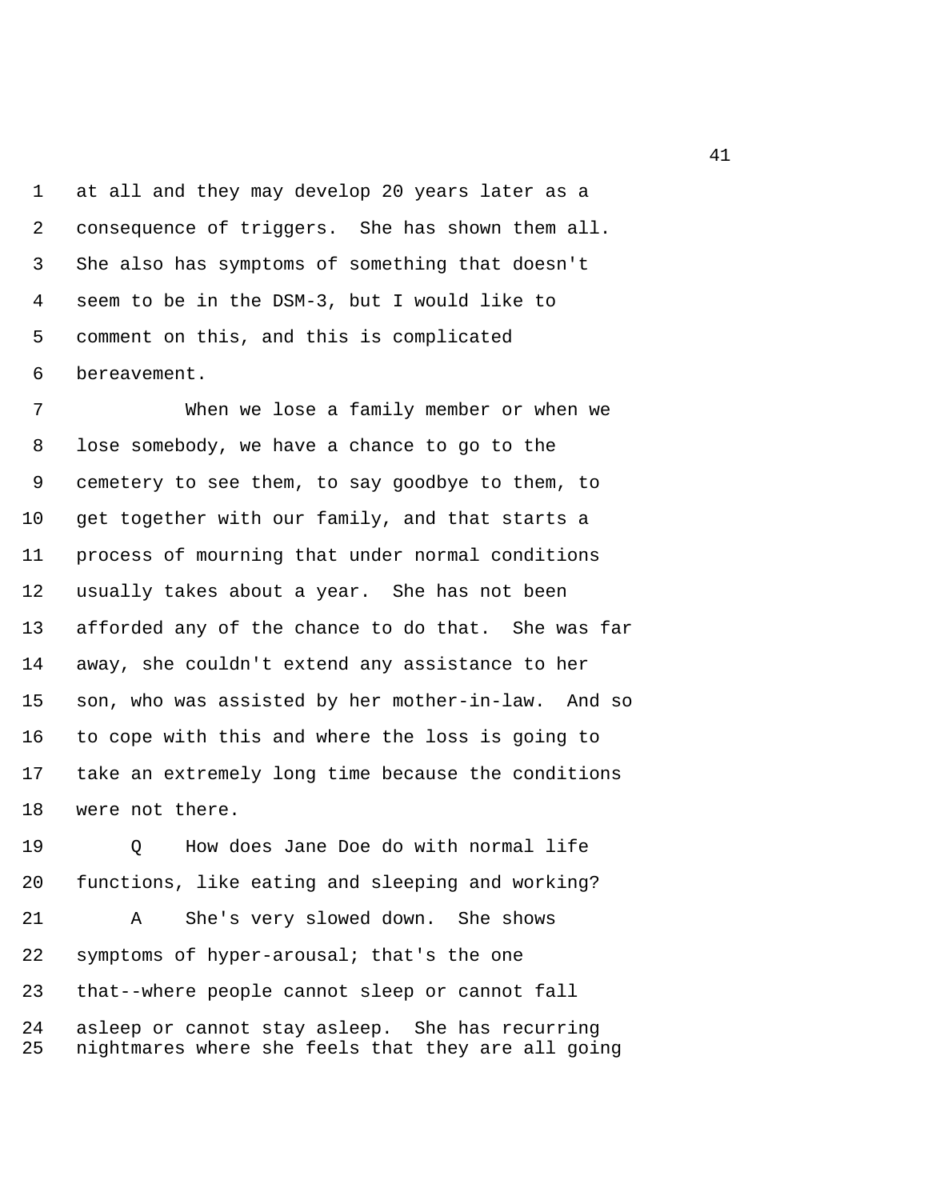at all and they may develop 20 years later as a consequence of triggers. She has shown them all. She also has symptoms of something that doesn't seem to be in the DSM-3, but I would like to comment on this, and this is complicated bereavement.

When we lose a family member or when we lose somebody, we have a chance to go to the cemetery to see them, to say goodbye to them, to get together with our family, and that starts a process of mourning that under normal conditions usually takes about a year. She has not been afforded any of the chance to do that. She was far away, she couldn't extend any assistance to her son, who was assisted by her mother-in-law. And so to cope with this and where the loss is going to take an extremely long time because the conditions were not there.

Q How does Jane Doe do with normal life functions, like eating and sleeping and working?

A She's very slowed down. She shows symptoms of hyper-arousal; that's the one that--where people cannot sleep or cannot fall asleep or cannot stay asleep. She has recurring nightmares where she feels that they are all going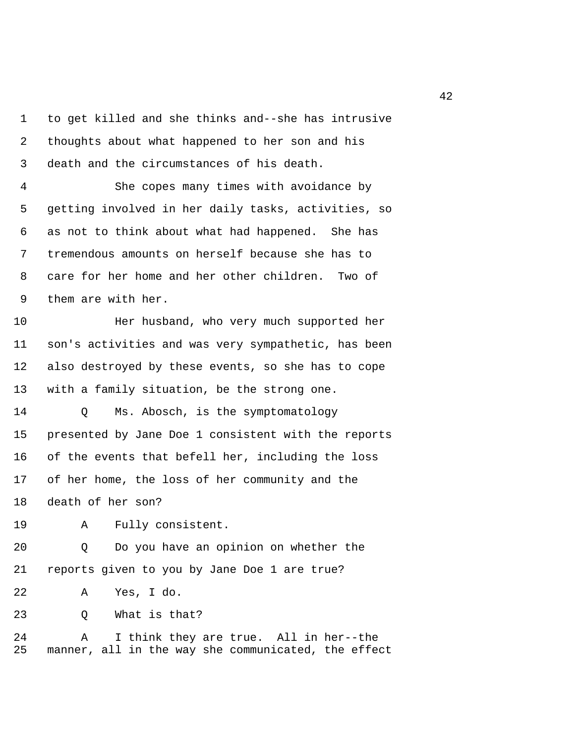to get killed and she thinks and--she has intrusive thoughts about what happened to her son and his death and the circumstances of his death.

She copes many times with avoidance by getting involved in her daily tasks, activities, so as not to think about what had happened. She has tremendous amounts on herself because she has to care for her home and her other children. Two of them are with her.

Her husband, who very much supported her son's activities and was very sympathetic, has been also destroyed by these events, so she has to cope with a family situation, be the strong one.

Q Ms. Abosch, is the symptomatology presented by Jane Doe 1 consistent with the reports of the events that befell her, including the loss of her home, the loss of her community and the death of her son?

A Fully consistent.

Q Do you have an opinion on whether the reports given to you by Jane Doe 1 are true?

A Yes, I do.

Q What is that?

A I think they are true. All in her--the manner, all in the way she communicated, the effect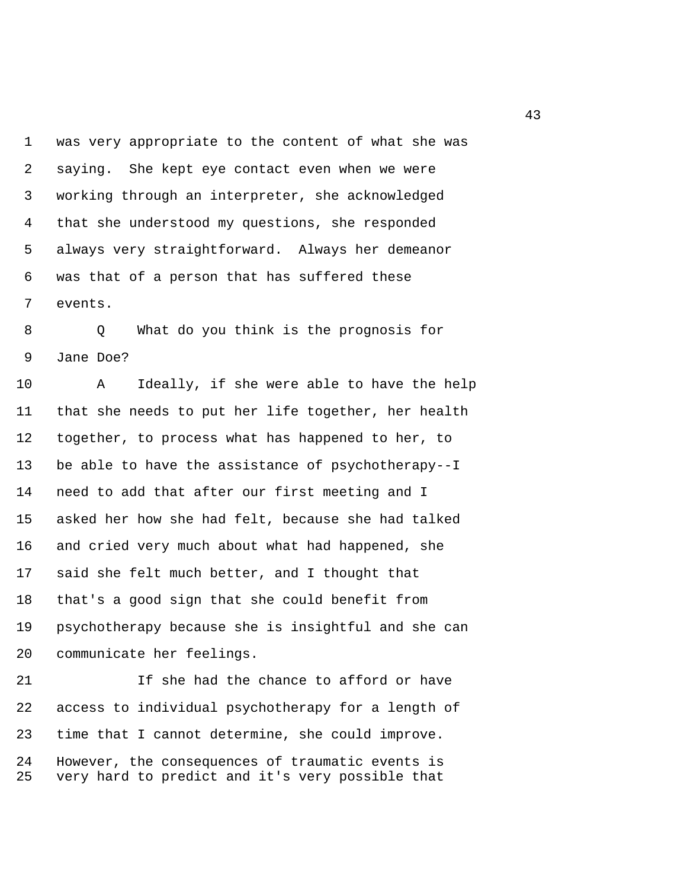was very appropriate to the content of what she was saying. She kept eye contact even when we were working through an interpreter, she acknowledged that she understood my questions, she responded always very straightforward. Always her demeanor was that of a person that has suffered these events.

Q What do you think is the prognosis for Jane Doe?

A Ideally, if she were able to have the help that she needs to put her life together, her health together, to process what has happened to her, to be able to have the assistance of psychotherapy--I need to add that after our first meeting and I asked her how she had felt, because she had talked and cried very much about what had happened, she said she felt much better, and I thought that that's a good sign that she could benefit from psychotherapy because she is insightful and she can communicate her feelings.

If she had the chance to afford or have access to individual psychotherapy for a length of time that I cannot determine, she could improve. However, the consequences of traumatic events is very hard to predict and it's very possible that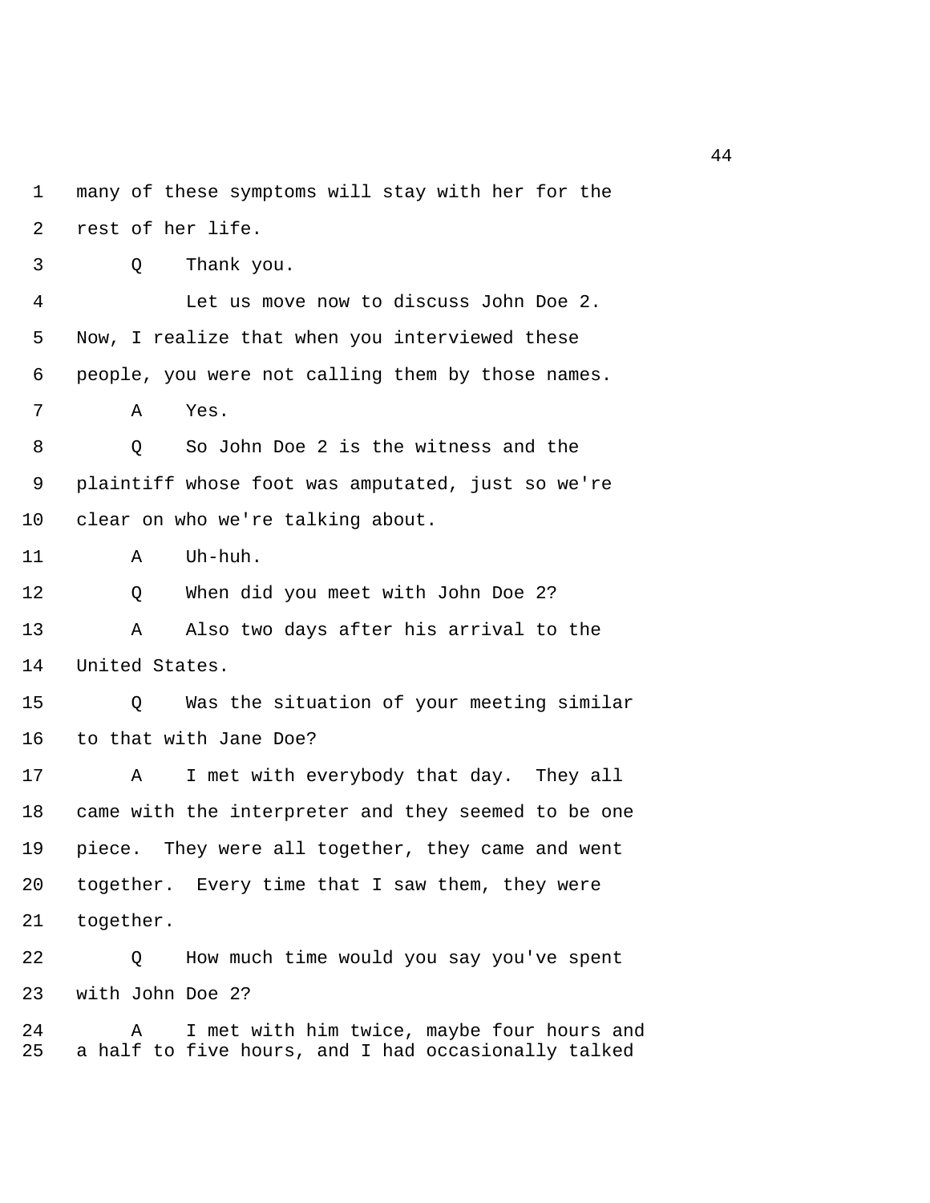1 many of these symptoms will stay with her for the
2 rest of her life.
3 Q Thank you.
4 Let us move now to discuss John Doe 2.
5 Now, I realize that when you interviewed these
6 people, you were not calling them by those names.
7 A Yes.
8 Q So John Doe 2 is the witness and the
9 plaintiff whose foot was amputated, just so we're
10 clear on who we're talking about.
11 A Uh-huh.
12 Q When did you meet with John Doe 2?
13 A Also two days after his arrival to the
14 United States.
15 Q Was the situation of your meeting similar
16 to that with Jane Doe?
17 A I met with everybody that day. They all
18 came with the interpreter and they seemed to be one
19 piece. They were all together, they came and went
20 together. Every time that I saw them, they were
21 together.
22 Q How much time would you say you've spent
23 with John Doe 2?
24 A I met with him twice, maybe four hours and
25 a half to five hours, and I had occasionally talked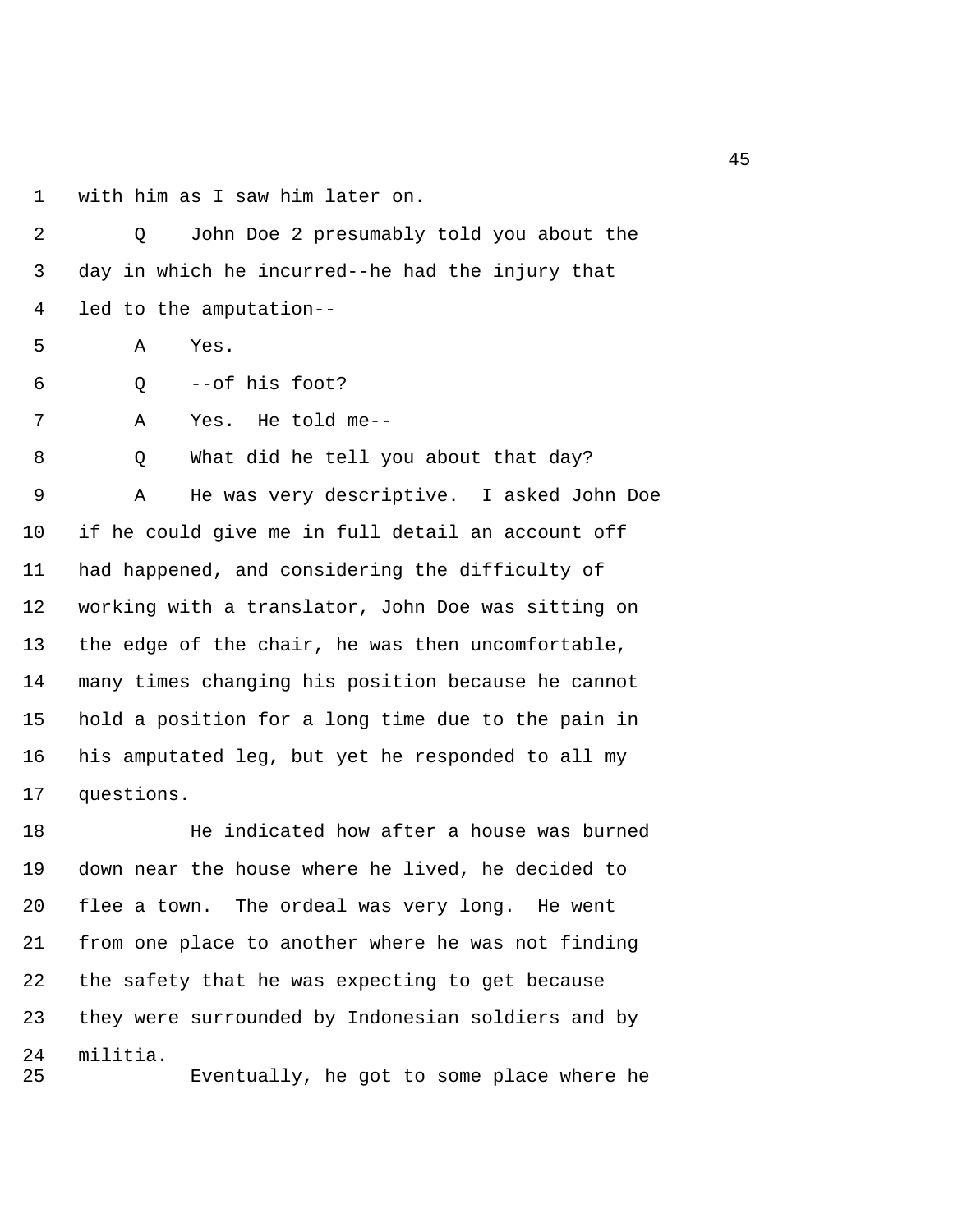with him as I saw him later on.

Q John Doe 2 presumably told you about the day in which he incurred--he had the injury that led to the amputation--

A Yes.

Q --of his foot?

A Yes. He told me--

Q What did he tell you about that day?

A He was very descriptive. I asked John Doe if he could give me in full detail an account off had happened, and considering the difficulty of working with a translator, John Doe was sitting on the edge of the chair, he was then uncomfortable, many times changing his position because he cannot hold a position for a long time due to the pain in his amputated leg, but yet he responded to all my questions.

He indicated how after a house was burned down near the house where he lived, he decided to flee a town. The ordeal was very long. He went from one place to another where he was not finding the safety that he was expecting to get because they were surrounded by Indonesian soldiers and by militia.

Eventually, he got to some place where he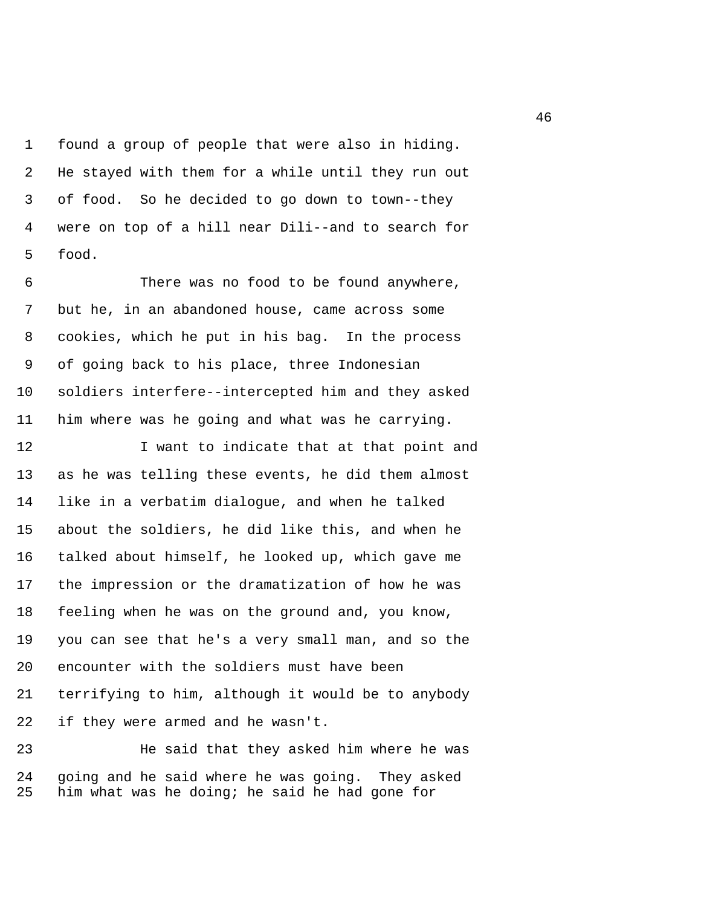found a group of people that were also in hiding. He stayed with them for a while until they run out of food. So he decided to go down to town--they were on top of a hill near Dili--and to search for food.

There was no food to be found anywhere, but he, in an abandoned house, came across some cookies, which he put in his bag. In the process of going back to his place, three Indonesian soldiers interfere--intercepted him and they asked him where was he going and what was he carrying.

I want to indicate that at that point and as he was telling these events, he did them almost like in a verbatim dialogue, and when he talked about the soldiers, he did like this, and when he talked about himself, he looked up, which gave me the impression or the dramatization of how he was feeling when he was on the ground and, you know, you can see that he's a very small man, and so the encounter with the soldiers must have been terrifying to him, although it would be to anybody if they were armed and he wasn't.

He said that they asked him where he was going and he said where he was going. They asked him what was he doing; he said he had gone for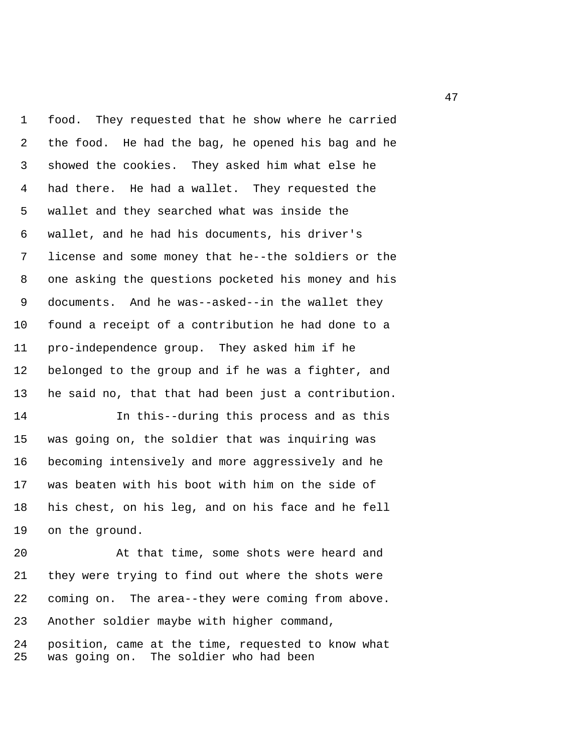food. They requested that he show where he carried the food. He had the bag, he opened his bag and he showed the cookies. They asked him what else he had there. He had a wallet. They requested the wallet and they searched what was inside the wallet, and he had his documents, his driver's license and some money that he--the soldiers or the one asking the questions pocketed his money and his documents. And he was--asked--in the wallet they found a receipt of a contribution he had done to a pro-independence group. They asked him if he belonged to the group and if he was a fighter, and he said no, that that had been just a contribution.

In this--during this process and as this was going on, the soldier that was inquiring was becoming intensively and more aggressively and he was beaten with his boot with him on the side of his chest, on his leg, and on his face and he fell on the ground.

At that time, some shots were heard and they were trying to find out where the shots were coming on. The area--they were coming from above. Another soldier maybe with higher command, position, came at the time, requested to know what was going on. The soldier who had been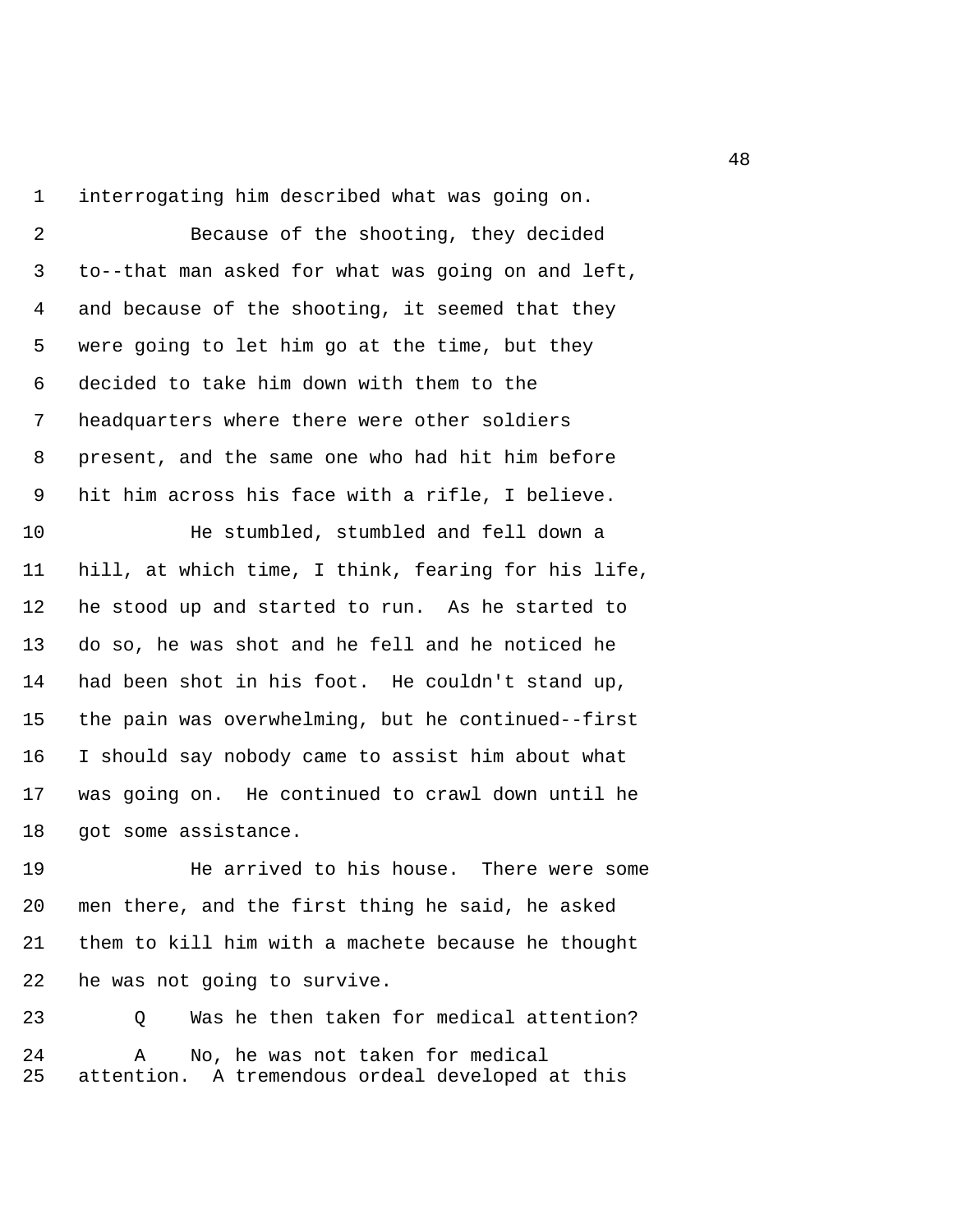interrogating him described what was going on.

Because of the shooting, they decided to--that man asked for what was going on and left, and because of the shooting, it seemed that they were going to let him go at the time, but they decided to take him down with them to the headquarters where there were other soldiers present, and the same one who had hit him before hit him across his face with a rifle, I believe.

He stumbled, stumbled and fell down a hill, at which time, I think, fearing for his life, he stood up and started to run. As he started to do so, he was shot and he fell and he noticed he had been shot in his foot. He couldn't stand up, the pain was overwhelming, but he continued--first I should say nobody came to assist him about what was going on. He continued to crawl down until he got some assistance.

He arrived to his house. There were some men there, and the first thing he said, he asked them to kill him with a machete because he thought he was not going to survive.

Q Was he then taken for medical attention?

A No, he was not taken for medical attention. A tremendous ordeal developed at this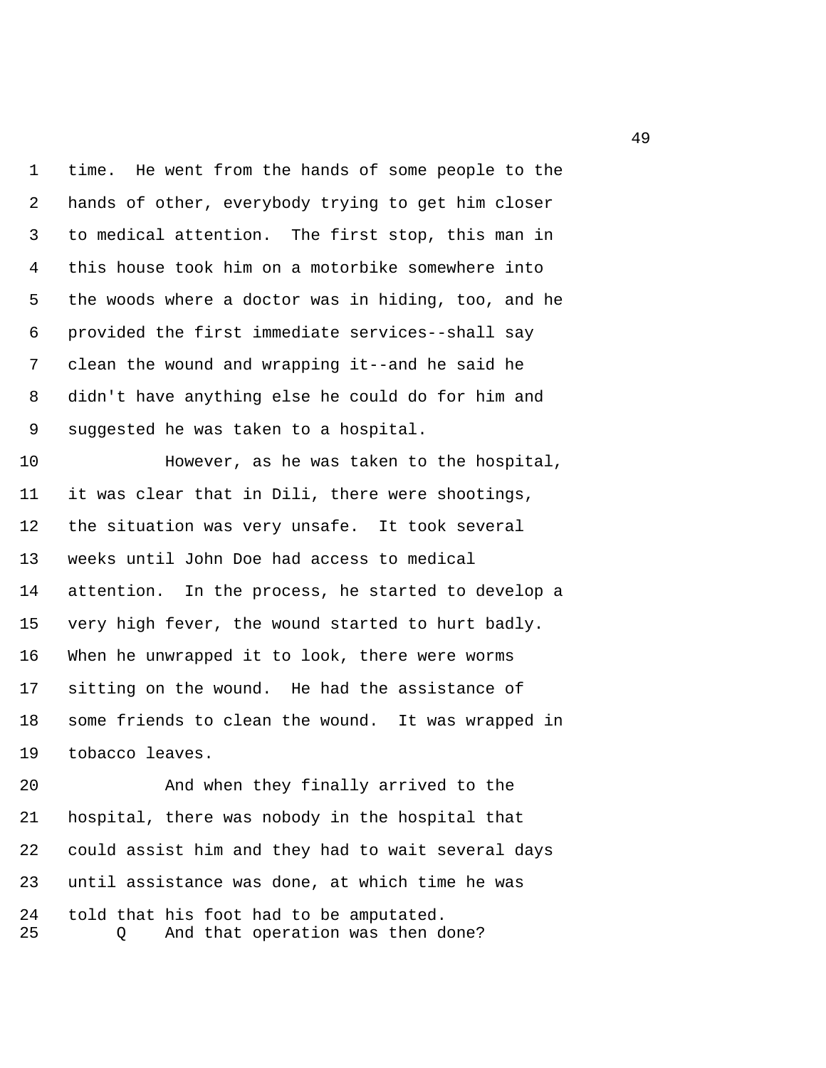time. He went from the hands of some people to the hands of other, everybody trying to get him closer to medical attention. The first stop, this man in this house took him on a motorbike somewhere into the woods where a doctor was in hiding, too, and he provided the first immediate services--shall say clean the wound and wrapping it--and he said he didn't have anything else he could do for him and suggested he was taken to a hospital.

However, as he was taken to the hospital, it was clear that in Dili, there were shootings, the situation was very unsafe. It took several weeks until John Doe had access to medical attention. In the process, he started to develop a very high fever, the wound started to hurt badly. When he unwrapped it to look, there were worms sitting on the wound. He had the assistance of some friends to clean the wound. It was wrapped in tobacco leaves.

And when they finally arrived to the hospital, there was nobody in the hospital that could assist him and they had to wait several days until assistance was done, at which time he was told that his foot had to be amputated.

Q And that operation was then done?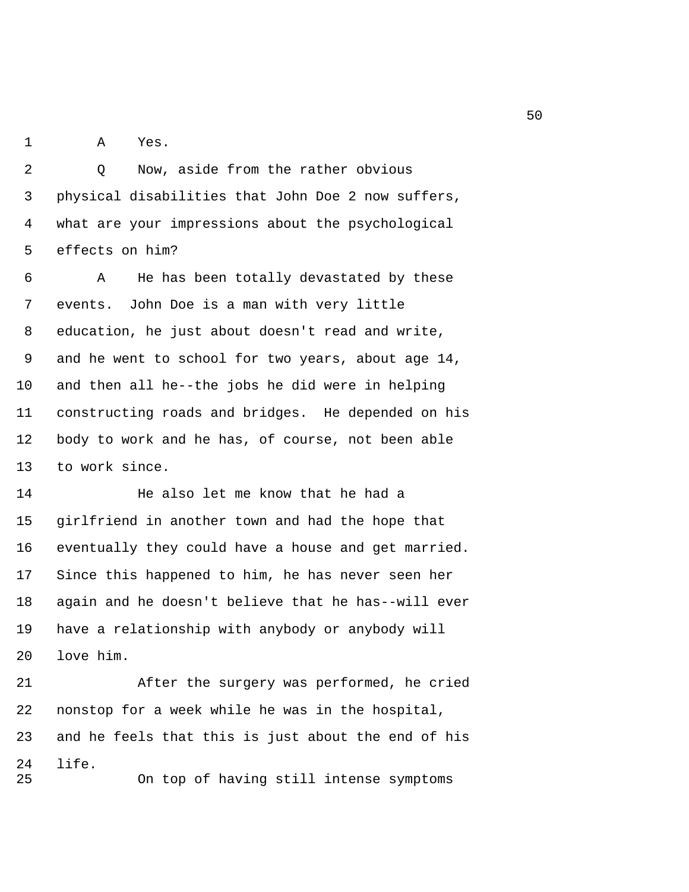A Yes.

Q Now, aside from the rather obvious physical disabilities that John Doe 2 now suffers, what are your impressions about the psychological effects on him?

A He has been totally devastated by these events. John Doe is a man with very little education, he just about doesn't read and write, and he went to school for two years, about age 14, and then all he--the jobs he did were in helping constructing roads and bridges. He depended on his body to work and he has, of course, not been able to work since.

He also let me know that he had a girlfriend in another town and had the hope that eventually they could have a house and get married. Since this happened to him, he has never seen her again and he doesn't believe that he has--will ever have a relationship with anybody or anybody will love him.

After the surgery was performed, he cried nonstop for a week while he was in the hospital, and he feels that this is just about the end of his life.

On top of having still intense symptoms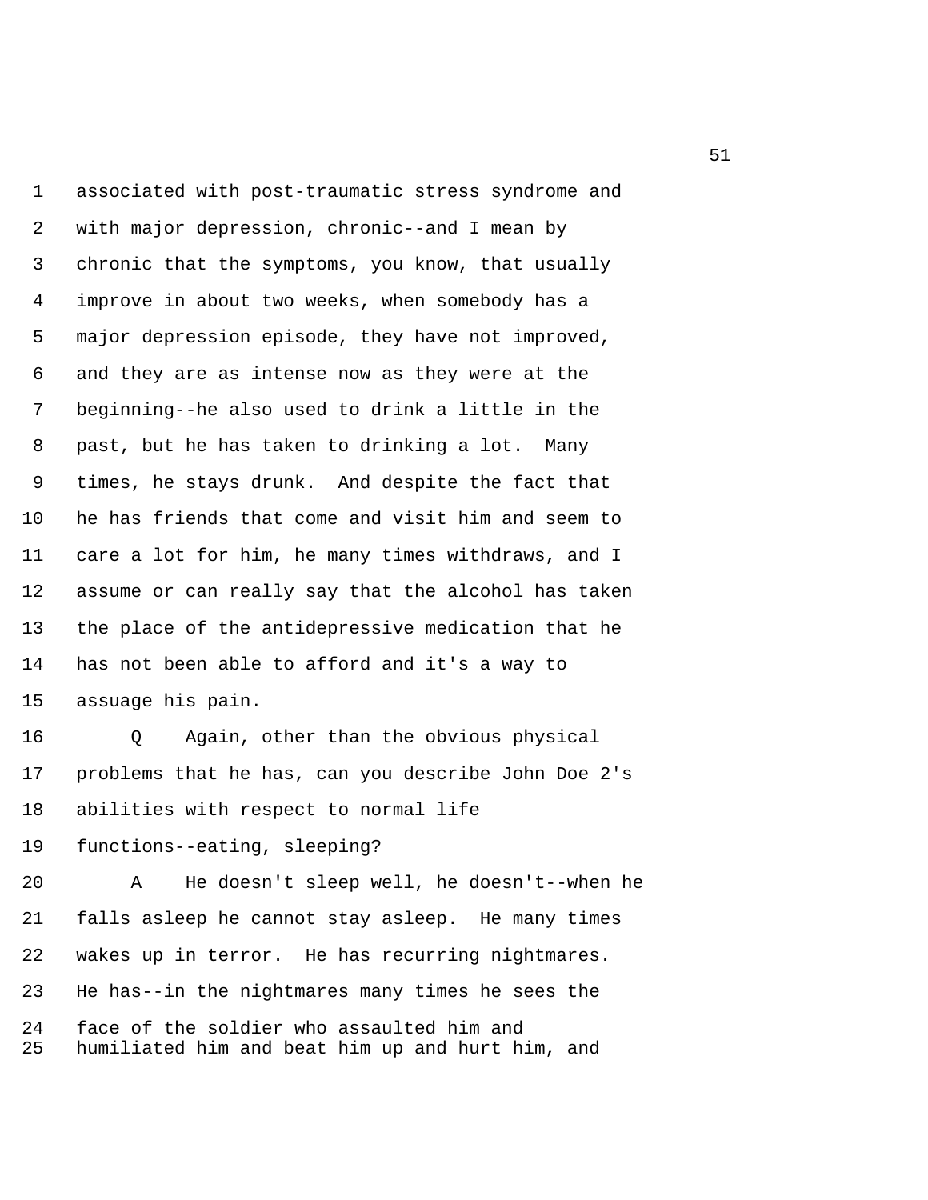associated with post-traumatic stress syndrome and with major depression, chronic--and I mean by chronic that the symptoms, you know, that usually improve in about two weeks, when somebody has a major depression episode, they have not improved, and they are as intense now as they were at the beginning--he also used to drink a little in the past, but he has taken to drinking a lot. Many times, he stays drunk. And despite the fact that he has friends that come and visit him and seem to care a lot for him, he many times withdraws, and I assume or can really say that the alcohol has taken the place of the antidepressive medication that he has not been able to afford and it's a way to assuage his pain.

Q Again, other than the obvious physical problems that he has, can you describe John Doe 2's abilities with respect to normal life functions--eating, sleeping?

A He doesn't sleep well, he doesn't--when he falls asleep he cannot stay asleep. He many times wakes up in terror. He has recurring nightmares. He has--in the nightmares many times he sees the face of the soldier who assaulted him and humiliated him and beat him up and hurt him, and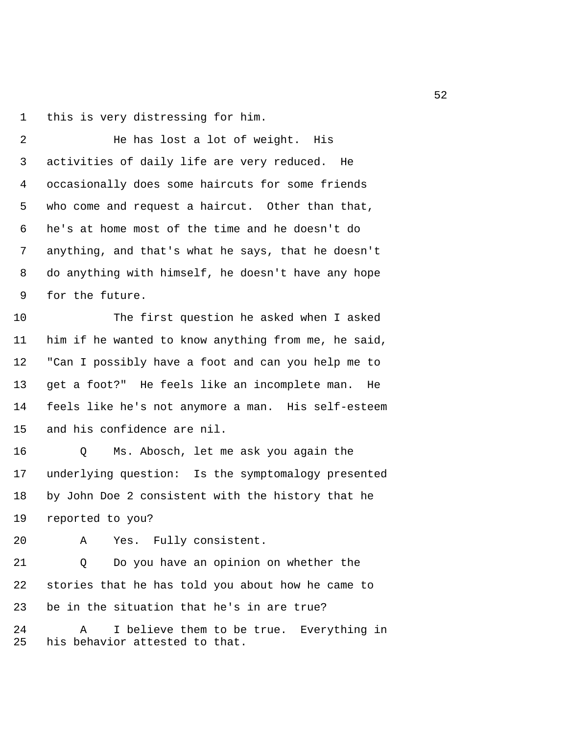this is very distressing for him.

He has lost a lot of weight. His activities of daily life are very reduced. He occasionally does some haircuts for some friends who come and request a haircut. Other than that, he's at home most of the time and he doesn't do anything, and that's what he says, that he doesn't do anything with himself, he doesn't have any hope for the future.

The first question he asked when I asked him if he wanted to know anything from me, he said, "Can I possibly have a foot and can you help me to get a foot?" He feels like an incomplete man. He feels like he's not anymore a man. His self-esteem and his confidence are nil.

Q Ms. Abosch, let me ask you again the underlying question: Is the symptomalogy presented by John Doe 2 consistent with the history that he reported to you?

A Yes. Fully consistent.

Q Do you have an opinion on whether the stories that he has told you about how he came to be in the situation that he's in are true?

A I believe them to be true. Everything in his behavior attested to that.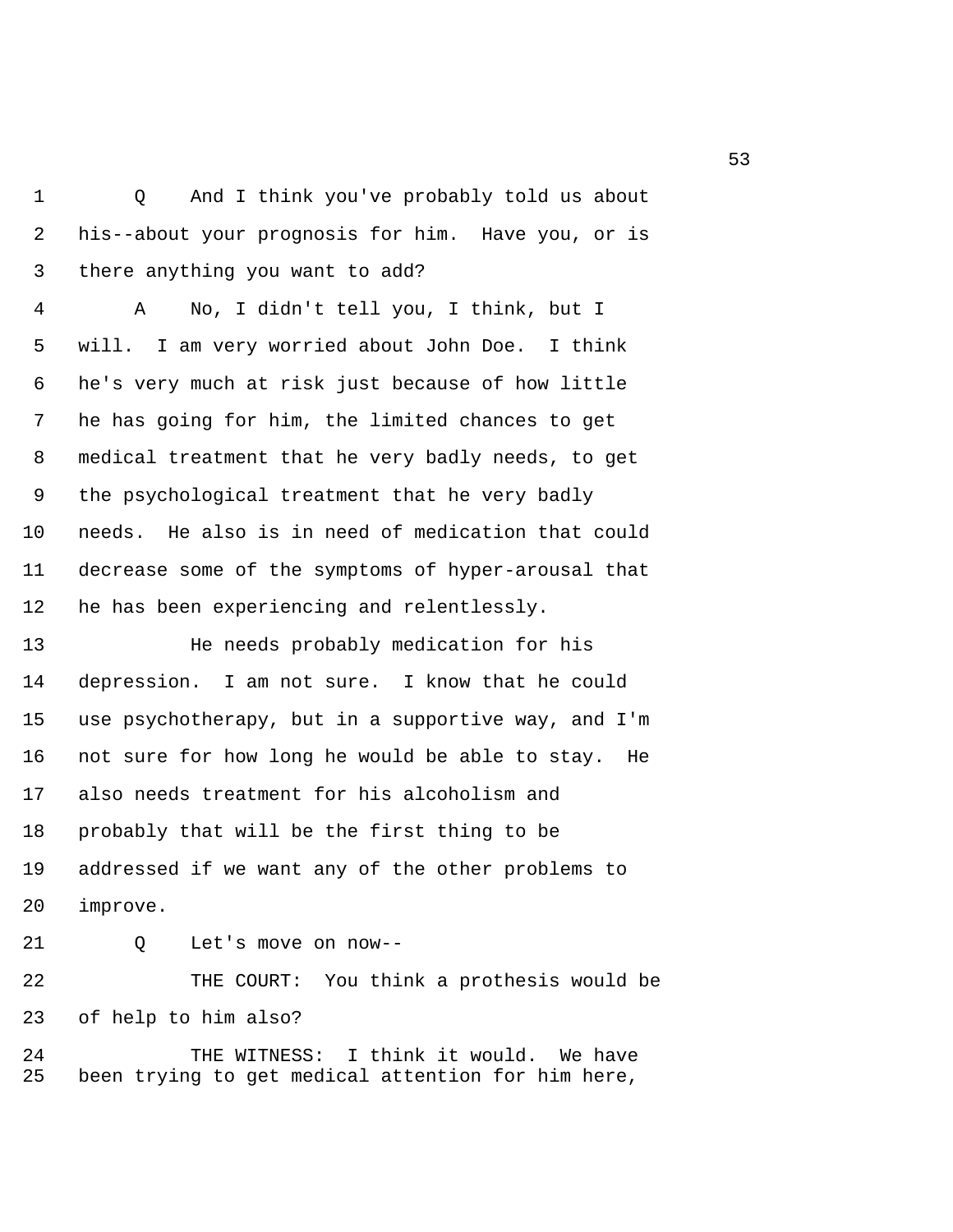1 Q And I think you've probably told us about
2 his--about your prognosis for him. Have you, or is
3 there anything you want to add?
4 A No, I didn't tell you, I think, but I
5 will. I am very worried about John Doe. I think
6 he's very much at risk just because of how little
7 he has going for him, the limited chances to get
8 medical treatment that he very badly needs, to get
9 the psychological treatment that he very badly
10 needs. He also is in need of medication that could
11 decrease some of the symptoms of hyper-arousal that
12 he has been experiencing and relentlessly.
13 He needs probably medication for his
14 depression. I am not sure. I know that he could
15 use psychotherapy, but in a supportive way, and I'm
16 not sure for how long he would be able to stay. He
17 also needs treatment for his alcoholism and
18 probably that will be the first thing to be
19 addressed if we want any of the other problems to
20 improve.
21 Q Let's move on now--
22 THE COURT: You think a prothesis would be
23 of help to him also?
24 THE WITNESS: I think it would. We have
25 been trying to get medical attention for him here,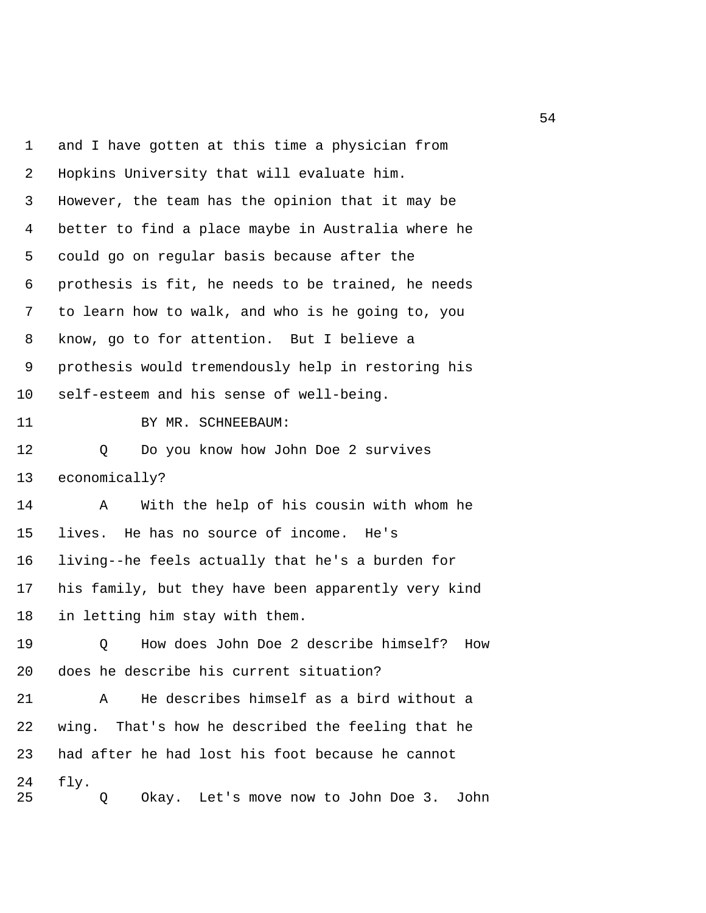and I have gotten at this time a physician from Hopkins University that will evaluate him. However, the team has the opinion that it may be better to find a place maybe in Australia where he could go on regular basis because after the prothesis is fit, he needs to be trained, he needs to learn how to walk, and who is he going to, you know, go to for attention. But I believe a prothesis would tremendously help in restoring his self-esteem and his sense of well-being.

BY MR. SCHNEEBAUM:

Q Do you know how John Doe 2 survives economically?

A With the help of his cousin with whom he lives. He has no source of income. He's living--he feels actually that he's a burden for his family, but they have been apparently very kind in letting him stay with them.

Q How does John Doe 2 describe himself? How does he describe his current situation?

A He describes himself as a bird without a wing. That's how he described the feeling that he had after he had lost his foot because he cannot fly.

Q Okay. Let's move now to John Doe 3. John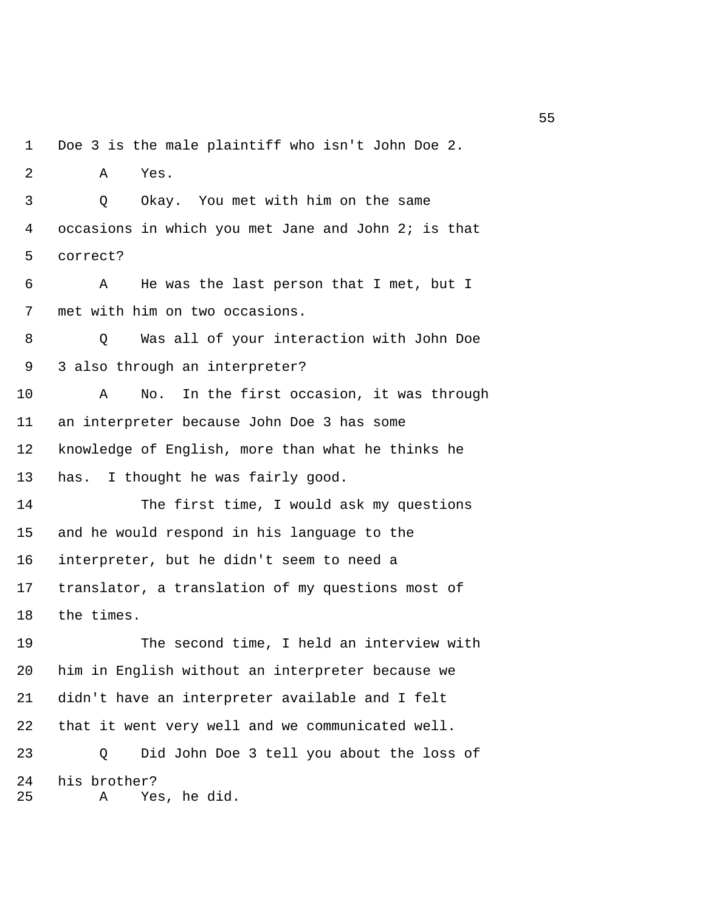1 Doe 3 is the male plaintiff who isn't John Doe 2.

2 A Yes.

3 Q Okay. You met with him on the same

4 occasions in which you met Jane and John 2; is that

5 correct?

6 A He was the last person that I met, but I

7 met with him on two occasions.

8 Q Was all of your interaction with John Doe

9 3 also through an interpreter?

10 A No. In the first occasion, it was through

11 an interpreter because John Doe 3 has some

12 knowledge of English, more than what he thinks he

13 has. I thought he was fairly good.

14 The first time, I would ask my questions

15 and he would respond in his language to the

16 interpreter, but he didn't seem to need a

17 translator, a translation of my questions most of

18 the times.

19 The second time, I held an interview with

20 him in English without an interpreter because we

21 didn't have an interpreter available and I felt

22 that it went very well and we communicated well.

23 Q Did John Doe 3 tell you about the loss of

24 his brother?

25 A Yes, he did.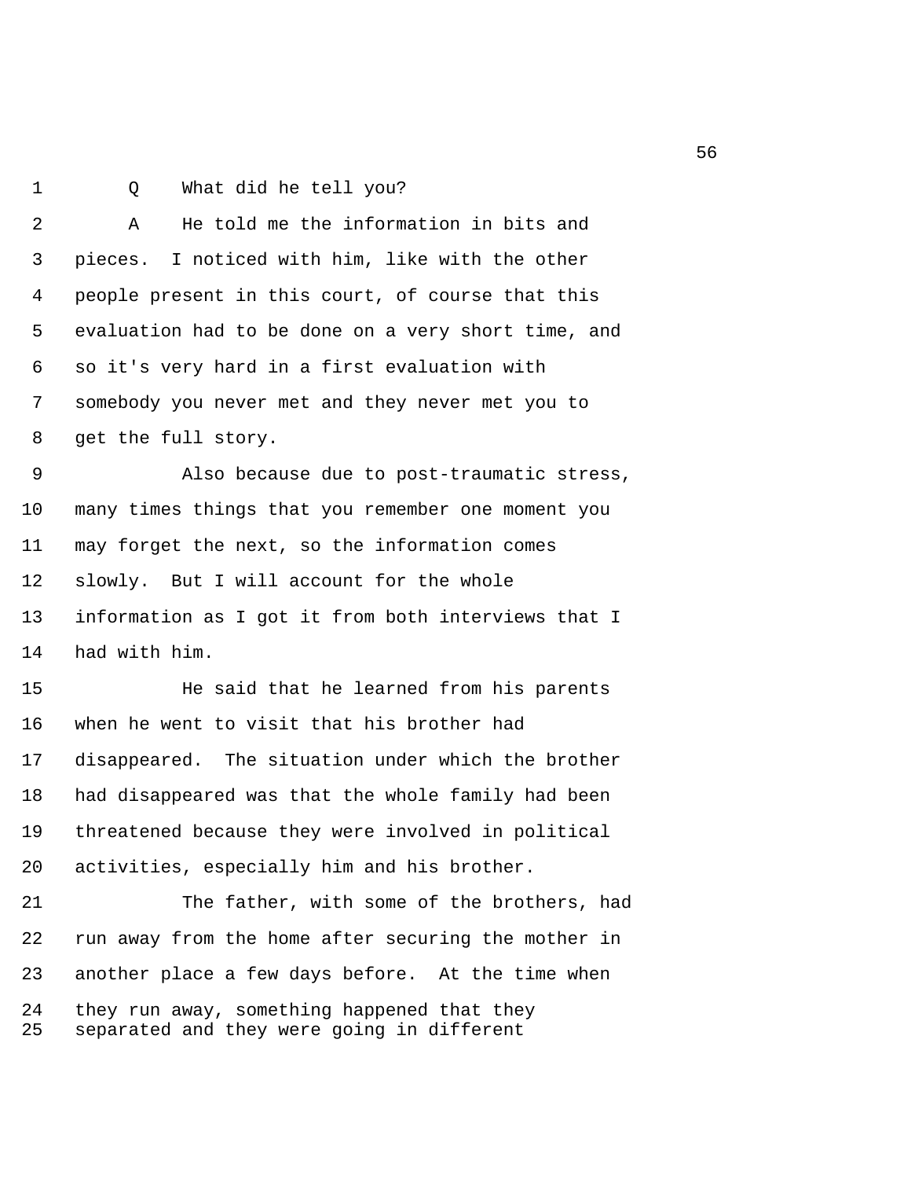Q What did he tell you?

A He told me the information in bits and pieces. I noticed with him, like with the other people present in this court, of course that this evaluation had to be done on a very short time, and so it's very hard in a first evaluation with somebody you never met and they never met you to get the full story.

Also because due to post-traumatic stress, many times things that you remember one moment you may forget the next, so the information comes slowly. But I will account for the whole information as I got it from both interviews that I had with him.

He said that he learned from his parents when he went to visit that his brother had disappeared. The situation under which the brother had disappeared was that the whole family had been threatened because they were involved in political activities, especially him and his brother.

The father, with some of the brothers, had run away from the home after securing the mother in another place a few days before. At the time when they run away, something happened that they separated and they were going in different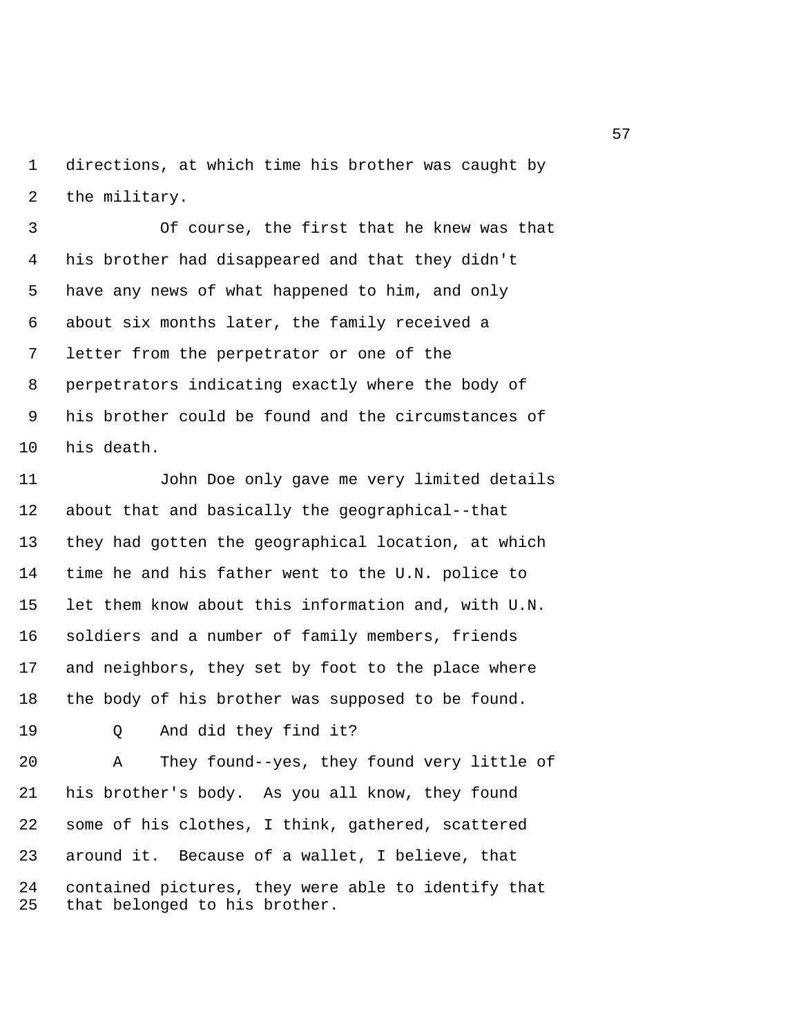directions, at which time his brother was caught by the military.

Of course, the first that he knew was that his brother had disappeared and that they didn't have any news of what happened to him, and only about six months later, the family received a letter from the perpetrator or one of the perpetrators indicating exactly where the body of his brother could be found and the circumstances of his death.

John Doe only gave me very limited details about that and basically the geographical--that they had gotten the geographical location, at which time he and his father went to the U.N. police to let them know about this information and, with U.N. soldiers and a number of family members, friends and neighbors, they set by foot to the place where the body of his brother was supposed to be found.

Q And did they find it?

A They found--yes, they found very little of his brother's body. As you all know, they found some of his clothes, I think, gathered, scattered around it. Because of a wallet, I believe, that contained pictures, they were able to identify that that belonged to his brother.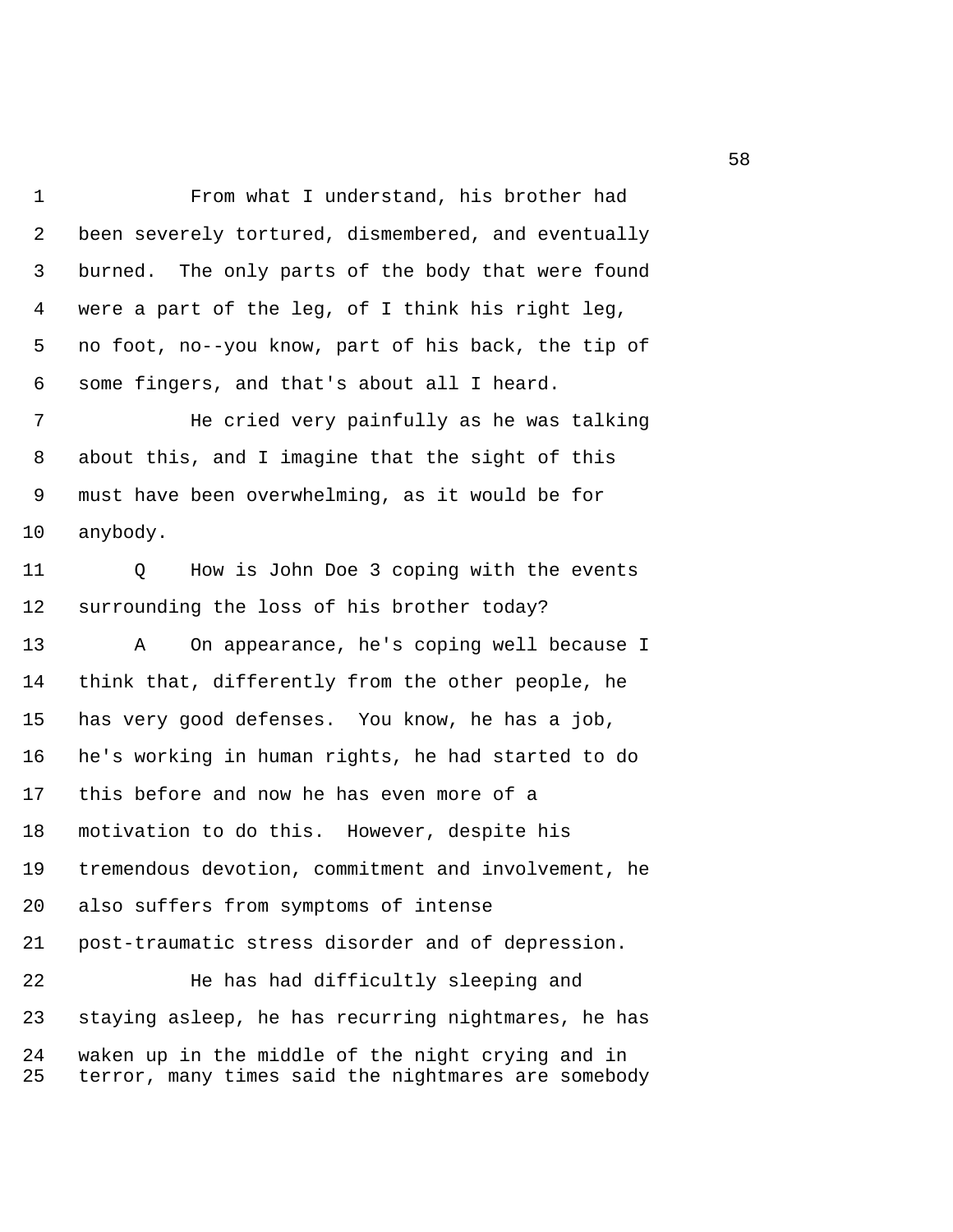From what I understand, his brother had been severely tortured, dismembered, and eventually burned. The only parts of the body that were found were a part of the leg, of I think his right leg, no foot, no--you know, part of his back, the tip of some fingers, and that's about all I heard.

He cried very painfully as he was talking about this, and I imagine that the sight of this must have been overwhelming, as it would be for anybody.

Q How is John Doe 3 coping with the events surrounding the loss of his brother today?

A On appearance, he's coping well because I think that, differently from the other people, he has very good defenses. You know, he has a job, he's working in human rights, he had started to do this before and now he has even more of a motivation to do this. However, despite his tremendous devotion, commitment and involvement, he also suffers from symptoms of intense post-traumatic stress disorder and of depression.

He has had difficultly sleeping and staying asleep, he has recurring nightmares, he has waken up in the middle of the night crying and in terror, many times said the nightmares are somebody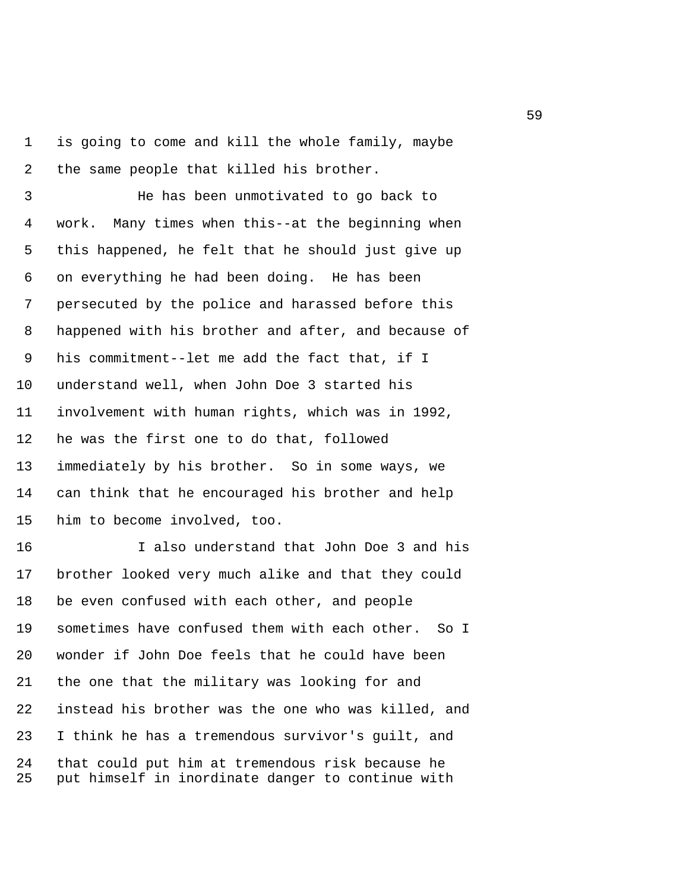is going to come and kill the whole family, maybe the same people that killed his brother.

He has been unmotivated to go back to work. Many times when this--at the beginning when this happened, he felt that he should just give up on everything he had been doing. He has been persecuted by the police and harassed before this happened with his brother and after, and because of his commitment--let me add the fact that, if I understand well, when John Doe 3 started his involvement with human rights, which was in 1992, he was the first one to do that, followed immediately by his brother. So in some ways, we can think that he encouraged his brother and help him to become involved, too.

I also understand that John Doe 3 and his brother looked very much alike and that they could be even confused with each other, and people sometimes have confused them with each other. So I wonder if John Doe feels that he could have been the one that the military was looking for and instead his brother was the one who was killed, and I think he has a tremendous survivor's guilt, and that could put him at tremendous risk because he put himself in inordinate danger to continue with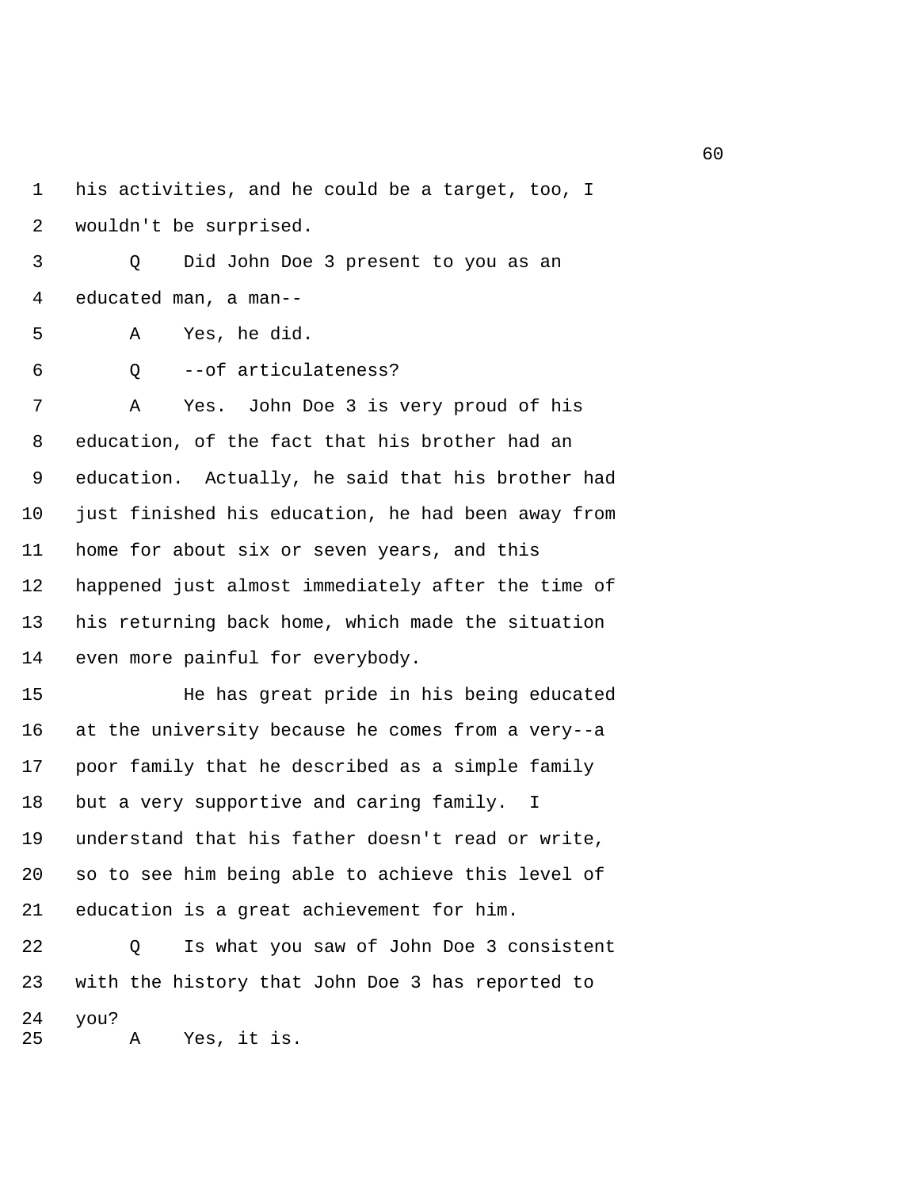his activities, and he could be a target, too, I wouldn't be surprised.

Q Did John Doe 3 present to you as an educated man, a man--

A Yes, he did.

Q --of articulateness?

A Yes. John Doe 3 is very proud of his education, of the fact that his brother had an education. Actually, he said that his brother had just finished his education, he had been away from home for about six or seven years, and this happened just almost immediately after the time of his returning back home, which made the situation even more painful for everybody.

He has great pride in his being educated at the university because he comes from a very--a poor family that he described as a simple family but a very supportive and caring family. I understand that his father doesn't read or write, so to see him being able to achieve this level of education is a great achievement for him.

Q Is what you saw of John Doe 3 consistent with the history that John Doe 3 has reported to you?

A Yes, it is.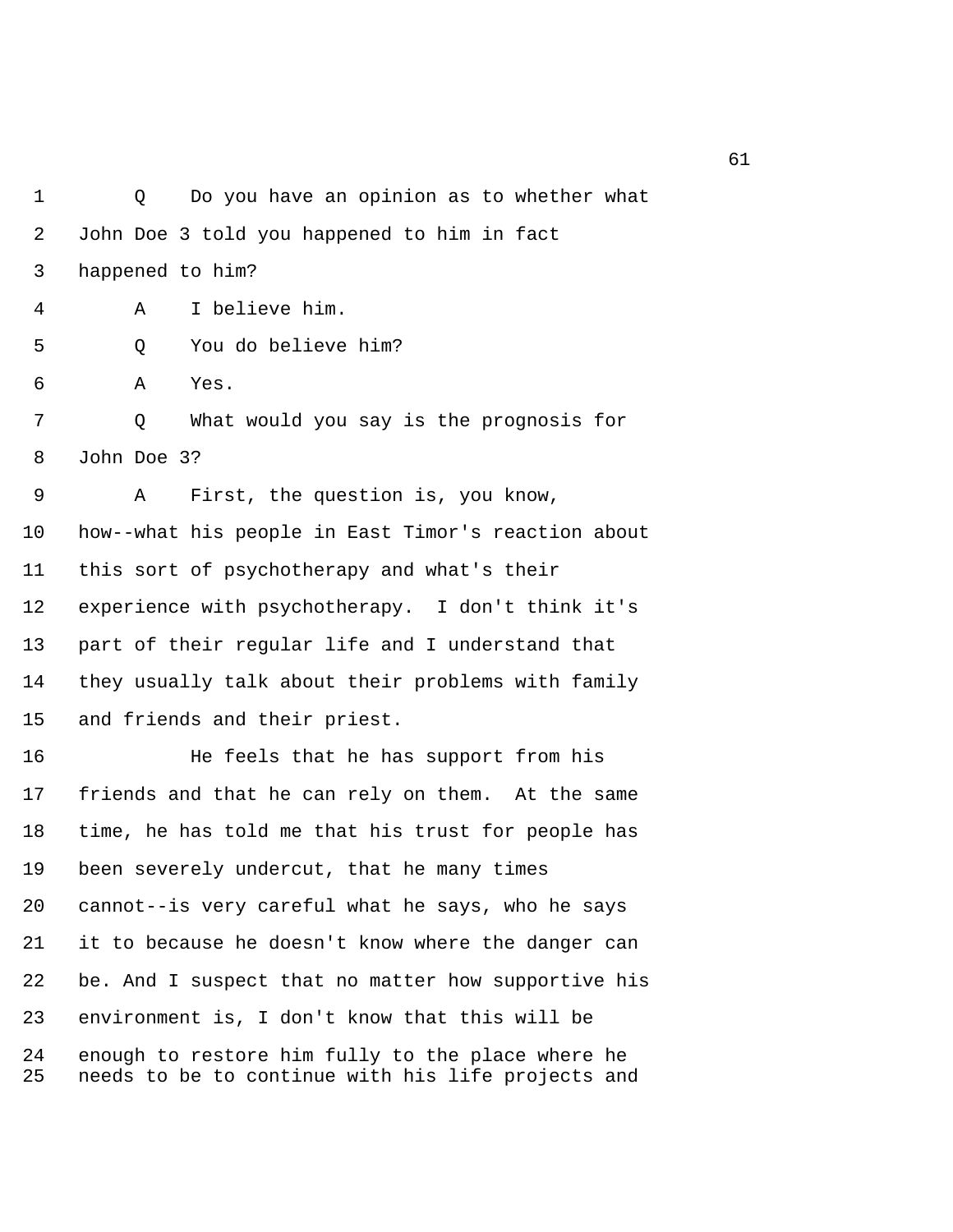1 Q Do you have an opinion as to whether what
2 John Doe 3 told you happened to him in fact
3 happened to him?
4 A I believe him.
5 Q You do believe him?
6 A Yes.
7 Q What would you say is the prognosis for
8 John Doe 3?
9 A First, the question is, you know,
10 how--what his people in East Timor's reaction about
11 this sort of psychotherapy and what's their
12 experience with psychotherapy. I don't think it's
13 part of their regular life and I understand that
14 they usually talk about their problems with family
15 and friends and their priest.
16 He feels that he has support from his
17 friends and that he can rely on them. At the same
18 time, he has told me that his trust for people has
19 been severely undercut, that he many times
20 cannot--is very careful what he says, who he says
21 it to because he doesn't know where the danger can
22 be. And I suspect that no matter how supportive his
23 environment is, I don't know that this will be
24 enough to restore him fully to the place where he
25 needs to be to continue with his life projects and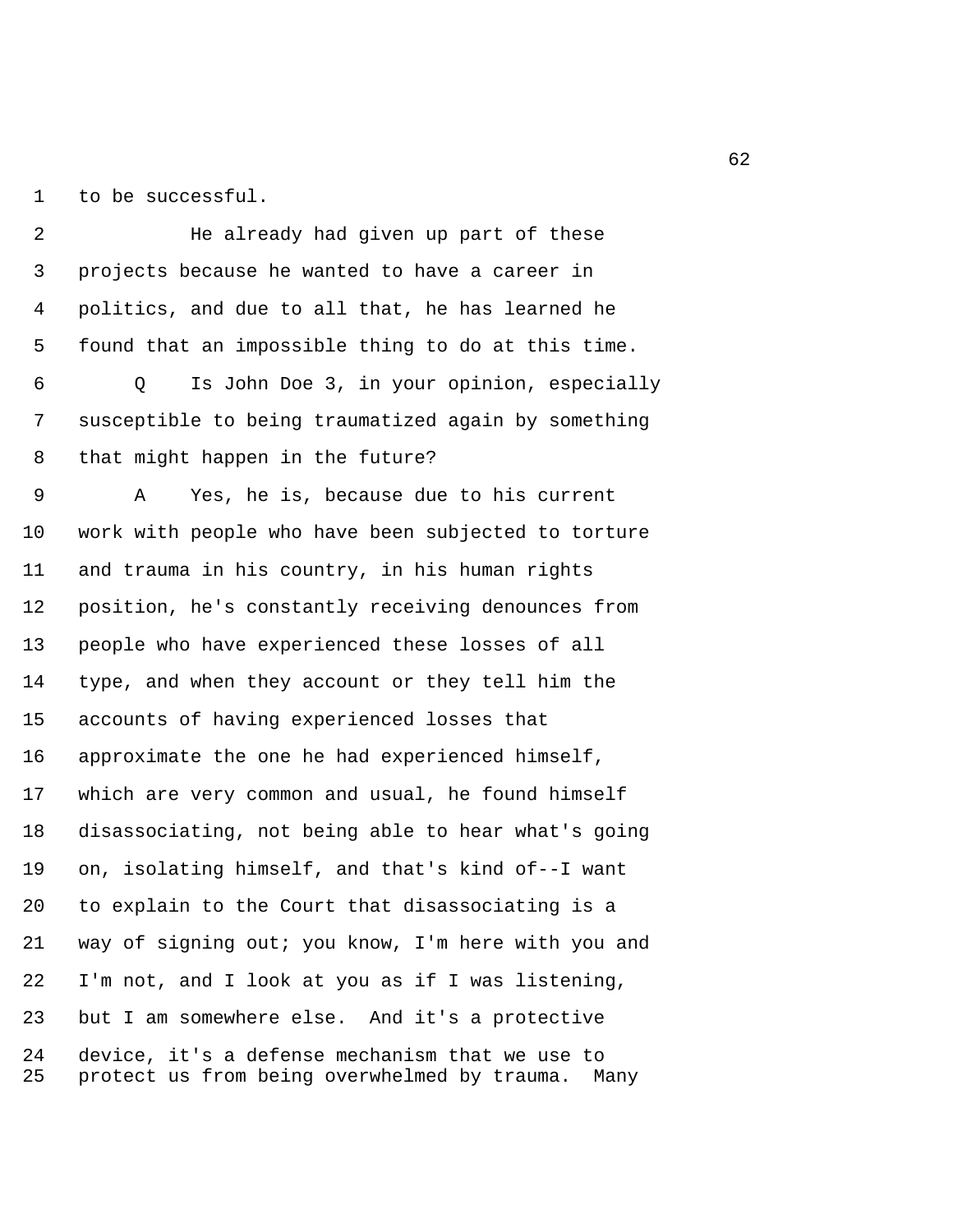to be successful.

He already had given up part of these projects because he wanted to have a career in politics, and due to all that, he has learned he found that an impossible thing to do at this time.

Q Is John Doe 3, in your opinion, especially susceptible to being traumatized again by something that might happen in the future?

A Yes, he is, because due to his current work with people who have been subjected to torture and trauma in his country, in his human rights position, he's constantly receiving denounces from people who have experienced these losses of all type, and when they account or they tell him the accounts of having experienced losses that approximate the one he had experienced himself, which are very common and usual, he found himself disassociating, not being able to hear what's going on, isolating himself, and that's kind of--I want to explain to the Court that disassociating is a way of signing out; you know, I'm here with you and I'm not, and I look at you as if I was listening, but I am somewhere else. And it's a protective device, it's a defense mechanism that we use to protect us from being overwhelmed by trauma. Many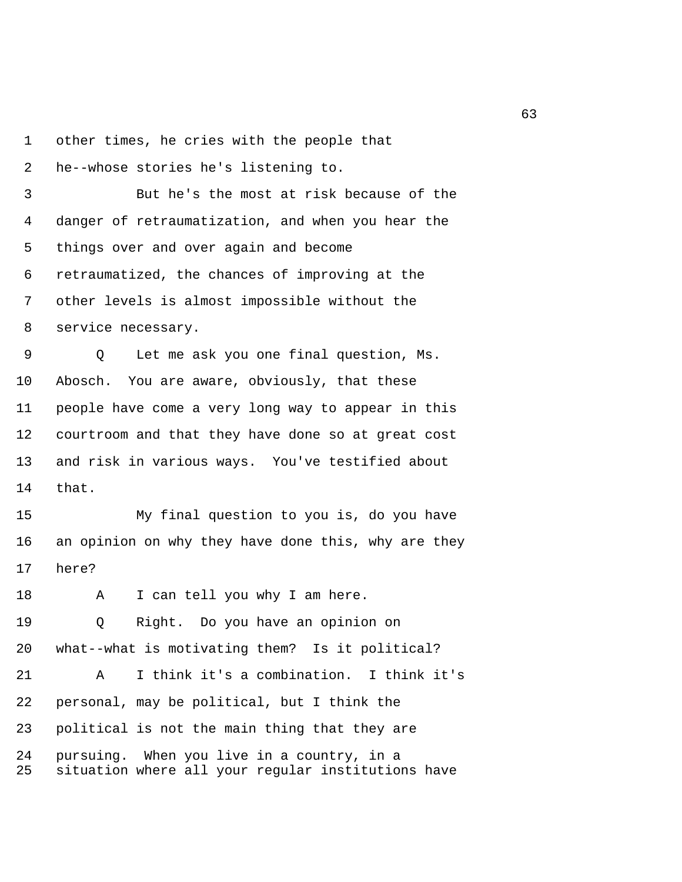other times, he cries with the people that he--whose stories he's listening to.

But he's the most at risk because of the danger of retraumatization, and when you hear the things over and over again and become retraumatized, the chances of improving at the other levels is almost impossible without the service necessary.

Q Let me ask you one final question, Ms. Abosch. You are aware, obviously, that these people have come a very long way to appear in this courtroom and that they have done so at great cost and risk in various ways. You've testified about that.

My final question to you is, do you have an opinion on why they have done this, why are they here?

A I can tell you why I am here.

Q Right. Do you have an opinion on what--what is motivating them? Is it political?

A I think it's a combination. I think it's personal, may be political, but I think the political is not the main thing that they are pursuing. When you live in a country, in a situation where all your regular institutions have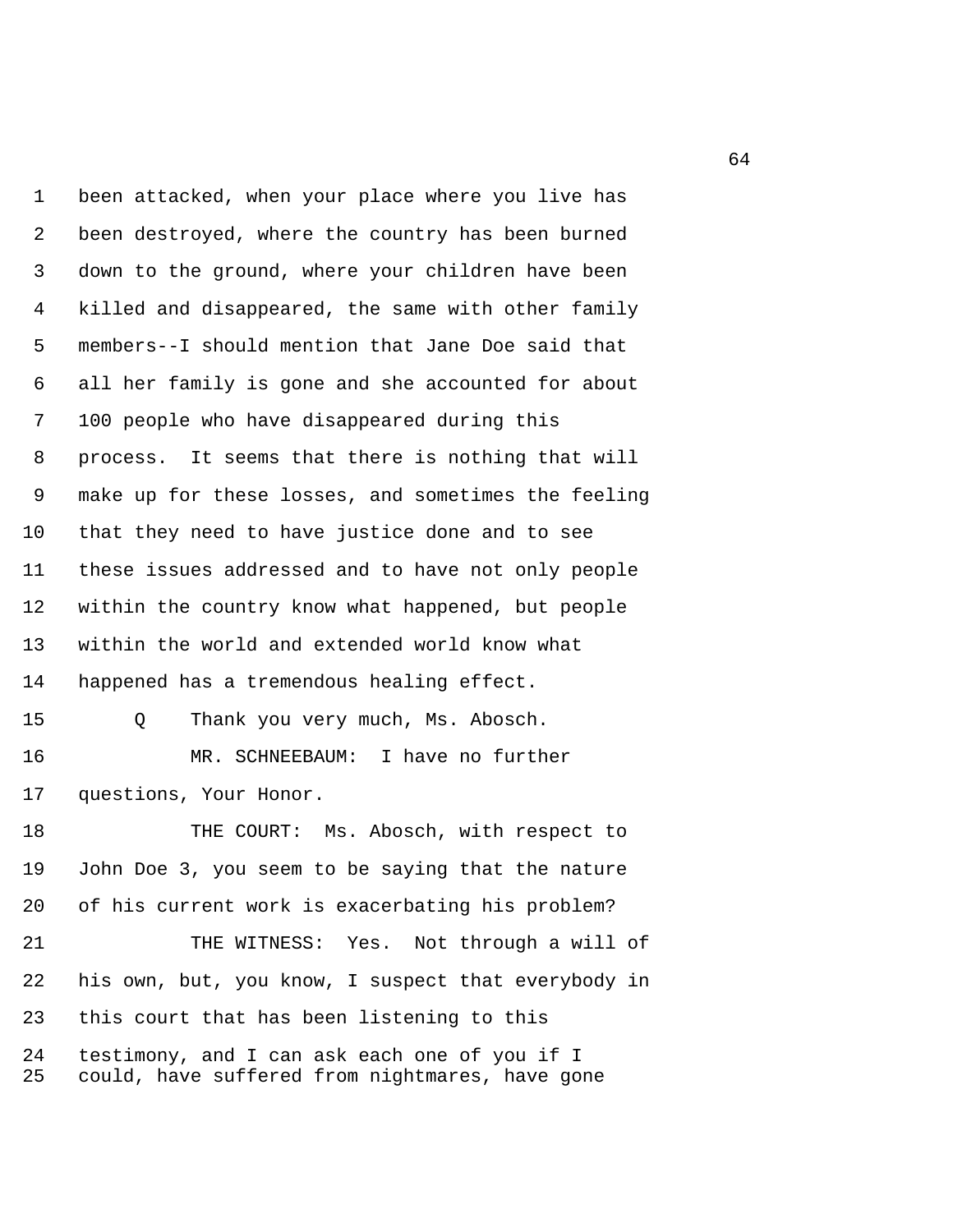been attacked, when your place where you live has been destroyed, where the country has been burned down to the ground, where your children have been killed and disappeared, the same with other family members--I should mention that Jane Doe said that all her family is gone and she accounted for about 100 people who have disappeared during this process. It seems that there is nothing that will make up for these losses, and sometimes the feeling that they need to have justice done and to see these issues addressed and to have not only people within the country know what happened, but people within the world and extended world know what happened has a tremendous healing effect.

Q Thank you very much, Ms. Abosch.

MR. SCHNEEBAUM: I have no further questions, Your Honor.

THE COURT: Ms. Abosch, with respect to John Doe 3, you seem to be saying that the nature of his current work is exacerbating his problem?

THE WITNESS: Yes. Not through a will of his own, but, you know, I suspect that everybody in this court that has been listening to this testimony, and I can ask each one of you if I could, have suffered from nightmares, have gone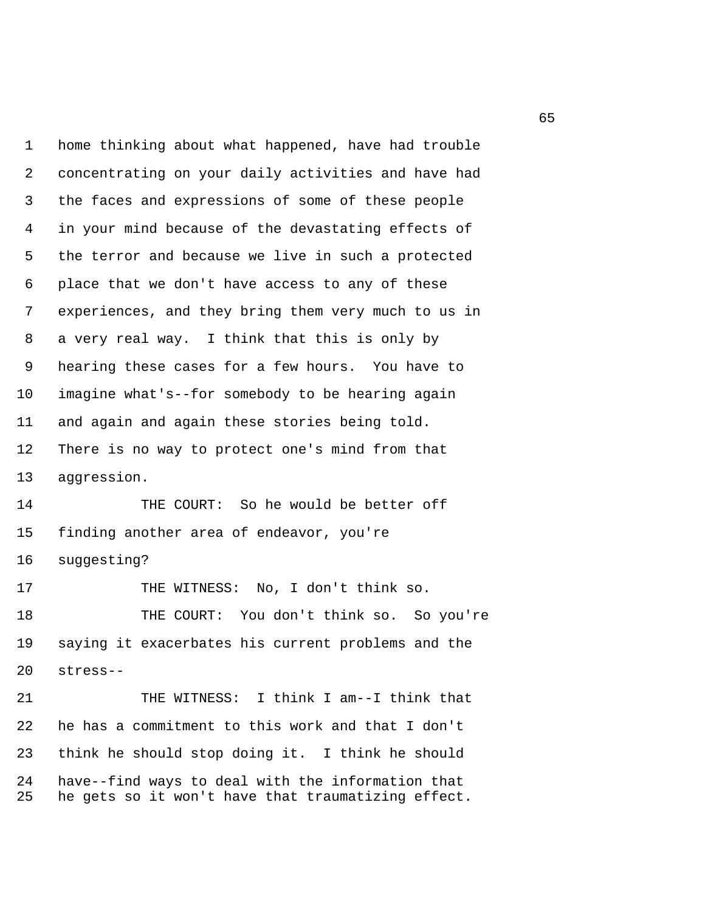home thinking about what happened, have had trouble concentrating on your daily activities and have had the faces and expressions of some of these people in your mind because of the devastating effects of the terror and because we live in such a protected place that we don't have access to any of these experiences, and they bring them very much to us in a very real way. I think that this is only by hearing these cases for a few hours. You have to imagine what's--for somebody to be hearing again and again and again these stories being told. There is no way to protect one's mind from that aggression.

THE COURT: So he would be better off finding another area of endeavor, you're suggesting?

THE WITNESS: No, I don't think so.

THE COURT: You don't think so. So you're saying it exacerbates his current problems and the stress--

THE WITNESS: I think I am--I think that he has a commitment to this work and that I don't think he should stop doing it. I think he should have--find ways to deal with the information that he gets so it won't have that traumatizing effect.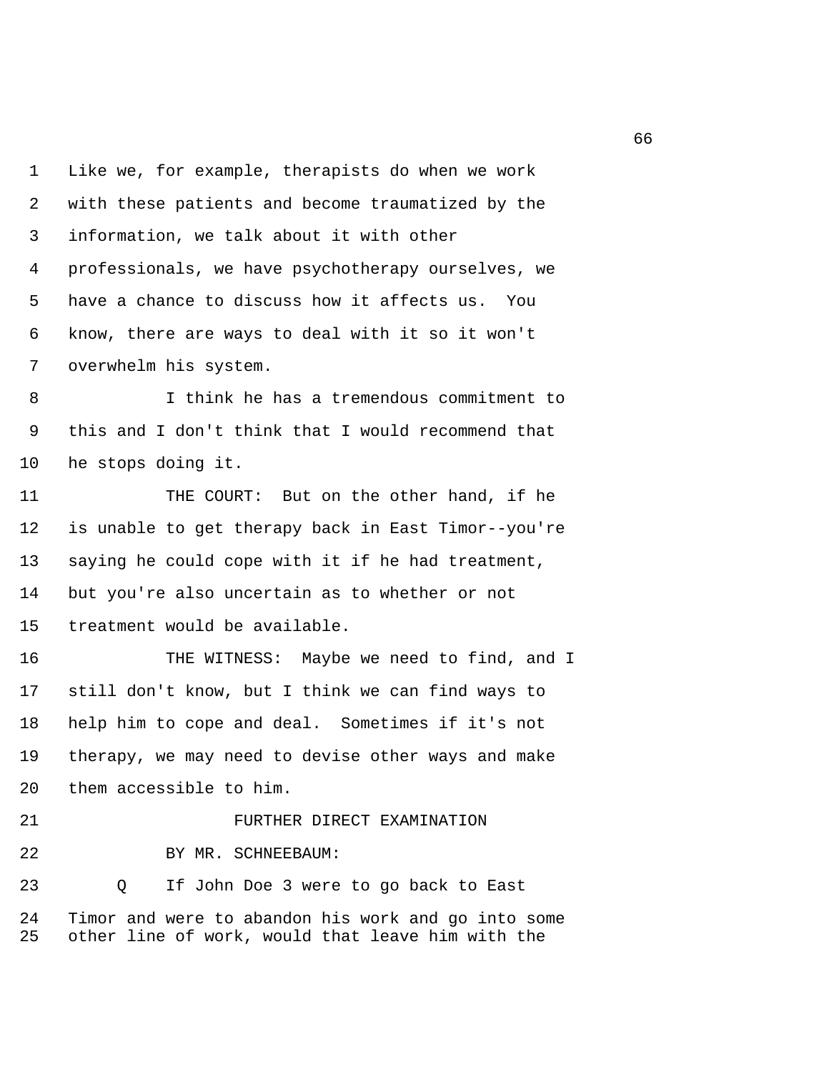Like we, for example, therapists do when we work with these patients and become traumatized by the information, we talk about it with other professionals, we have psychotherapy ourselves, we have a chance to discuss how it affects us. You know, there are ways to deal with it so it won't overwhelm his system.

I think he has a tremendous commitment to this and I don't think that I would recommend that he stops doing it.

THE COURT: But on the other hand, if he is unable to get therapy back in East Timor--you're saying he could cope with it if he had treatment, but you're also uncertain as to whether or not treatment would be available.

THE WITNESS: Maybe we need to find, and I still don't know, but I think we can find ways to help him to cope and deal. Sometimes if it's not therapy, we may need to devise other ways and make them accessible to him.

FURTHER DIRECT EXAMINATION

BY MR. SCHNEEBAUM:

Q If John Doe 3 were to go back to East Timor and were to abandon his work and go into some other line of work, would that leave him with the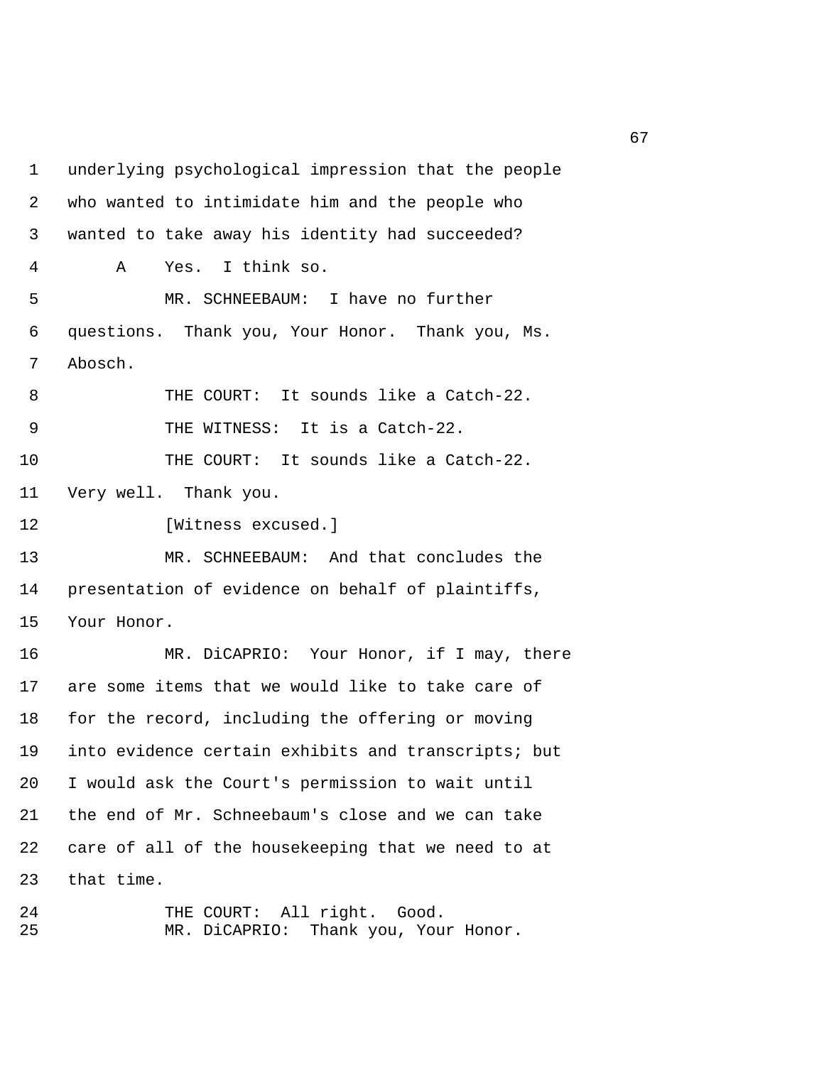underlying psychological impression that the people who wanted to intimidate him and the people who wanted to take away his identity had succeeded?

A Yes. I think so.

MR. SCHNEEBAUM: I have no further questions. Thank you, Your Honor. Thank you, Ms. Abosch.

THE COURT: It sounds like a Catch-22.

THE WITNESS: It is a Catch-22.

THE COURT: It sounds like a Catch-22. Very well. Thank you.

[Witness excused.]

MR. SCHNEEBAUM: And that concludes the presentation of evidence on behalf of plaintiffs, Your Honor.

MR. DiCAPRIO: Your Honor, if I may, there are some items that we would like to take care of for the record, including the offering or moving into evidence certain exhibits and transcripts; but I would ask the Court's permission to wait until the end of Mr. Schneebaum's close and we can take care of all of the housekeeping that we need to at that time.

THE COURT: All right. Good.

MR. DiCAPRIO: Thank you, Your Honor.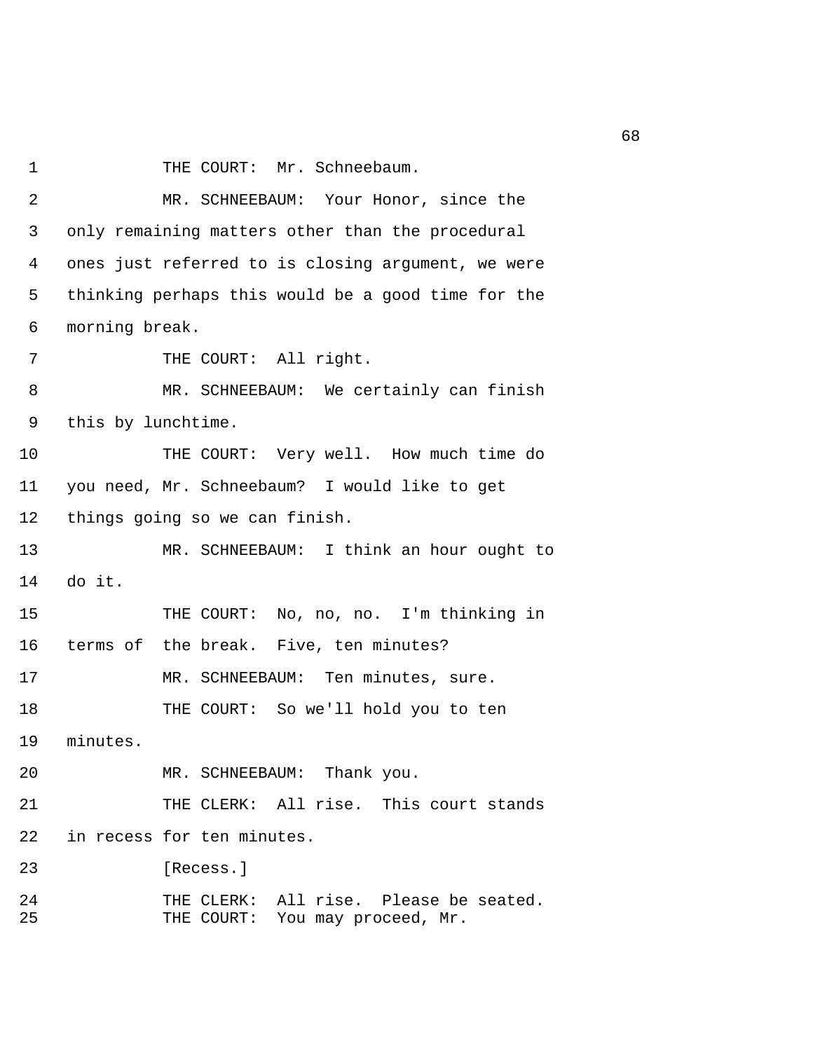1 THE COURT: Mr. Schneebaum.

2 MR. SCHNEEBAUM: Your Honor, since the

3 only remaining matters other than the procedural

4 ones just referred to is closing argument, we were

5 thinking perhaps this would be a good time for the

6 morning break.

7 THE COURT: All right.

8 MR. SCHNEEBAUM: We certainly can finish

9 this by lunchtime.

10 THE COURT: Very well. How much time do

11 you need, Mr. Schneebaum? I would like to get

12 things going so we can finish.

13 MR. SCHNEEBAUM: I think an hour ought to

14 do it.

15 THE COURT: No, no, no. I'm thinking in

16 terms of the break. Five, ten minutes?

17 MR. SCHNEEBAUM: Ten minutes, sure.

18 THE COURT: So we'll hold you to ten

19 minutes.

20 MR. SCHNEEBAUM: Thank you.

21 THE CLERK: All rise. This court stands

22 in recess for ten minutes.

23 [Recess.]

24 THE CLERK: All rise. Please be seated.

25 THE COURT: You may proceed, Mr.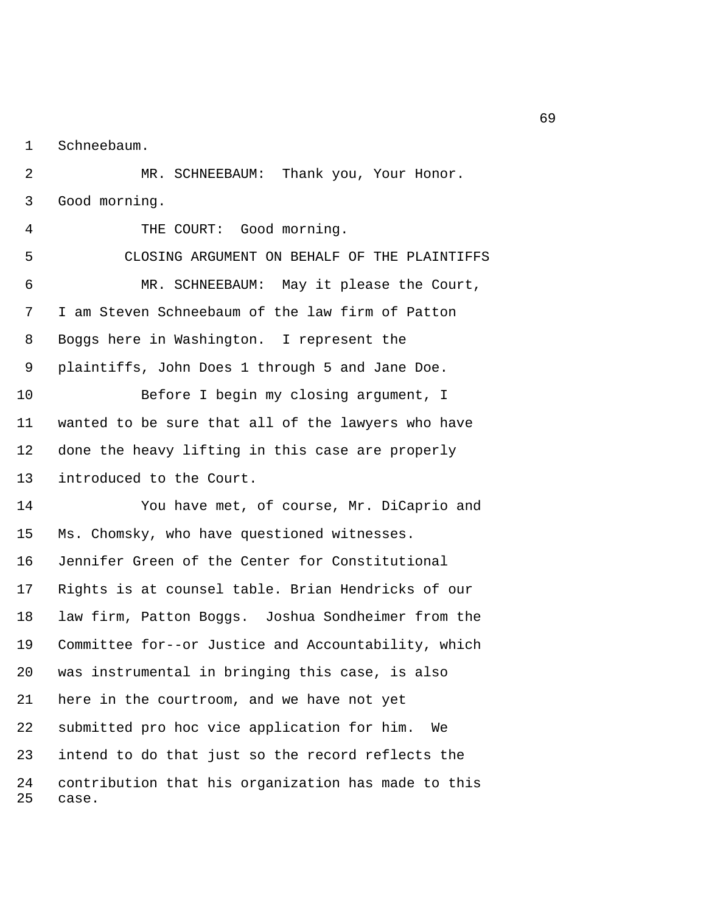Schneebaum.

MR. SCHNEEBAUM: Thank you, Your Honor. Good morning.

THE COURT: Good morning.

CLOSING ARGUMENT ON BEHALF OF THE PLAINTIFFS

MR. SCHNEEBAUM: May it please the Court, I am Steven Schneebaum of the law firm of Patton Boggs here in Washington. I represent the plaintiffs, John Does 1 through 5 and Jane Doe.

Before I begin my closing argument, I wanted to be sure that all of the lawyers who have done the heavy lifting in this case are properly introduced to the Court.

You have met, of course, Mr. DiCaprio and Ms. Chomsky, who have questioned witnesses. Jennifer Green of the Center for Constitutional Rights is at counsel table. Brian Hendricks of our law firm, Patton Boggs. Joshua Sondheimer from the Committee for--or Justice and Accountability, which was instrumental in bringing this case, is also here in the courtroom, and we have not yet submitted pro hoc vice application for him. We intend to do that just so the record reflects the contribution that his organization has made to this case.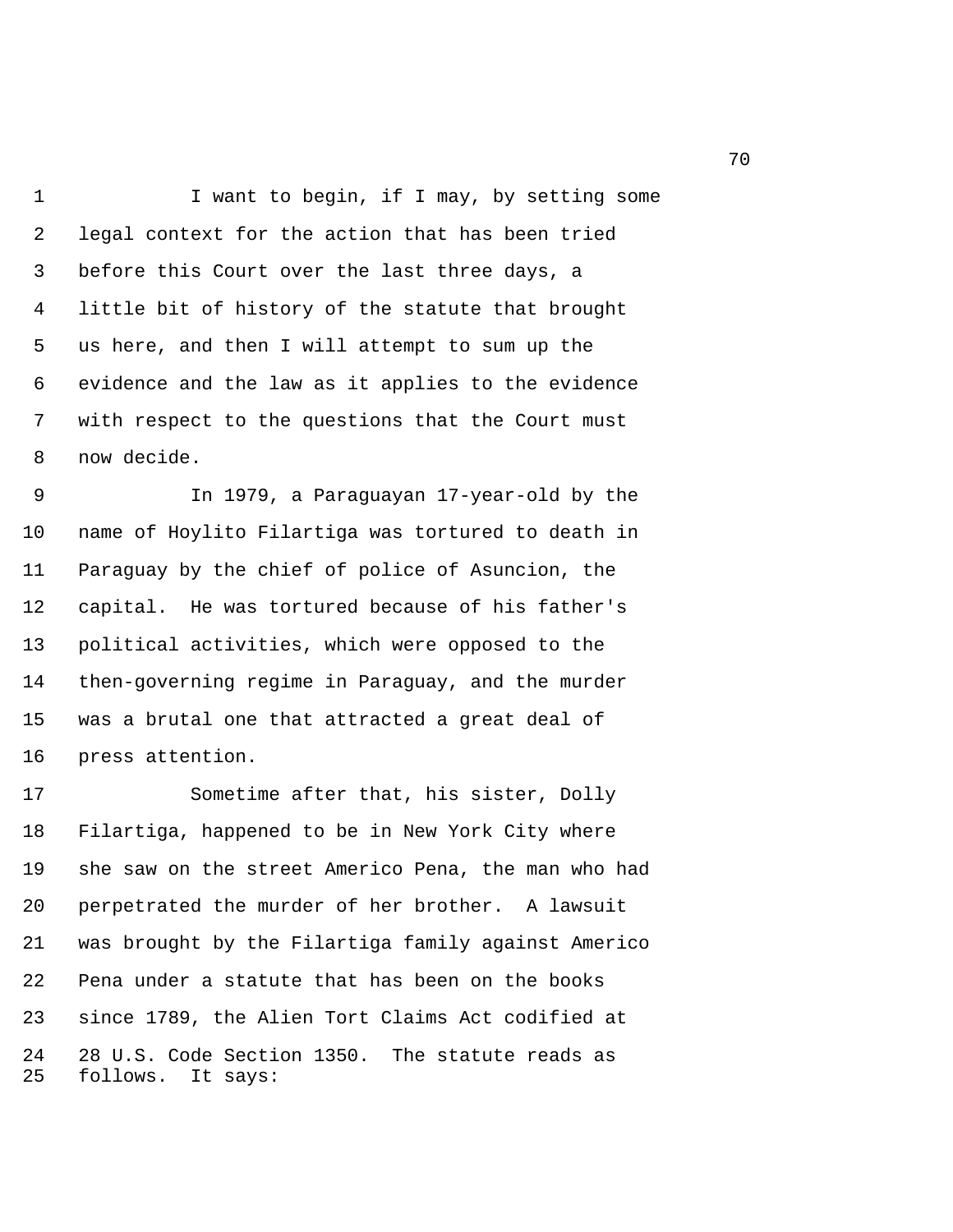I want to begin, if I may, by setting some legal context for the action that has been tried before this Court over the last three days, a little bit of history of the statute that brought us here, and then I will attempt to sum up the evidence and the law as it applies to the evidence with respect to the questions that the Court must now decide.

In 1979, a Paraguayan 17-year-old by the name of Hoylito Filartiga was tortured to death in Paraguay by the chief of police of Asuncion, the capital. He was tortured because of his father's political activities, which were opposed to the then-governing regime in Paraguay, and the murder was a brutal one that attracted a great deal of press attention.

Sometime after that, his sister, Dolly Filartiga, happened to be in New York City where she saw on the street Americo Pena, the man who had perpetrated the murder of her brother. A lawsuit was brought by the Filartiga family against Americo Pena under a statute that has been on the books since 1789, the Alien Tort Claims Act codified at 28 U.S. Code Section 1350. The statute reads as follows. It says: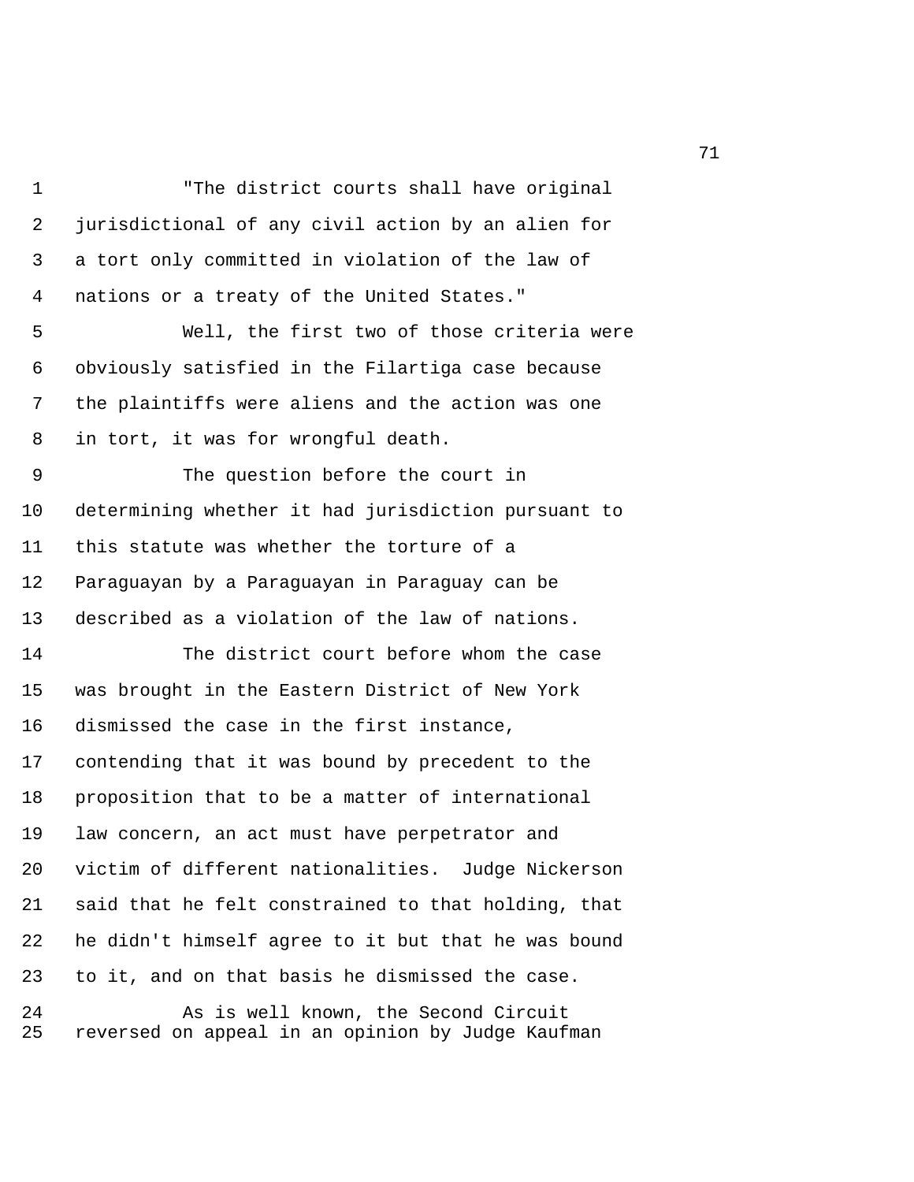"The district courts shall have original jurisdictional of any civil action by an alien for a tort only committed in violation of the law of nations or a treaty of the United States."

Well, the first two of those criteria were obviously satisfied in the Filartiga case because the plaintiffs were aliens and the action was one in tort, it was for wrongful death.

The question before the court in determining whether it had jurisdiction pursuant to this statute was whether the torture of a Paraguayan by a Paraguayan in Paraguay can be described as a violation of the law of nations.

The district court before whom the case was brought in the Eastern District of New York dismissed the case in the first instance, contending that it was bound by precedent to the proposition that to be a matter of international law concern, an act must have perpetrator and victim of different nationalities. Judge Nickerson said that he felt constrained to that holding, that he didn't himself agree to it but that he was bound to it, and on that basis he dismissed the case.

As is well known, the Second Circuit reversed on appeal in an opinion by Judge Kaufman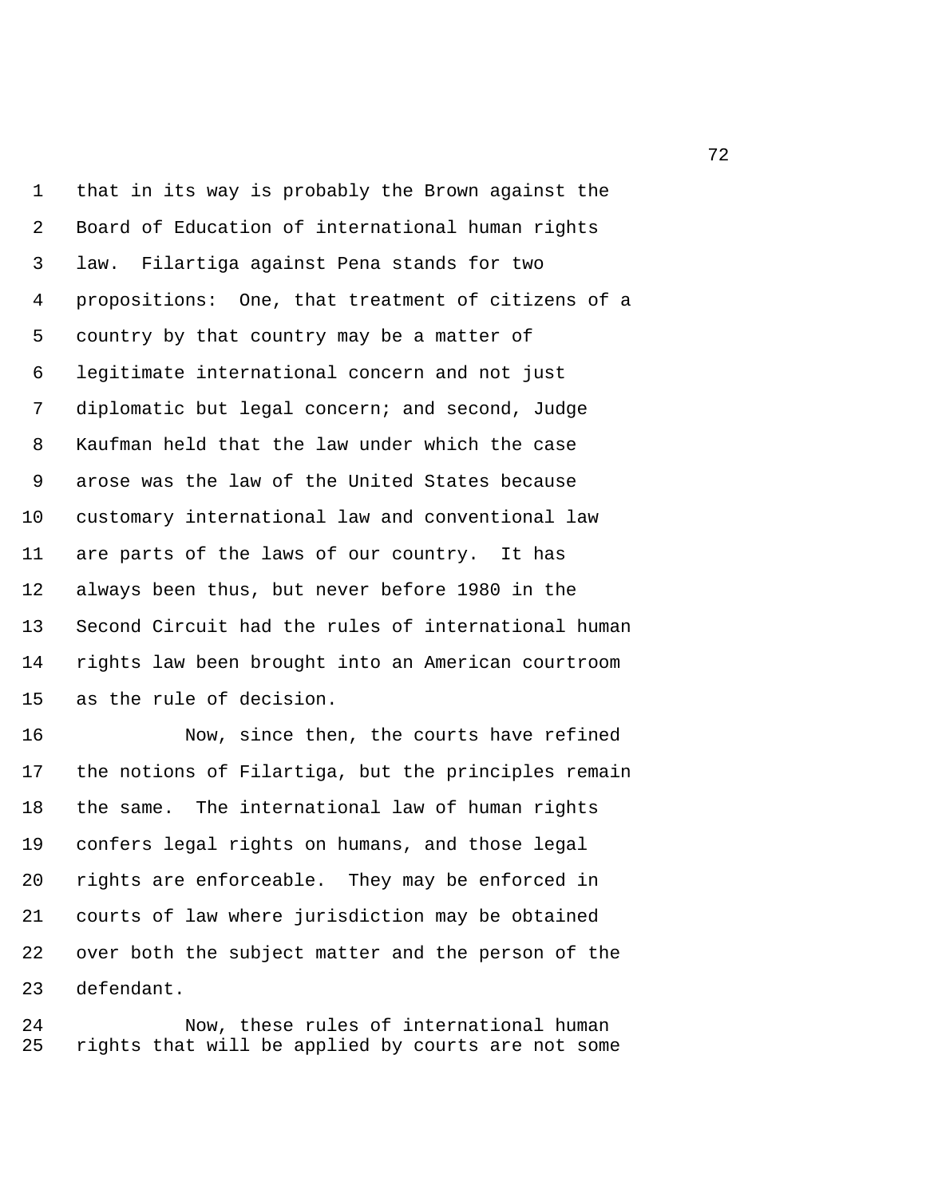that in its way is probably the Brown against the Board of Education of international human rights law. Filartiga against Pena stands for two propositions: One, that treatment of citizens of a country by that country may be a matter of legitimate international concern and not just diplomatic but legal concern; and second, Judge Kaufman held that the law under which the case arose was the law of the United States because customary international law and conventional law are parts of the laws of our country. It has always been thus, but never before 1980 in the Second Circuit had the rules of international human rights law been brought into an American courtroom as the rule of decision.

Now, since then, the courts have refined the notions of Filartiga, but the principles remain the same. The international law of human rights confers legal rights on humans, and those legal rights are enforceable. They may be enforced in courts of law where jurisdiction may be obtained over both the subject matter and the person of the defendant.

Now, these rules of international human rights that will be applied by courts are not some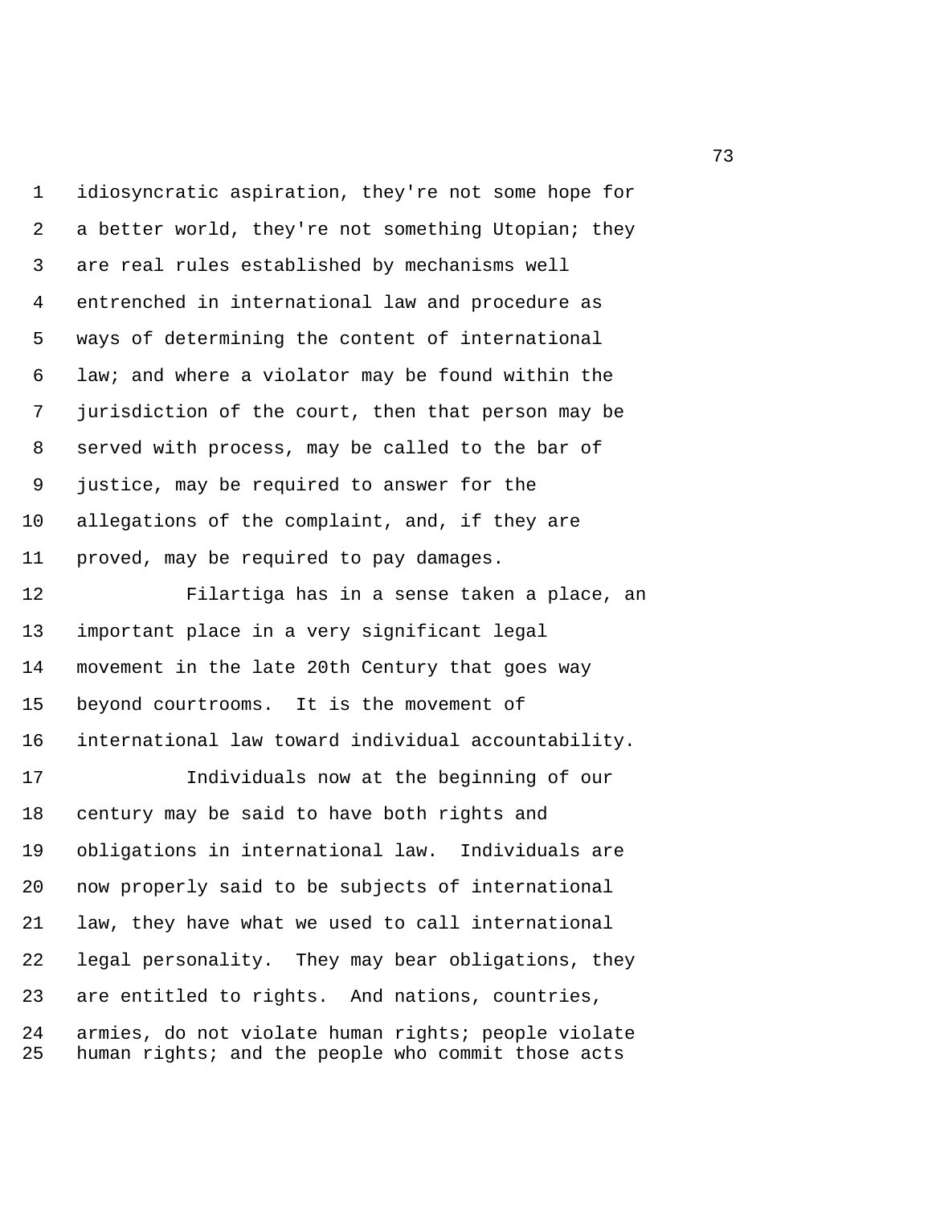idiosyncratic aspiration, they're not some hope for a better world, they're not something Utopian; they are real rules established by mechanisms well entrenched in international law and procedure as ways of determining the content of international law; and where a violator may be found within the jurisdiction of the court, then that person may be served with process, may be called to the bar of justice, may be required to answer for the allegations of the complaint, and, if they are proved, may be required to pay damages.

Filartiga has in a sense taken a place, an important place in a very significant legal movement in the late 20th Century that goes way beyond courtrooms. It is the movement of international law toward individual accountability.

Individuals now at the beginning of our century may be said to have both rights and obligations in international law. Individuals are now properly said to be subjects of international law, they have what we used to call international legal personality. They may bear obligations, they are entitled to rights. And nations, countries, armies, do not violate human rights; people violate human rights; and the people who commit those acts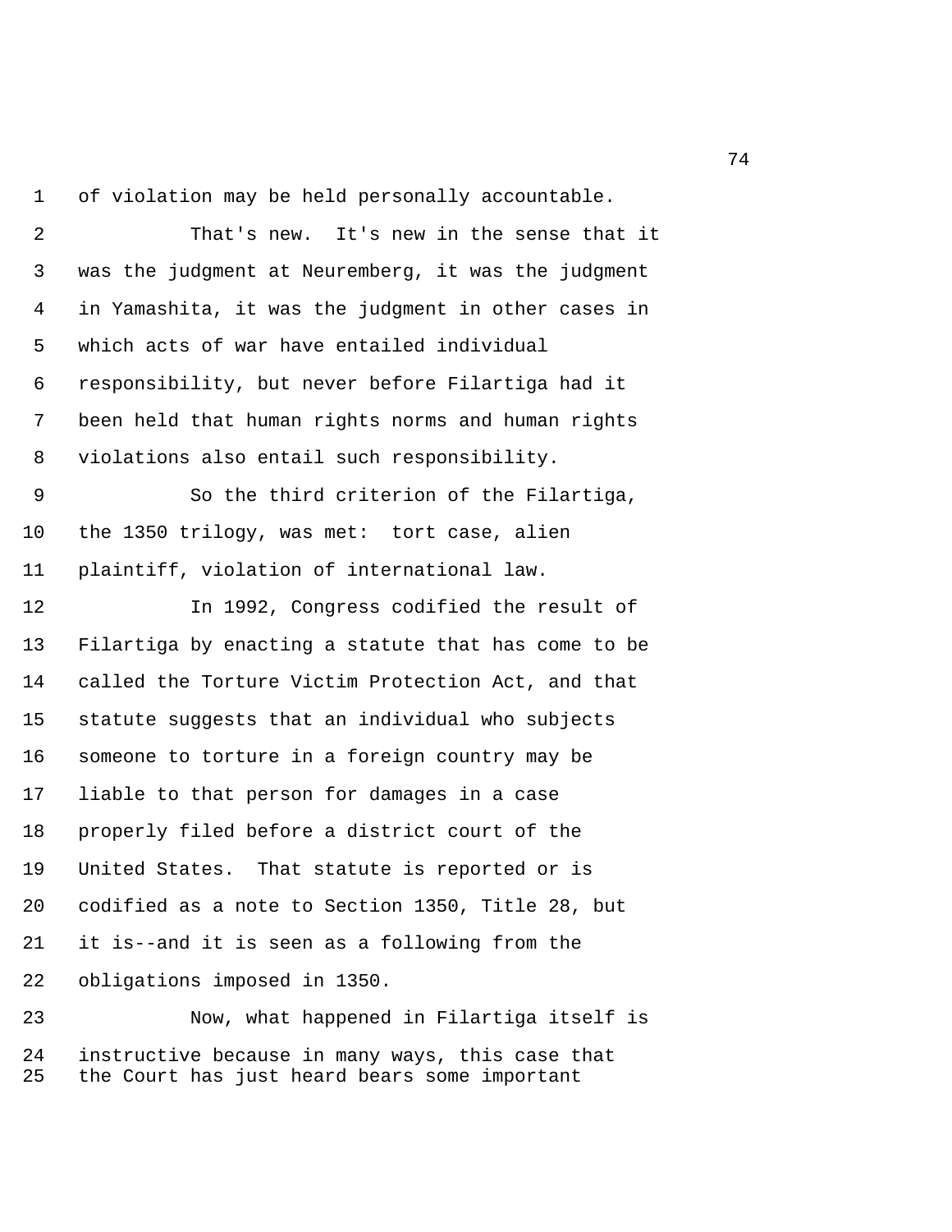of violation may be held personally accountable.

That's new. It's new in the sense that it was the judgment at Neuremberg, it was the judgment in Yamashita, it was the judgment in other cases in which acts of war have entailed individual responsibility, but never before Filartiga had it been held that human rights norms and human rights violations also entail such responsibility.

So the third criterion of the Filartiga, the 1350 trilogy, was met: tort case, alien plaintiff, violation of international law.

In 1992, Congress codified the result of Filartiga by enacting a statute that has come to be called the Torture Victim Protection Act, and that statute suggests that an individual who subjects someone to torture in a foreign country may be liable to that person for damages in a case properly filed before a district court of the United States. That statute is reported or is codified as a note to Section 1350, Title 28, but it is--and it is seen as a following from the obligations imposed in 1350.

Now, what happened in Filartiga itself is instructive because in many ways, this case that the Court has just heard bears some important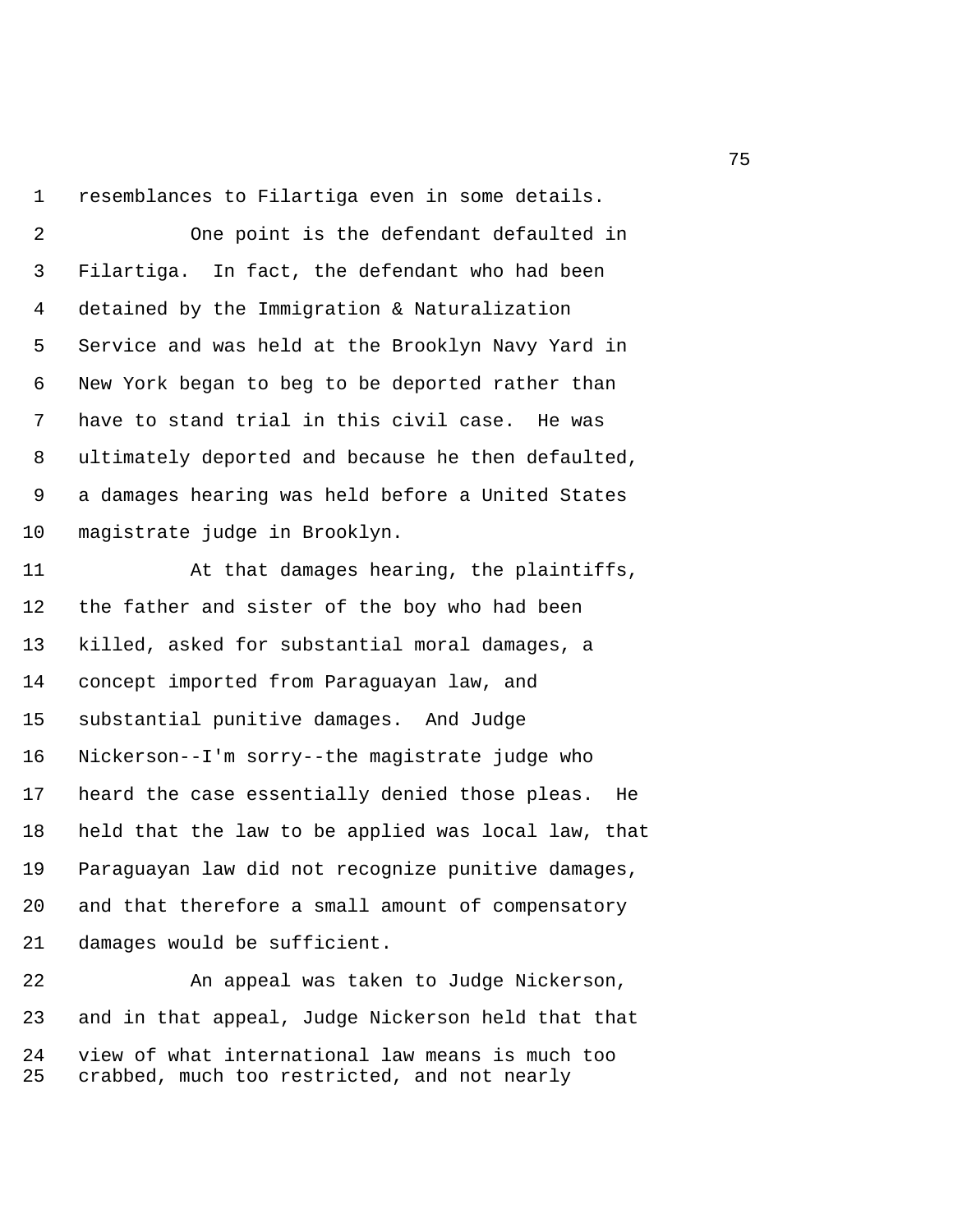resemblances to Filartiga even in some details.

One point is the defendant defaulted in Filartiga. In fact, the defendant who had been detained by the Immigration & Naturalization Service and was held at the Brooklyn Navy Yard in New York began to beg to be deported rather than have to stand trial in this civil case. He was ultimately deported and because he then defaulted, a damages hearing was held before a United States magistrate judge in Brooklyn.

At that damages hearing, the plaintiffs, the father and sister of the boy who had been killed, asked for substantial moral damages, a concept imported from Paraguayan law, and substantial punitive damages. And Judge Nickerson--I'm sorry--the magistrate judge who heard the case essentially denied those pleas. He held that the law to be applied was local law, that Paraguayan law did not recognize punitive damages, and that therefore a small amount of compensatory damages would be sufficient.

An appeal was taken to Judge Nickerson, and in that appeal, Judge Nickerson held that that view of what international law means is much too crabbed, much too restricted, and not nearly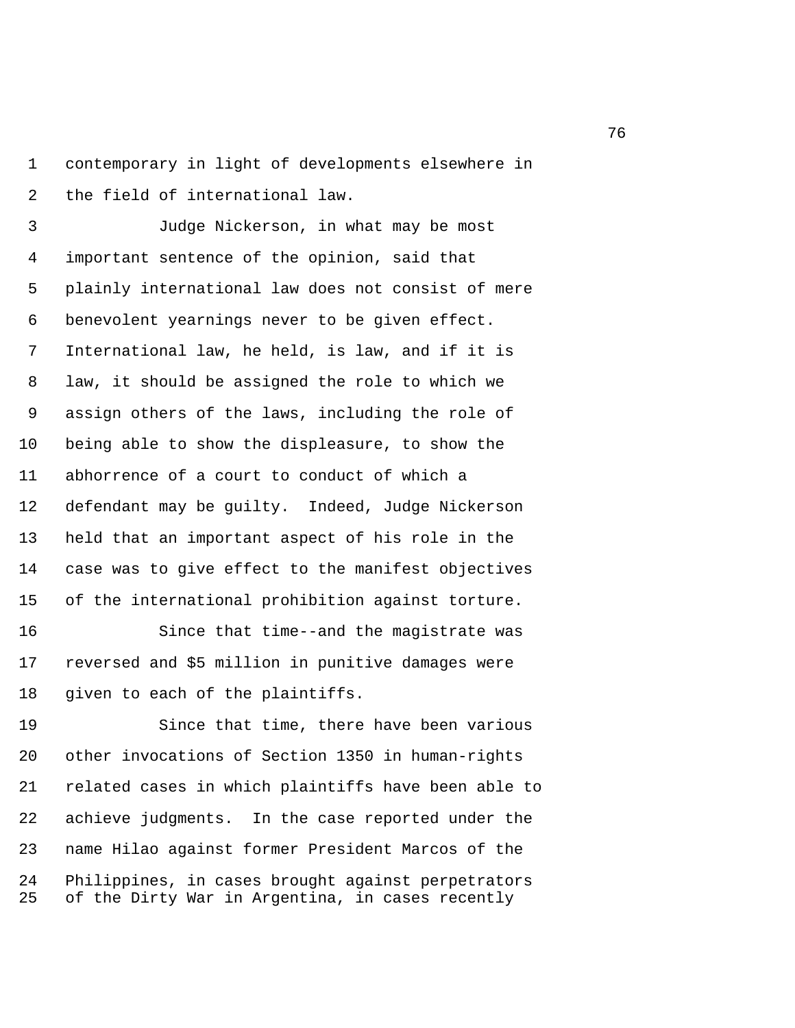contemporary in light of developments elsewhere in the field of international law.

Judge Nickerson, in what may be most important sentence of the opinion, said that plainly international law does not consist of mere benevolent yearnings never to be given effect. International law, he held, is law, and if it is law, it should be assigned the role to which we assign others of the laws, including the role of being able to show the displeasure, to show the abhorrence of a court to conduct of which a defendant may be guilty. Indeed, Judge Nickerson held that an important aspect of his role in the case was to give effect to the manifest objectives of the international prohibition against torture.

Since that time--and the magistrate was reversed and $5 million in punitive damages were given to each of the plaintiffs.

Since that time, there have been various other invocations of Section 1350 in human-rights related cases in which plaintiffs have been able to achieve judgments. In the case reported under the name Hilao against former President Marcos of the Philippines, in cases brought against perpetrators of the Dirty War in Argentina, in cases recently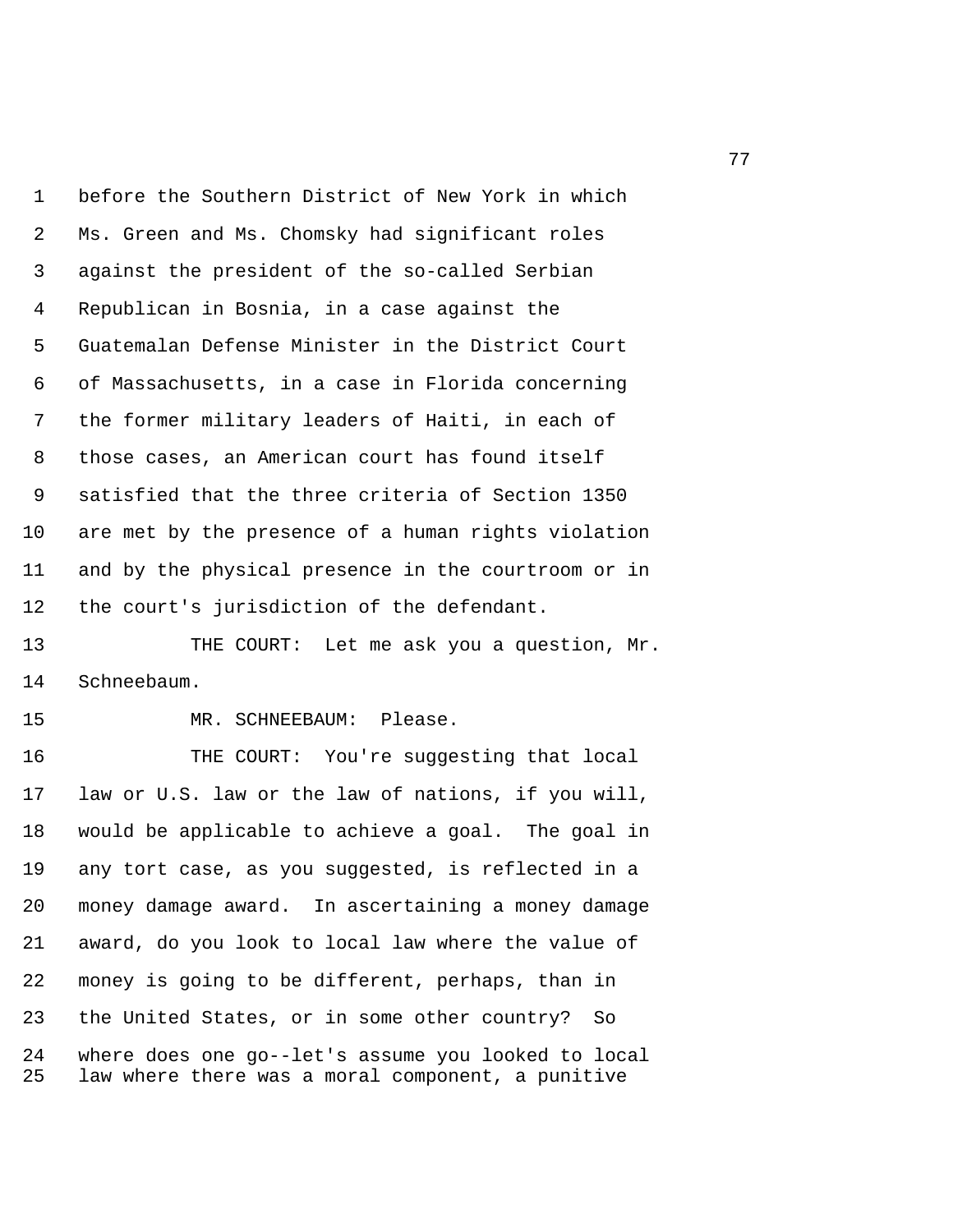before the Southern District of New York in which Ms. Green and Ms. Chomsky had significant roles against the president of the so-called Serbian Republican in Bosnia, in a case against the Guatemalan Defense Minister in the District Court of Massachusetts, in a case in Florida concerning the former military leaders of Haiti, in each of those cases, an American court has found itself satisfied that the three criteria of Section 1350 are met by the presence of a human rights violation and by the physical presence in the courtroom or in the court's jurisdiction of the defendant.

THE COURT: Let me ask you a question, Mr. Schneebaum.

MR. SCHNEEBAUM: Please.

THE COURT: You're suggesting that local law or U.S. law or the law of nations, if you will, would be applicable to achieve a goal. The goal in any tort case, as you suggested, is reflected in a money damage award. In ascertaining a money damage award, do you look to local law where the value of money is going to be different, perhaps, than in the United States, or in some other country? So where does one go--let's assume you looked to local law where there was a moral component, a punitive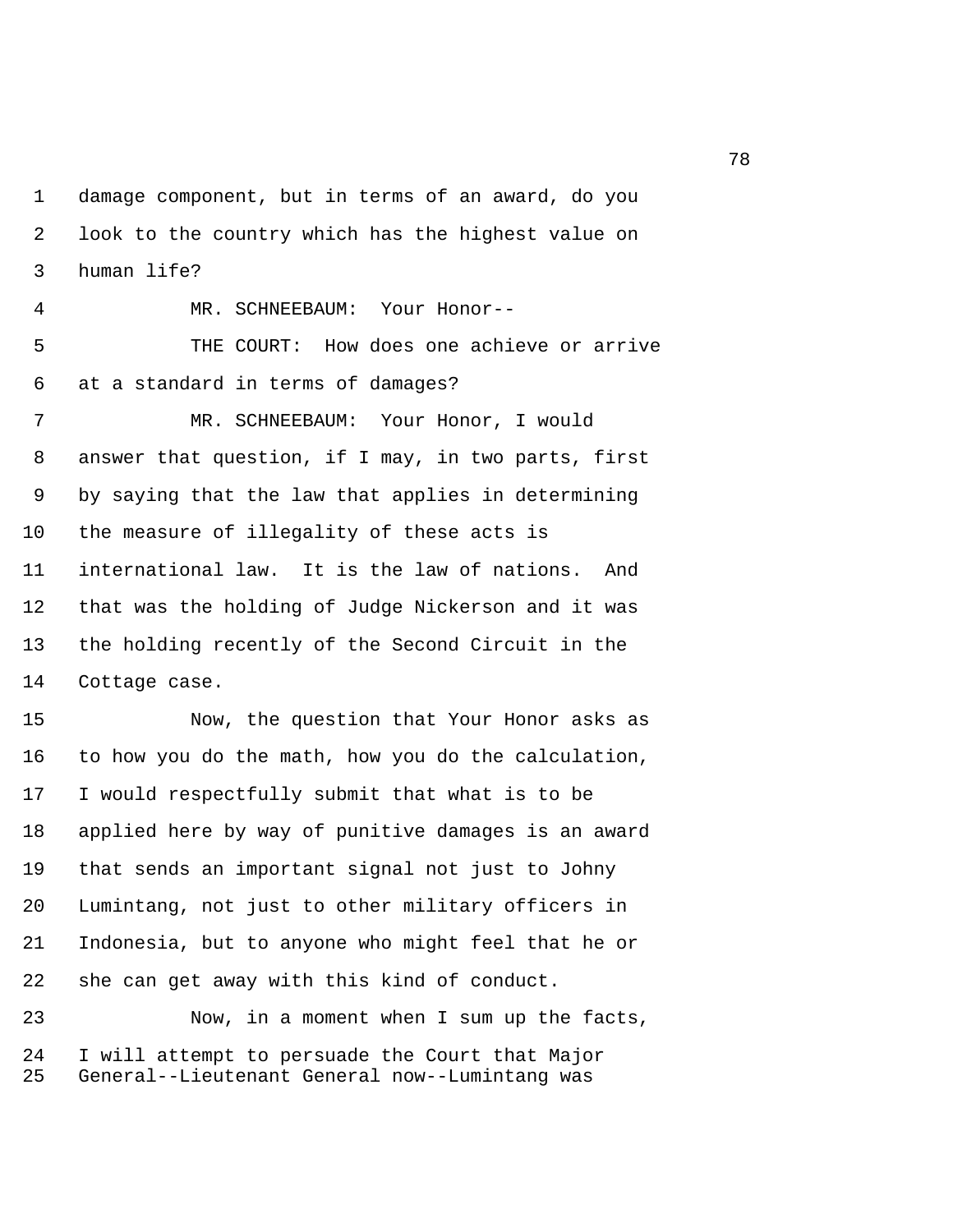damage component, but in terms of an award, do you look to the country which has the highest value on human life?

MR. SCHNEEBAUM: Your Honor--

THE COURT: How does one achieve or arrive at a standard in terms of damages?

MR. SCHNEEBAUM: Your Honor, I would answer that question, if I may, in two parts, first by saying that the law that applies in determining the measure of illegality of these acts is international law. It is the law of nations. And that was the holding of Judge Nickerson and it was the holding recently of the Second Circuit in the Cottage case.

Now, the question that Your Honor asks as to how you do the math, how you do the calculation, I would respectfully submit that what is to be applied here by way of punitive damages is an award that sends an important signal not just to Johny Lumintang, not just to other military officers in Indonesia, but to anyone who might feel that he or she can get away with this kind of conduct.

Now, in a moment when I sum up the facts, I will attempt to persuade the Court that Major General--Lieutenant General now--Lumintang was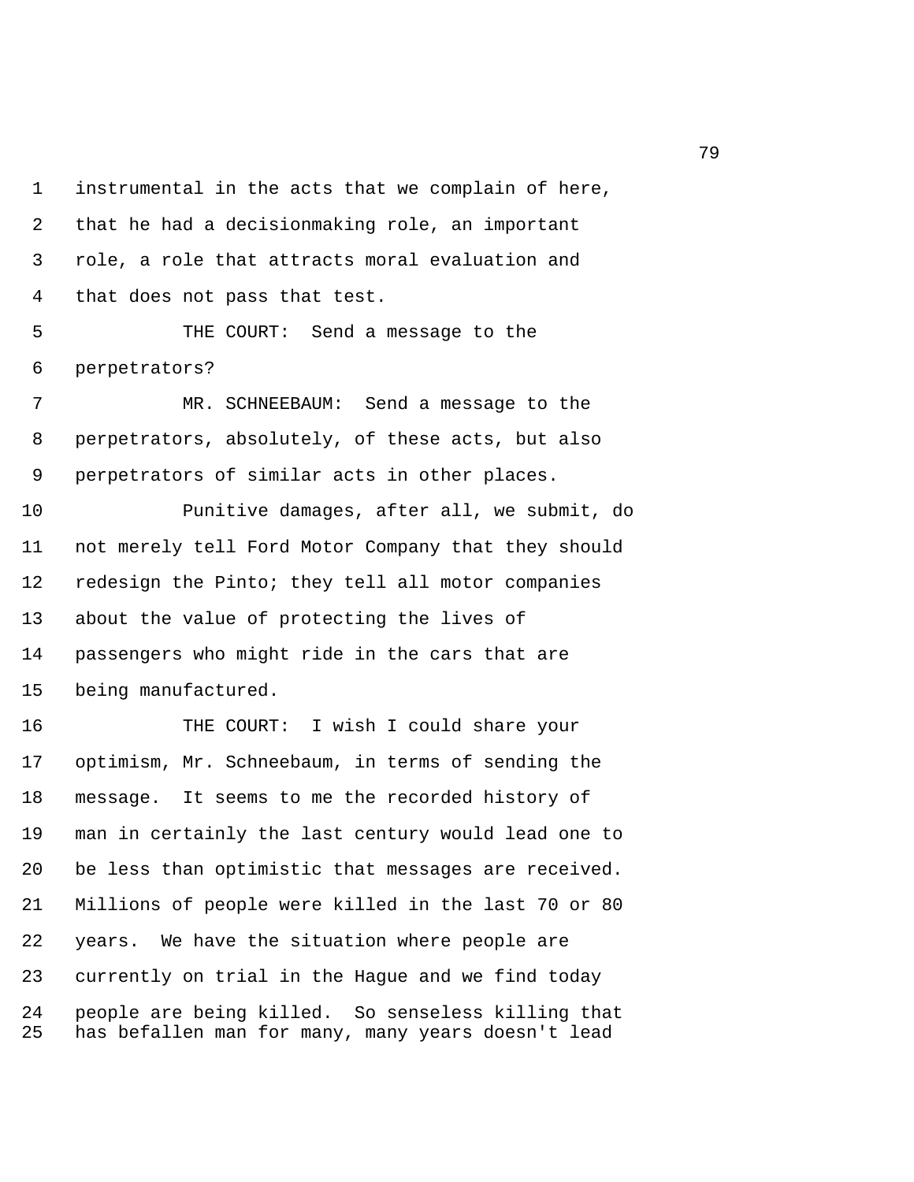instrumental in the acts that we complain of here, that he had a decisionmaking role, an important role, a role that attracts moral evaluation and that does not pass that test.

THE COURT: Send a message to the perpetrators?

MR. SCHNEEBAUM: Send a message to the perpetrators, absolutely, of these acts, but also perpetrators of similar acts in other places.

Punitive damages, after all, we submit, do not merely tell Ford Motor Company that they should redesign the Pinto; they tell all motor companies about the value of protecting the lives of passengers who might ride in the cars that are being manufactured.

THE COURT: I wish I could share your optimism, Mr. Schneebaum, in terms of sending the message. It seems to me the recorded history of man in certainly the last century would lead one to be less than optimistic that messages are received. Millions of people were killed in the last 70 or 80 years. We have the situation where people are currently on trial in the Hague and we find today people are being killed. So senseless killing that has befallen man for many, many years doesn't lead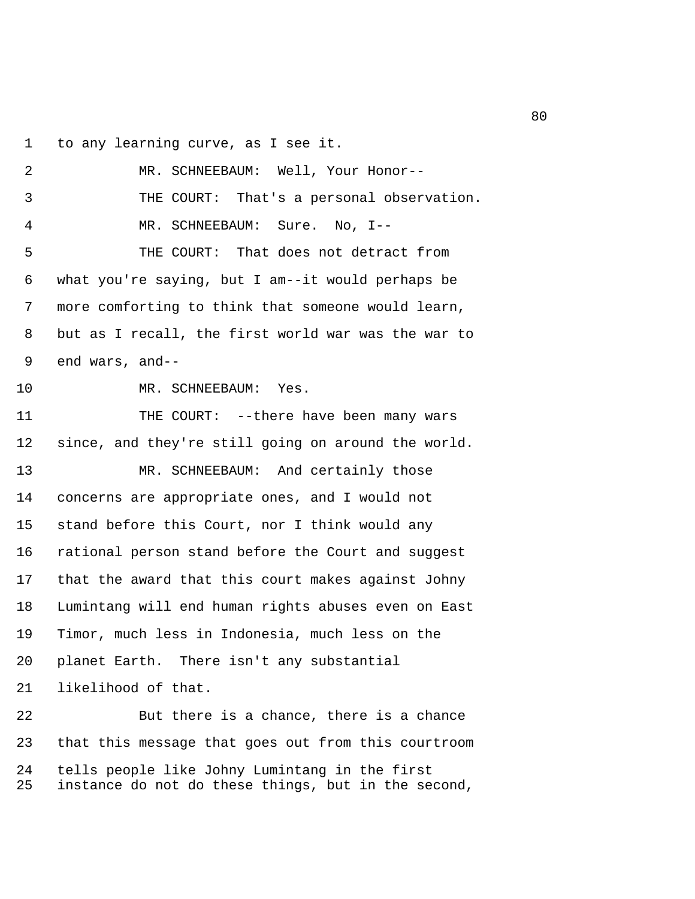to any learning curve, as I see it.

MR. SCHNEEBAUM: Well, Your Honor--

THE COURT: That's a personal observation.

MR. SCHNEEBAUM: Sure. No, I--

THE COURT: That does not detract from what you're saying, but I am--it would perhaps be more comforting to think that someone would learn, but as I recall, the first world war was the war to end wars, and--

MR. SCHNEEBAUM: Yes.

THE COURT: --there have been many wars since, and they're still going on around the world.

MR. SCHNEEBAUM: And certainly those concerns are appropriate ones, and I would not stand before this Court, nor I think would any rational person stand before the Court and suggest that the award that this court makes against Johny Lumintang will end human rights abuses even on East Timor, much less in Indonesia, much less on the planet Earth. There isn't any substantial likelihood of that.

But there is a chance, there is a chance that this message that goes out from this courtroom tells people like Johny Lumintang in the first instance do not do these things, but in the second,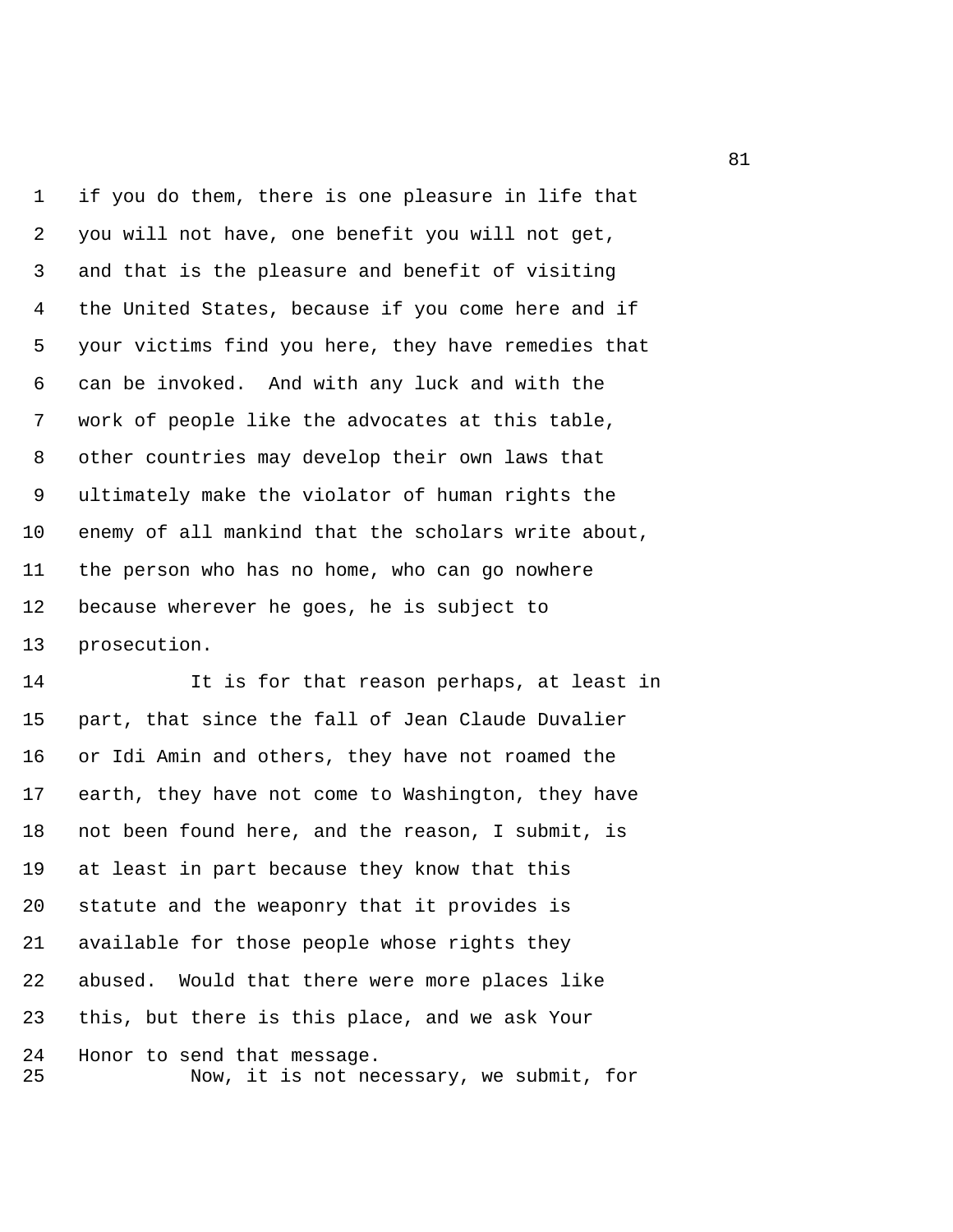if you do them, there is one pleasure in life that you will not have, one benefit you will not get, and that is the pleasure and benefit of visiting the United States, because if you come here and if your victims find you here, they have remedies that can be invoked. And with any luck and with the work of people like the advocates at this table, other countries may develop their own laws that ultimately make the violator of human rights the enemy of all mankind that the scholars write about, the person who has no home, who can go nowhere because wherever he goes, he is subject to prosecution.

It is for that reason perhaps, at least in part, that since the fall of Jean Claude Duvalier or Idi Amin and others, they have not roamed the earth, they have not come to Washington, they have not been found here, and the reason, I submit, is at least in part because they know that this statute and the weaponry that it provides is available for those people whose rights they abused. Would that there were more places like this, but there is this place, and we ask Your Honor to send that message.

Now, it is not necessary, we submit, for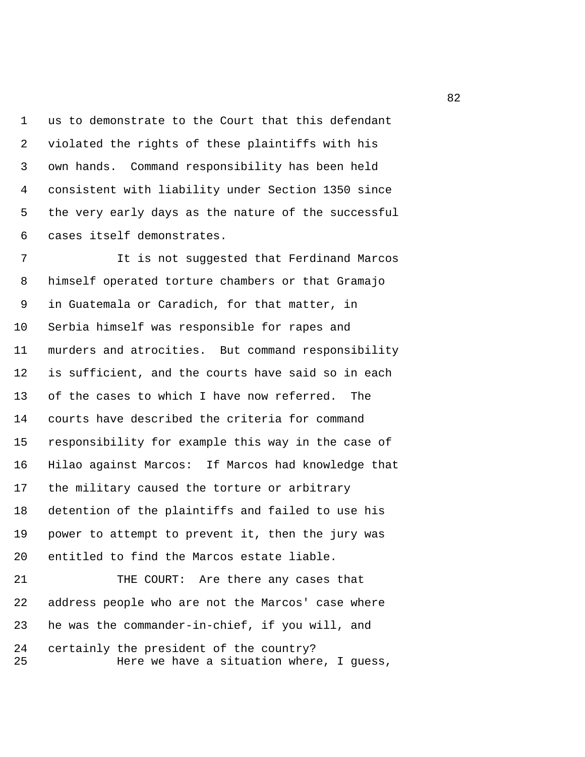us to demonstrate to the Court that this defendant violated the rights of these plaintiffs with his own hands. Command responsibility has been held consistent with liability under Section 1350 since the very early days as the nature of the successful cases itself demonstrates.

It is not suggested that Ferdinand Marcos himself operated torture chambers or that Gramajo in Guatemala or Caradich, for that matter, in Serbia himself was responsible for rapes and murders and atrocities. But command responsibility is sufficient, and the courts have said so in each of the cases to which I have now referred. The courts have described the criteria for command responsibility for example this way in the case of Hilao against Marcos: If Marcos had knowledge that the military caused the torture or arbitrary detention of the plaintiffs and failed to use his power to attempt to prevent it, then the jury was entitled to find the Marcos estate liable.

THE COURT: Are there any cases that address people who are not the Marcos' case where he was the commander-in-chief, if you will, and certainly the president of the country?

Here we have a situation where, I guess,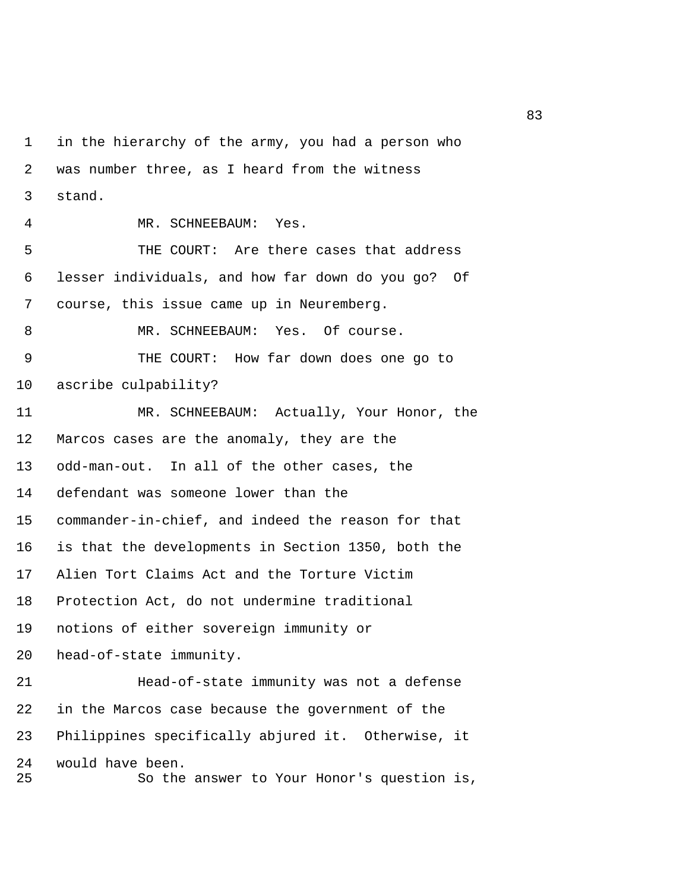in the hierarchy of the army, you had a person who was number three, as I heard from the witness stand.

MR. SCHNEEBAUM: Yes.

THE COURT: Are there cases that address lesser individuals, and how far down do you go? Of course, this issue came up in Neuremberg.

MR. SCHNEEBAUM: Yes. Of course.

THE COURT: How far down does one go to ascribe culpability?

MR. SCHNEEBAUM: Actually, Your Honor, the Marcos cases are the anomaly, they are the odd-man-out. In all of the other cases, the defendant was someone lower than the commander-in-chief, and indeed the reason for that is that the developments in Section 1350, both the Alien Tort Claims Act and the Torture Victim Protection Act, do not undermine traditional notions of either sovereign immunity or head-of-state immunity.

Head-of-state immunity was not a defense in the Marcos case because the government of the Philippines specifically abjured it. Otherwise, it would have been.

So the answer to Your Honor's question is,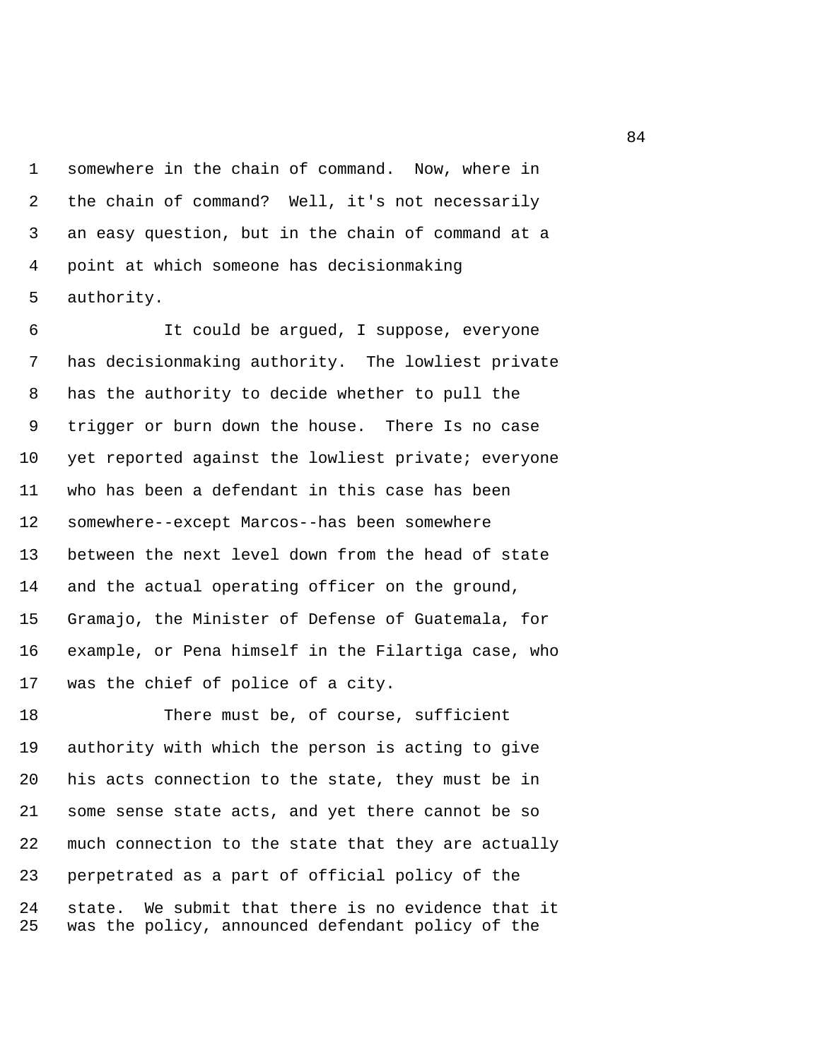somewhere in the chain of command. Now, where in the chain of command? Well, it's not necessarily an easy question, but in the chain of command at a point at which someone has decisionmaking authority.

It could be argued, I suppose, everyone has decisionmaking authority. The lowliest private has the authority to decide whether to pull the trigger or burn down the house. There Is no case yet reported against the lowliest private; everyone who has been a defendant in this case has been somewhere--except Marcos--has been somewhere between the next level down from the head of state and the actual operating officer on the ground, Gramajo, the Minister of Defense of Guatemala, for example, or Pena himself in the Filartiga case, who was the chief of police of a city.

There must be, of course, sufficient authority with which the person is acting to give his acts connection to the state, they must be in some sense state acts, and yet there cannot be so much connection to the state that they are actually perpetrated as a part of official policy of the state. We submit that there is no evidence that it was the policy, announced defendant policy of the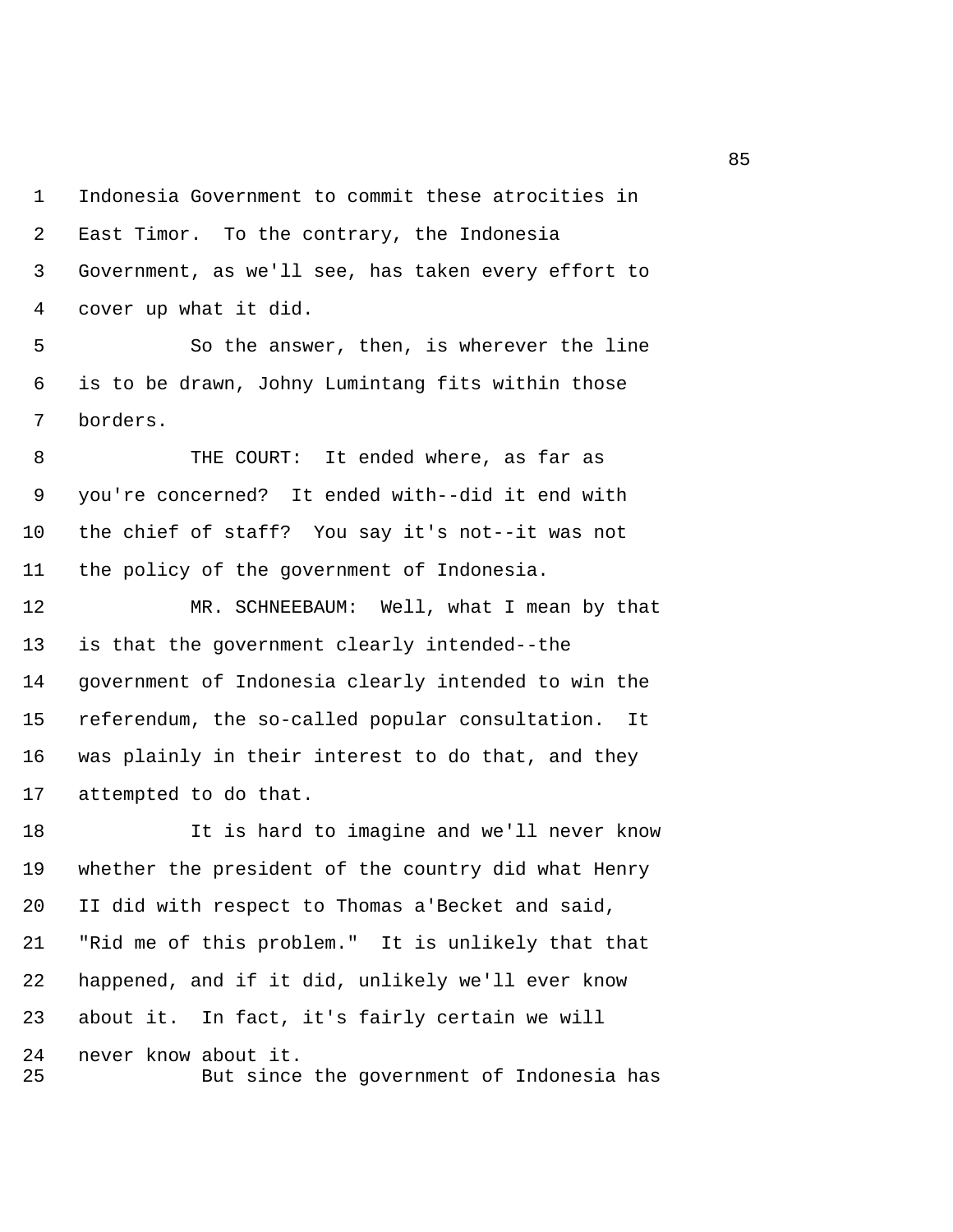Indonesia Government to commit these atrocities in East Timor. To the contrary, the Indonesia Government, as we'll see, has taken every effort to cover up what it did.

So the answer, then, is wherever the line is to be drawn, Johny Lumintang fits within those borders.

THE COURT: It ended where, as far as you're concerned? It ended with--did it end with the chief of staff? You say it's not--it was not the policy of the government of Indonesia.

MR. SCHNEEBAUM: Well, what I mean by that is that the government clearly intended--the government of Indonesia clearly intended to win the referendum, the so-called popular consultation. It was plainly in their interest to do that, and they attempted to do that.

It is hard to imagine and we'll never know whether the president of the country did what Henry II did with respect to Thomas a'Becket and said, "Rid me of this problem." It is unlikely that that happened, and if it did, unlikely we'll ever know about it. In fact, it's fairly certain we will never know about it.

But since the government of Indonesia has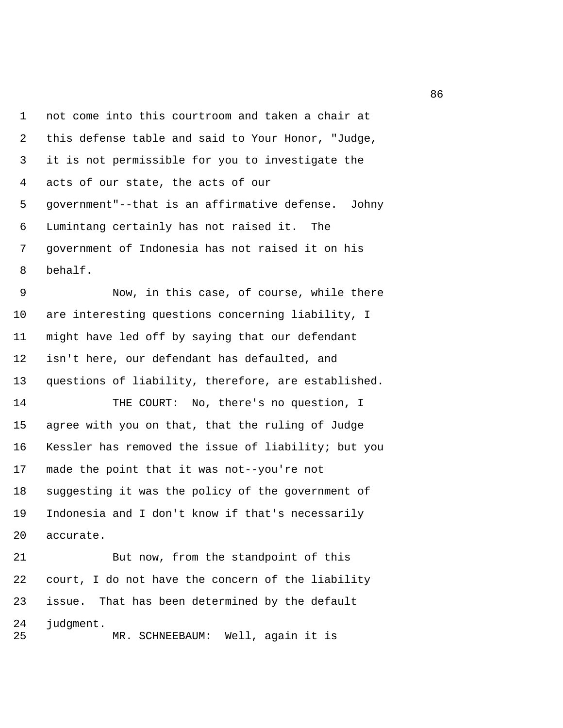not come into this courtroom and taken a chair at this defense table and said to Your Honor, "Judge, it is not permissible for you to investigate the acts of our state, the acts of our government"--that is an affirmative defense. Johny Lumintang certainly has not raised it. The government of Indonesia has not raised it on his behalf.

Now, in this case, of course, while there are interesting questions concerning liability, I might have led off by saying that our defendant isn't here, our defendant has defaulted, and questions of liability, therefore, are established.

THE COURT: No, there's no question, I agree with you on that, that the ruling of Judge Kessler has removed the issue of liability; but you made the point that it was not--you're not suggesting it was the policy of the government of Indonesia and I don't know if that's necessarily accurate.

But now, from the standpoint of this court, I do not have the concern of the liability issue. That has been determined by the default judgment.

MR. SCHNEEBAUM: Well, again it is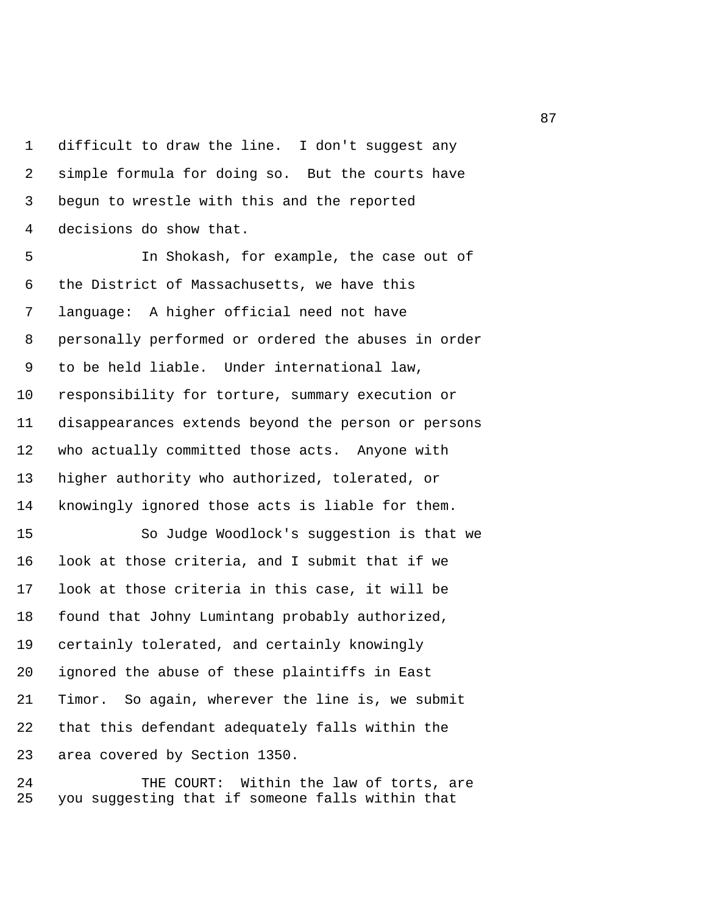difficult to draw the line. I don't suggest any simple formula for doing so. But the courts have begun to wrestle with this and the reported decisions do show that.

In Shokash, for example, the case out of the District of Massachusetts, we have this language: A higher official need not have personally performed or ordered the abuses in order to be held liable. Under international law, responsibility for torture, summary execution or disappearances extends beyond the person or persons who actually committed those acts. Anyone with higher authority who authorized, tolerated, or knowingly ignored those acts is liable for them.

So Judge Woodlock's suggestion is that we look at those criteria, and I submit that if we look at those criteria in this case, it will be found that Johny Lumintang probably authorized, certainly tolerated, and certainly knowingly ignored the abuse of these plaintiffs in East Timor. So again, wherever the line is, we submit that this defendant adequately falls within the area covered by Section 1350.

THE COURT: Within the law of torts, are you suggesting that if someone falls within that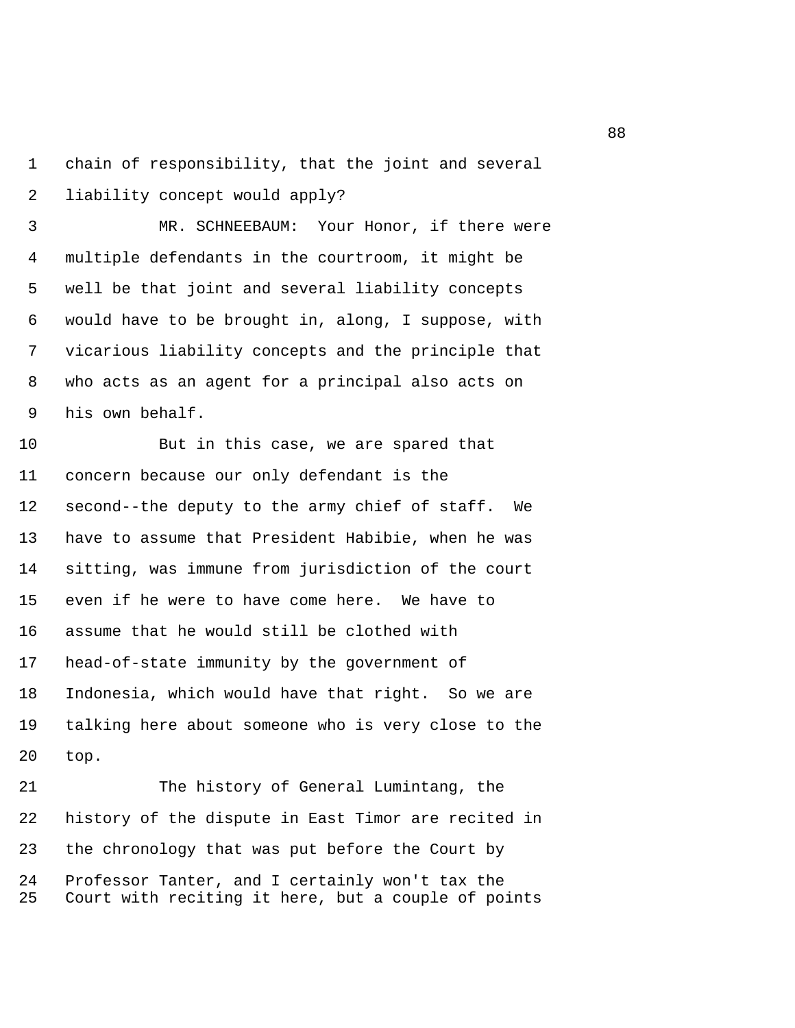chain of responsibility, that the joint and several liability concept would apply?

MR. SCHNEEBAUM: Your Honor, if there were multiple defendants in the courtroom, it might be well be that joint and several liability concepts would have to be brought in, along, I suppose, with vicarious liability concepts and the principle that who acts as an agent for a principal also acts on his own behalf.

But in this case, we are spared that concern because our only defendant is the second--the deputy to the army chief of staff. We have to assume that President Habibie, when he was sitting, was immune from jurisdiction of the court even if he were to have come here. We have to assume that he would still be clothed with head-of-state immunity by the government of Indonesia, which would have that right. So we are talking here about someone who is very close to the top.

The history of General Lumintang, the history of the dispute in East Timor are recited in the chronology that was put before the Court by Professor Tanter, and I certainly won't tax the Court with reciting it here, but a couple of points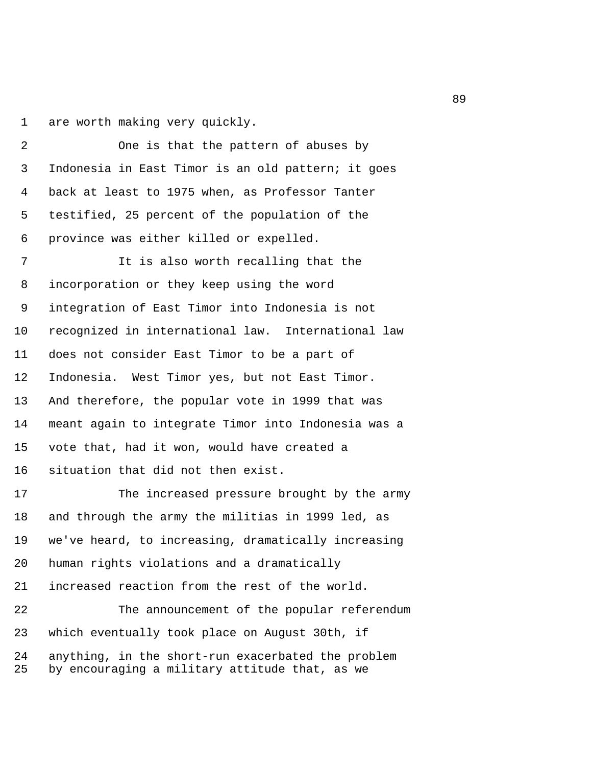are worth making very quickly.

One is that the pattern of abuses by Indonesia in East Timor is an old pattern; it goes back at least to 1975 when, as Professor Tanter testified, 25 percent of the population of the province was either killed or expelled.

It is also worth recalling that the incorporation or they keep using the word integration of East Timor into Indonesia is not recognized in international law. International law does not consider East Timor to be a part of Indonesia. West Timor yes, but not East Timor. And therefore, the popular vote in 1999 that was meant again to integrate Timor into Indonesia was a vote that, had it won, would have created a situation that did not then exist.

The increased pressure brought by the army and through the army the militias in 1999 led, as we've heard, to increasing, dramatically increasing human rights violations and a dramatically increased reaction from the rest of the world.

The announcement of the popular referendum which eventually took place on August 30th, if anything, in the short-run exacerbated the problem by encouraging a military attitude that, as we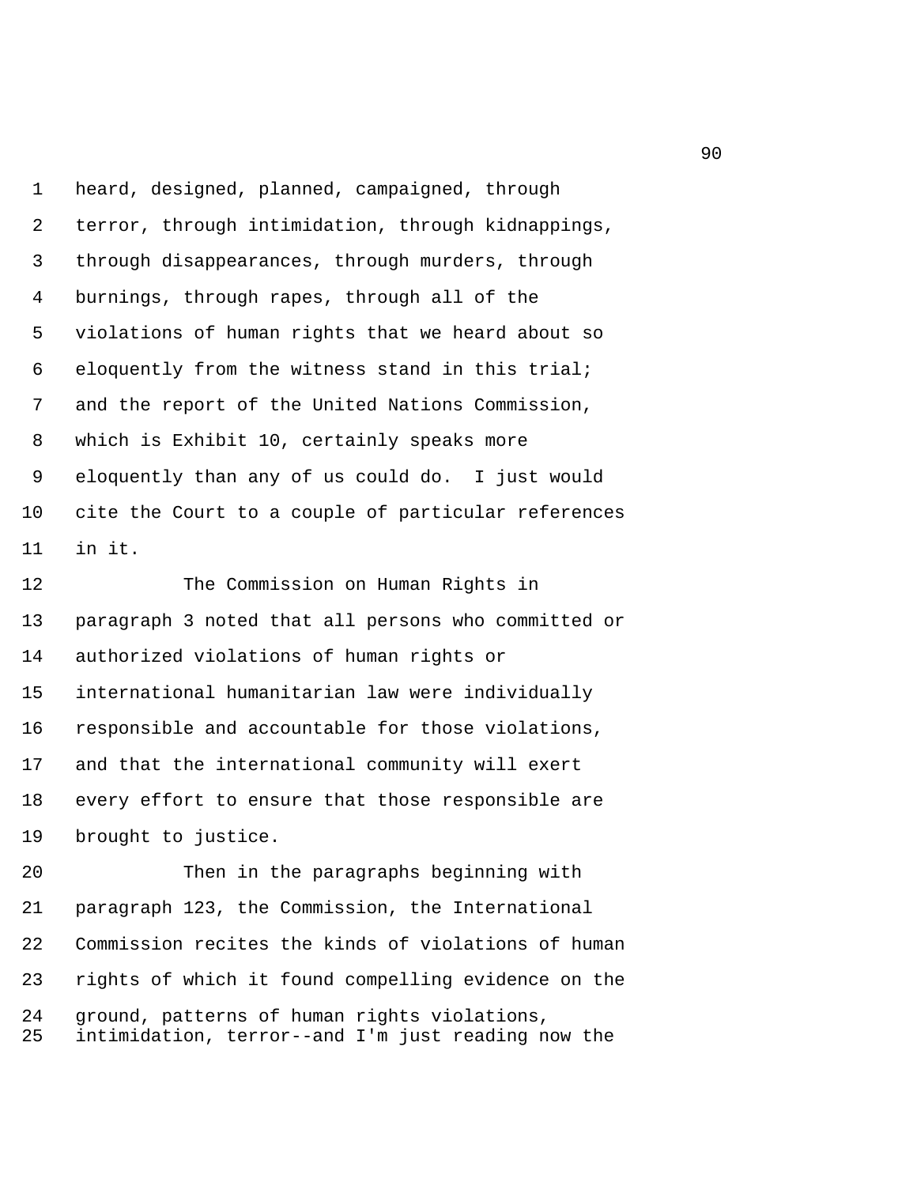heard, designed, planned, campaigned, through terror, through intimidation, through kidnappings, through disappearances, through murders, through burnings, through rapes, through all of the violations of human rights that we heard about so eloquently from the witness stand in this trial; and the report of the United Nations Commission, which is Exhibit 10, certainly speaks more eloquently than any of us could do. I just would cite the Court to a couple of particular references in it.

The Commission on Human Rights in paragraph 3 noted that all persons who committed or authorized violations of human rights or international humanitarian law were individually responsible and accountable for those violations, and that the international community will exert every effort to ensure that those responsible are brought to justice.

Then in the paragraphs beginning with paragraph 123, the Commission, the International Commission recites the kinds of violations of human rights of which it found compelling evidence on the ground, patterns of human rights violations, intimidation, terror--and I'm just reading now the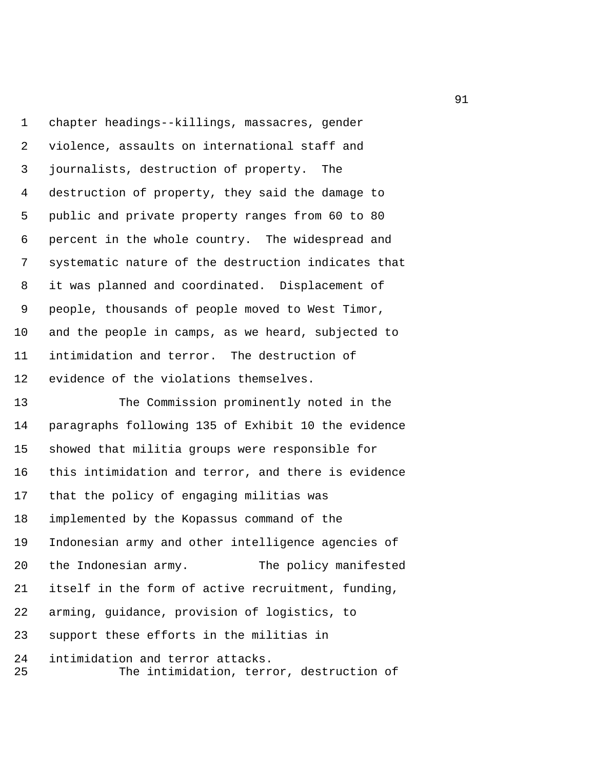chapter headings--killings, massacres, gender violence, assaults on international staff and journalists, destruction of property. The destruction of property, they said the damage to public and private property ranges from 60 to 80 percent in the whole country. The widespread and systematic nature of the destruction indicates that it was planned and coordinated. Displacement of people, thousands of people moved to West Timor, and the people in camps, as we heard, subjected to intimidation and terror. The destruction of evidence of the violations themselves.

The Commission prominently noted in the paragraphs following 135 of Exhibit 10 the evidence showed that militia groups were responsible for this intimidation and terror, and there is evidence that the policy of engaging militias was implemented by the Kopassus command of the Indonesian army and other intelligence agencies of the Indonesian army. The policy manifested itself in the form of active recruitment, funding, arming, guidance, provision of logistics, to support these efforts in the militias in intimidation and terror attacks.

The intimidation, terror, destruction of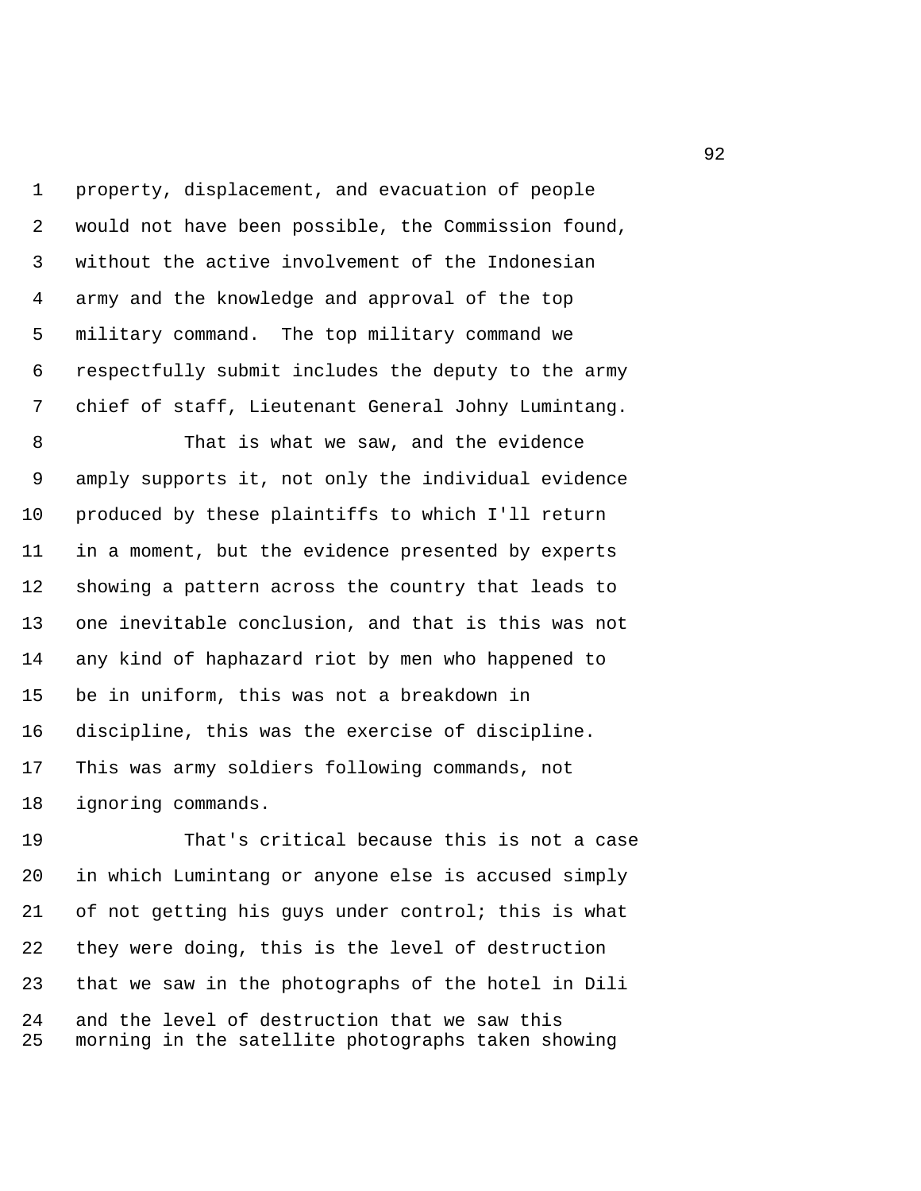property, displacement, and evacuation of people would not have been possible, the Commission found, without the active involvement of the Indonesian army and the knowledge and approval of the top military command. The top military command we respectfully submit includes the deputy to the army chief of staff, Lieutenant General Johny Lumintang.

That is what we saw, and the evidence amply supports it, not only the individual evidence produced by these plaintiffs to which I'll return in a moment, but the evidence presented by experts showing a pattern across the country that leads to one inevitable conclusion, and that is this was not any kind of haphazard riot by men who happened to be in uniform, this was not a breakdown in discipline, this was the exercise of discipline. This was army soldiers following commands, not ignoring commands.

That's critical because this is not a case in which Lumintang or anyone else is accused simply of not getting his guys under control; this is what they were doing, this is the level of destruction that we saw in the photographs of the hotel in Dili and the level of destruction that we saw this morning in the satellite photographs taken showing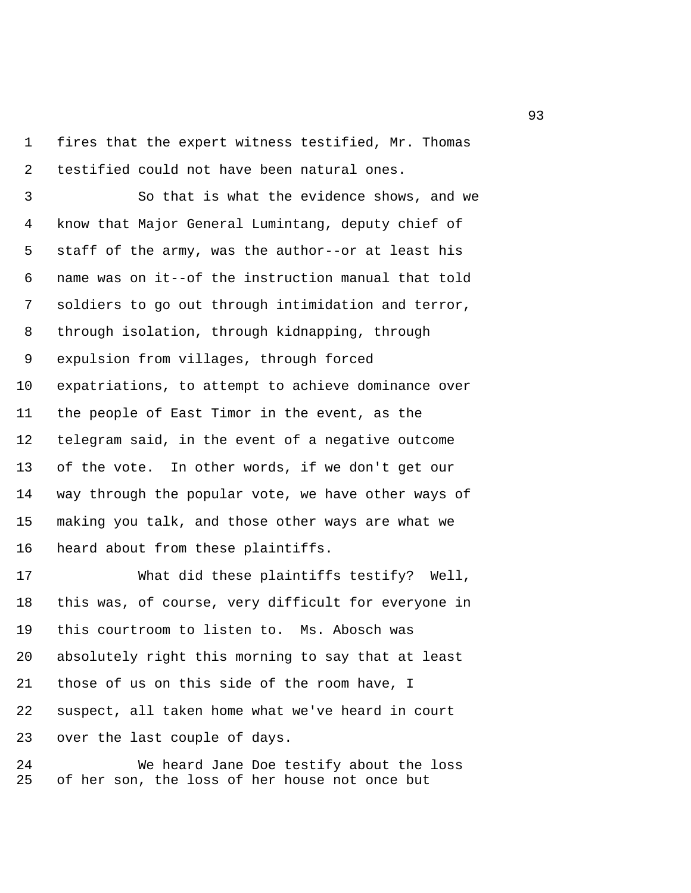fires that the expert witness testified, Mr. Thomas testified could not have been natural ones.

So that is what the evidence shows, and we know that Major General Lumintang, deputy chief of staff of the army, was the author--or at least his name was on it--of the instruction manual that told soldiers to go out through intimidation and terror, through isolation, through kidnapping, through expulsion from villages, through forced expatriations, to attempt to achieve dominance over the people of East Timor in the event, as the telegram said, in the event of a negative outcome of the vote. In other words, if we don't get our way through the popular vote, we have other ways of making you talk, and those other ways are what we heard about from these plaintiffs.

What did these plaintiffs testify? Well, this was, of course, very difficult for everyone in this courtroom to listen to. Ms. Abosch was absolutely right this morning to say that at least those of us on this side of the room have, I suspect, all taken home what we've heard in court over the last couple of days.

We heard Jane Doe testify about the loss of her son, the loss of her house not once but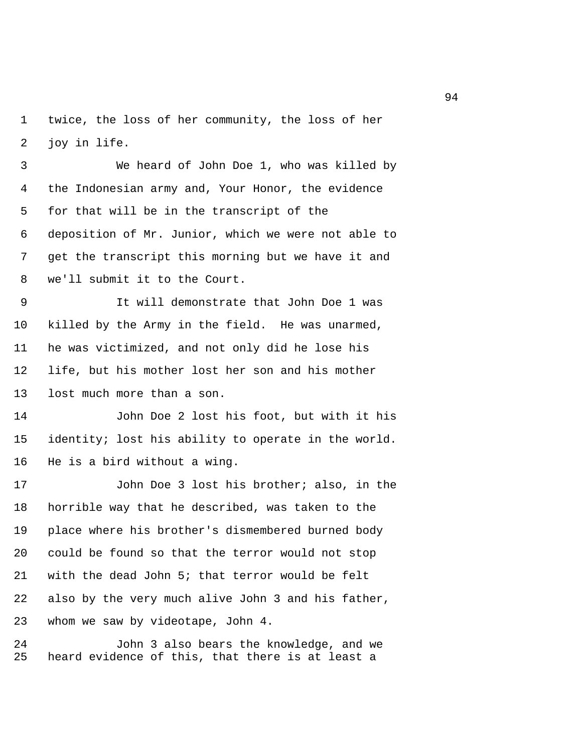twice, the loss of her community, the loss of her joy in life.

We heard of John Doe 1, who was killed by the Indonesian army and, Your Honor, the evidence for that will be in the transcript of the deposition of Mr. Junior, which we were not able to get the transcript this morning but we have it and we'll submit it to the Court.

It will demonstrate that John Doe 1 was killed by the Army in the field. He was unarmed, he was victimized, and not only did he lose his life, but his mother lost her son and his mother lost much more than a son.

John Doe 2 lost his foot, but with it his identity; lost his ability to operate in the world. He is a bird without a wing.

John Doe 3 lost his brother; also, in the horrible way that he described, was taken to the place where his brother's dismembered burned body could be found so that the terror would not stop with the dead John 5; that terror would be felt also by the very much alive John 3 and his father, whom we saw by videotape, John 4.

John 3 also bears the knowledge, and we heard evidence of this, that there is at least a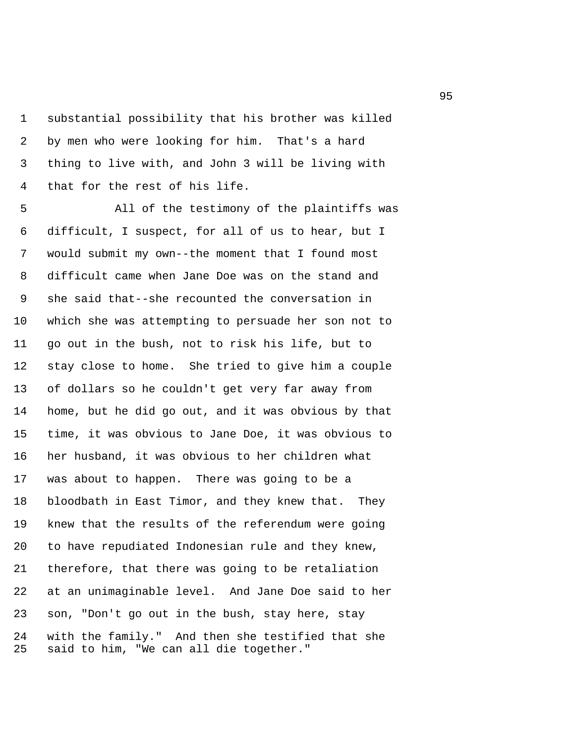substantial possibility that his brother was killed by men who were looking for him. That's a hard thing to live with, and John 3 will be living with that for the rest of his life.

All of the testimony of the plaintiffs was difficult, I suspect, for all of us to hear, but I would submit my own--the moment that I found most difficult came when Jane Doe was on the stand and she said that--she recounted the conversation in which she was attempting to persuade her son not to go out in the bush, not to risk his life, but to stay close to home. She tried to give him a couple of dollars so he couldn't get very far away from home, but he did go out, and it was obvious by that time, it was obvious to Jane Doe, it was obvious to her husband, it was obvious to her children what was about to happen. There was going to be a bloodbath in East Timor, and they knew that. They knew that the results of the referendum were going to have repudiated Indonesian rule and they knew, therefore, that there was going to be retaliation at an unimaginable level. And Jane Doe said to her son, "Don't go out in the bush, stay here, stay with the family." And then she testified that she said to him, "We can all die together."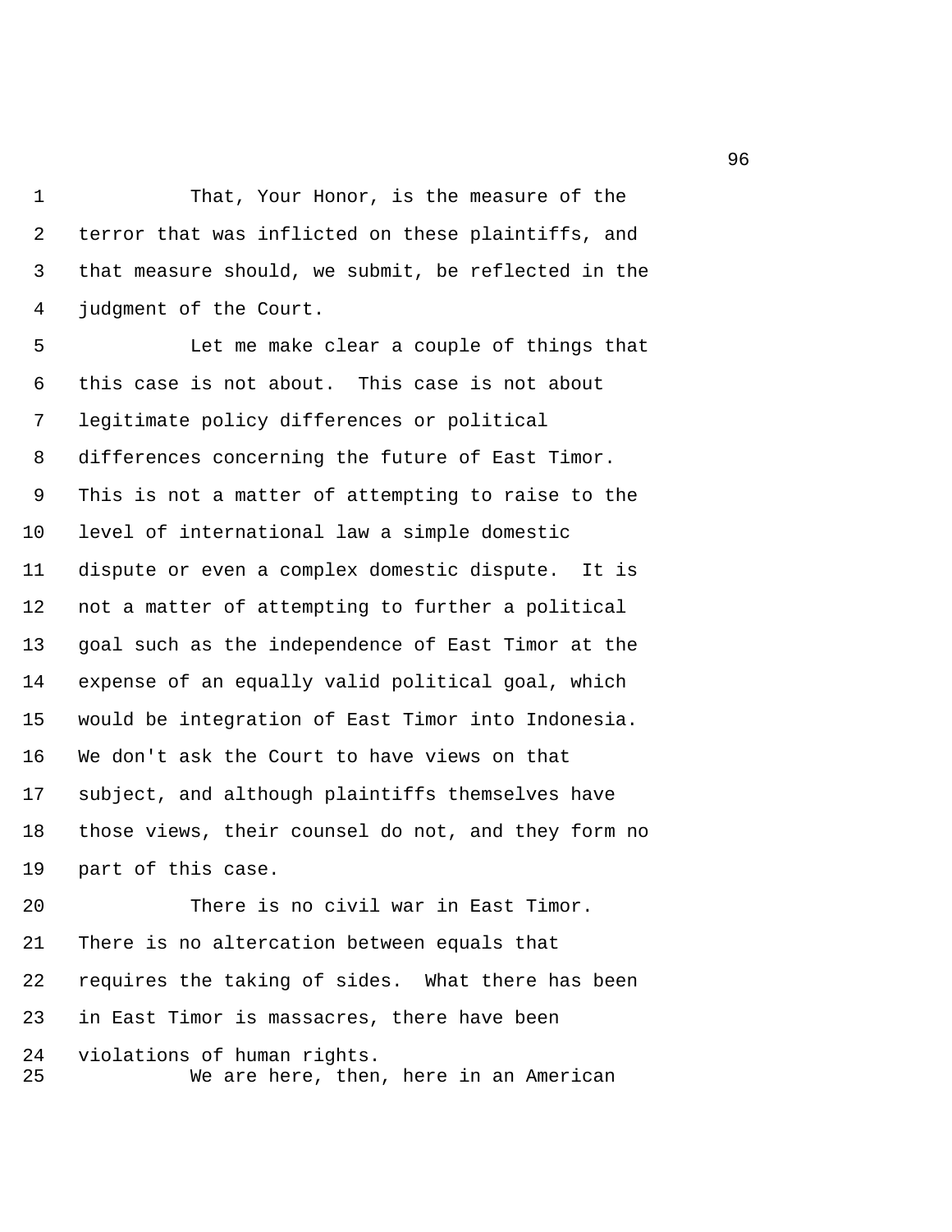That, Your Honor, is the measure of the terror that was inflicted on these plaintiffs, and that measure should, we submit, be reflected in the judgment of the Court.

Let me make clear a couple of things that this case is not about. This case is not about legitimate policy differences or political differences concerning the future of East Timor. This is not a matter of attempting to raise to the level of international law a simple domestic dispute or even a complex domestic dispute. It is not a matter of attempting to further a political goal such as the independence of East Timor at the expense of an equally valid political goal, which would be integration of East Timor into Indonesia. We don't ask the Court to have views on that subject, and although plaintiffs themselves have those views, their counsel do not, and they form no part of this case.

There is no civil war in East Timor. There is no altercation between equals that requires the taking of sides. What there has been in East Timor is massacres, there have been violations of human rights.

We are here, then, here in an American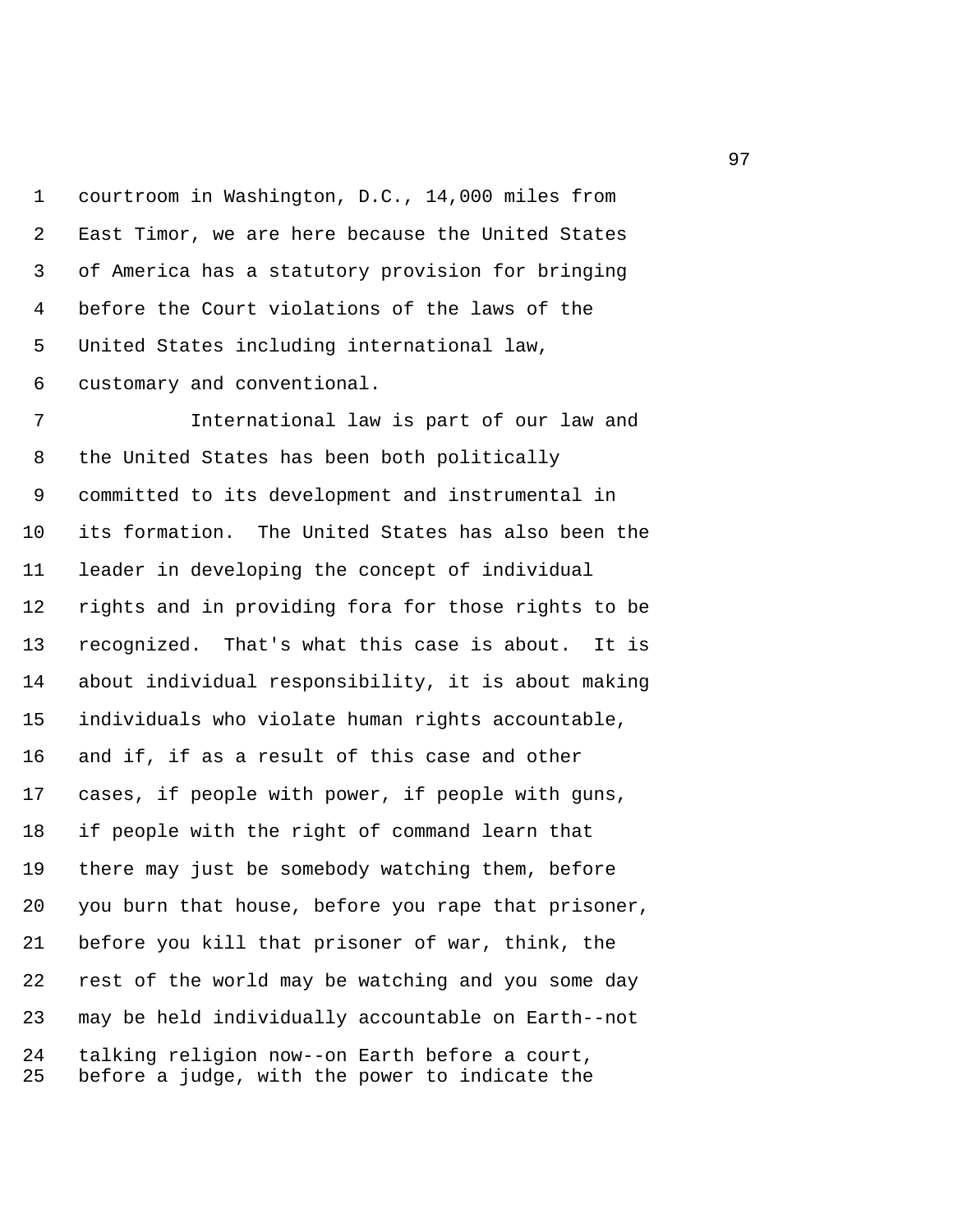courtroom in Washington, D.C., 14,000 miles from East Timor, we are here because the United States of America has a statutory provision for bringing before the Court violations of the laws of the United States including international law, customary and conventional.

International law is part of our law and the United States has been both politically committed to its development and instrumental in its formation. The United States has also been the leader in developing the concept of individual rights and in providing fora for those rights to be recognized. That's what this case is about. It is about individual responsibility, it is about making individuals who violate human rights accountable, and if, if as a result of this case and other cases, if people with power, if people with guns, if people with the right of command learn that there may just be somebody watching them, before you burn that house, before you rape that prisoner, before you kill that prisoner of war, think, the rest of the world may be watching and you some day may be held individually accountable on Earth--not talking religion now--on Earth before a court, before a judge, with the power to indicate the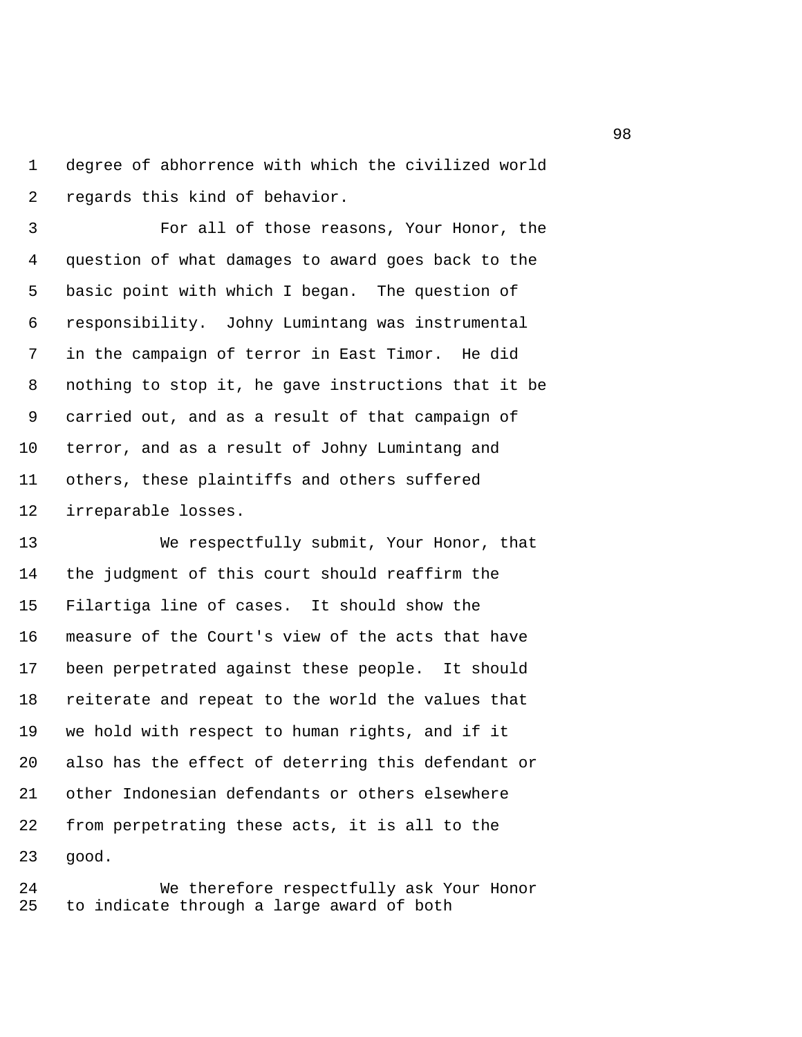degree of abhorrence with which the civilized world regards this kind of behavior.

For all of those reasons, Your Honor, the question of what damages to award goes back to the basic point with which I began. The question of responsibility. Johny Lumintang was instrumental in the campaign of terror in East Timor. He did nothing to stop it, he gave instructions that it be carried out, and as a result of that campaign of terror, and as a result of Johny Lumintang and others, these plaintiffs and others suffered irreparable losses.

We respectfully submit, Your Honor, that the judgment of this court should reaffirm the Filartiga line of cases. It should show the measure of the Court's view of the acts that have been perpetrated against these people. It should reiterate and repeat to the world the values that we hold with respect to human rights, and if it also has the effect of deterring this defendant or other Indonesian defendants or others elsewhere from perpetrating these acts, it is all to the good.

We therefore respectfully ask Your Honor to indicate through a large award of both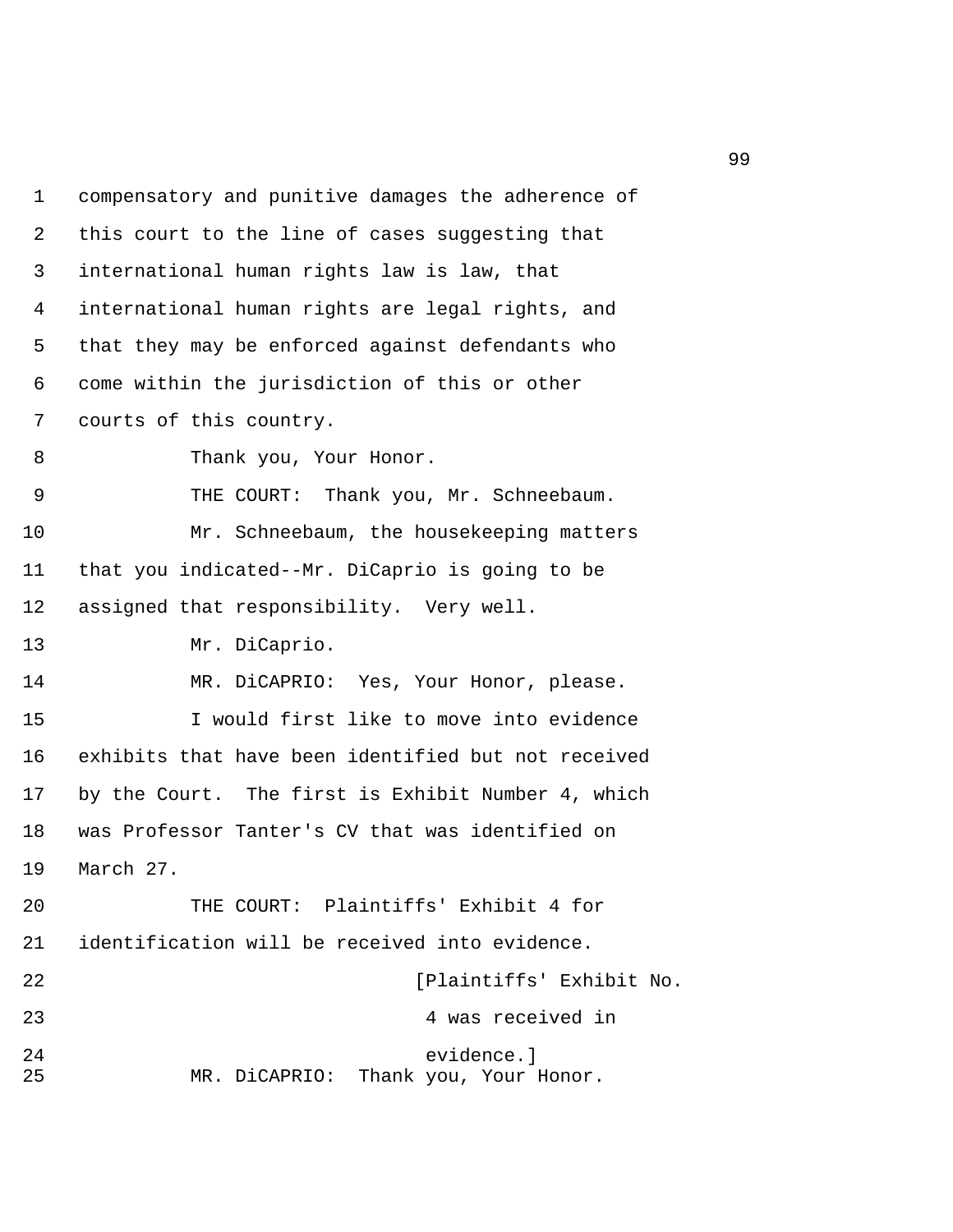compensatory and punitive damages the adherence of this court to the line of cases suggesting that international human rights law is law, that international human rights are legal rights, and that they may be enforced against defendants who come within the jurisdiction of this or other courts of this country.

Thank you, Your Honor.

THE COURT: Thank you, Mr. Schneebaum.

Mr. Schneebaum, the housekeeping matters that you indicated--Mr. DiCaprio is going to be assigned that responsibility. Very well.

Mr. DiCaprio.

MR. DiCAPRIO: Yes, Your Honor, please.

I would first like to move into evidence exhibits that have been identified but not received by the Court. The first is Exhibit Number 4, which was Professor Tanter's CV that was identified on March 27.

THE COURT: Plaintiffs' Exhibit 4 for identification will be received into evidence.

[Plaintiffs' Exhibit No. 4 was received in evidence.]

MR. DiCAPRIO: Thank you, Your Honor.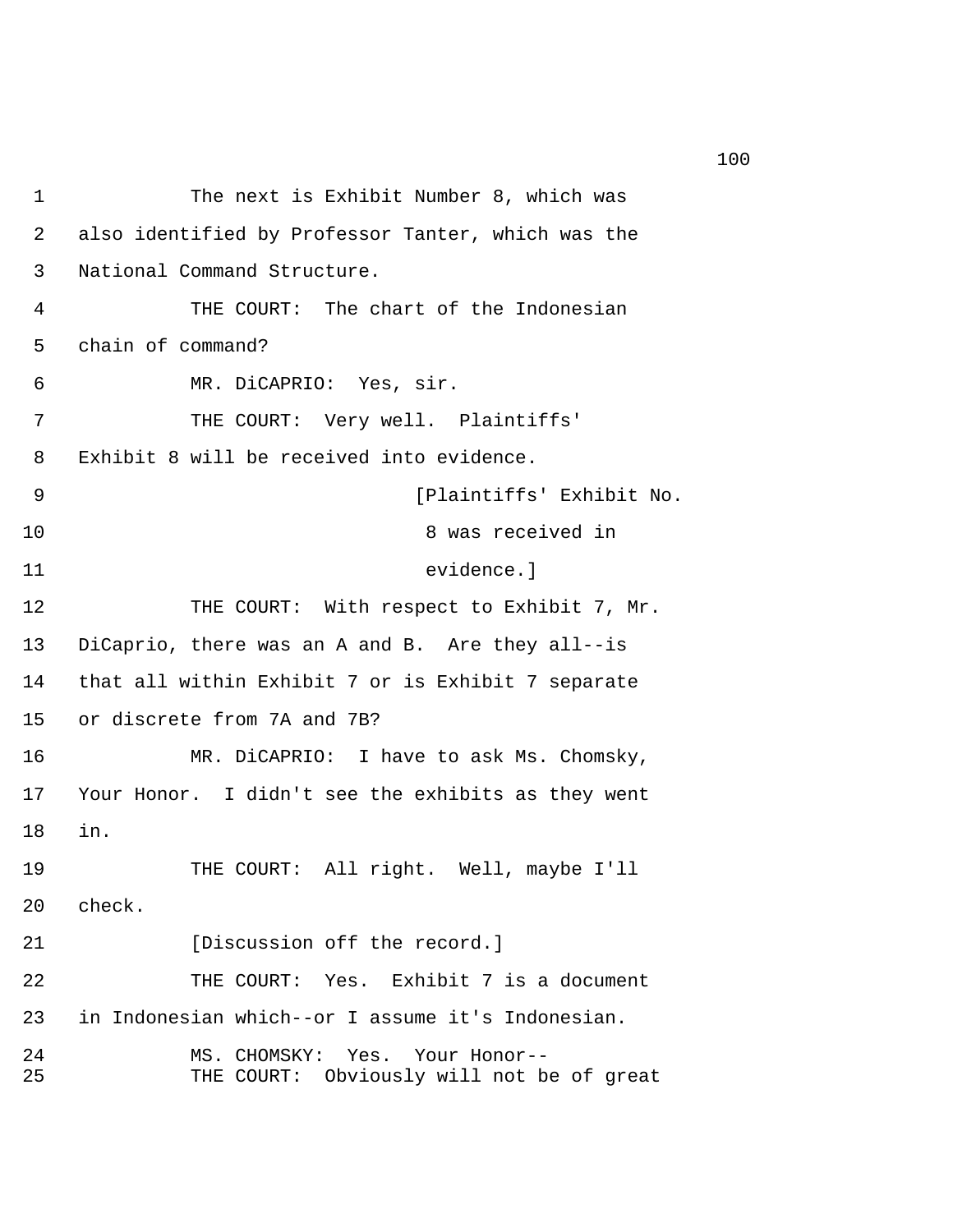1            The next is Exhibit Number 8, which was
2   also identified by Professor Tanter, which was the
3   National Command Structure.
4            THE COURT:  The chart of the Indonesian
5   chain of command?
6            MR. DiCAPRIO:  Yes, sir.
7            THE COURT:  Very well.  Plaintiffs'
8   Exhibit 8 will be received into evidence.
9                                [Plaintiffs' Exhibit No.
10                                8 was received in
11                                evidence.]
12           THE COURT:  With respect to Exhibit 7, Mr.
13  DiCaprio, there was an A and B.  Are they all--is
14  that all within Exhibit 7 or is Exhibit 7 separate
15  or discrete from 7A and 7B?
16           MR. DiCAPRIO:  I have to ask Ms. Chomsky,
17  Your Honor.  I didn't see the exhibits as they went
18  in.
19           THE COURT:  All right.  Well, maybe I'll
20  check.
21           [Discussion off the record.]
22           THE COURT:  Yes.  Exhibit 7 is a document
23  in Indonesian which--or I assume it's Indonesian.
24           MS. CHOMSKY:  Yes.  Your Honor--
25           THE COURT:  Obviously will not be of great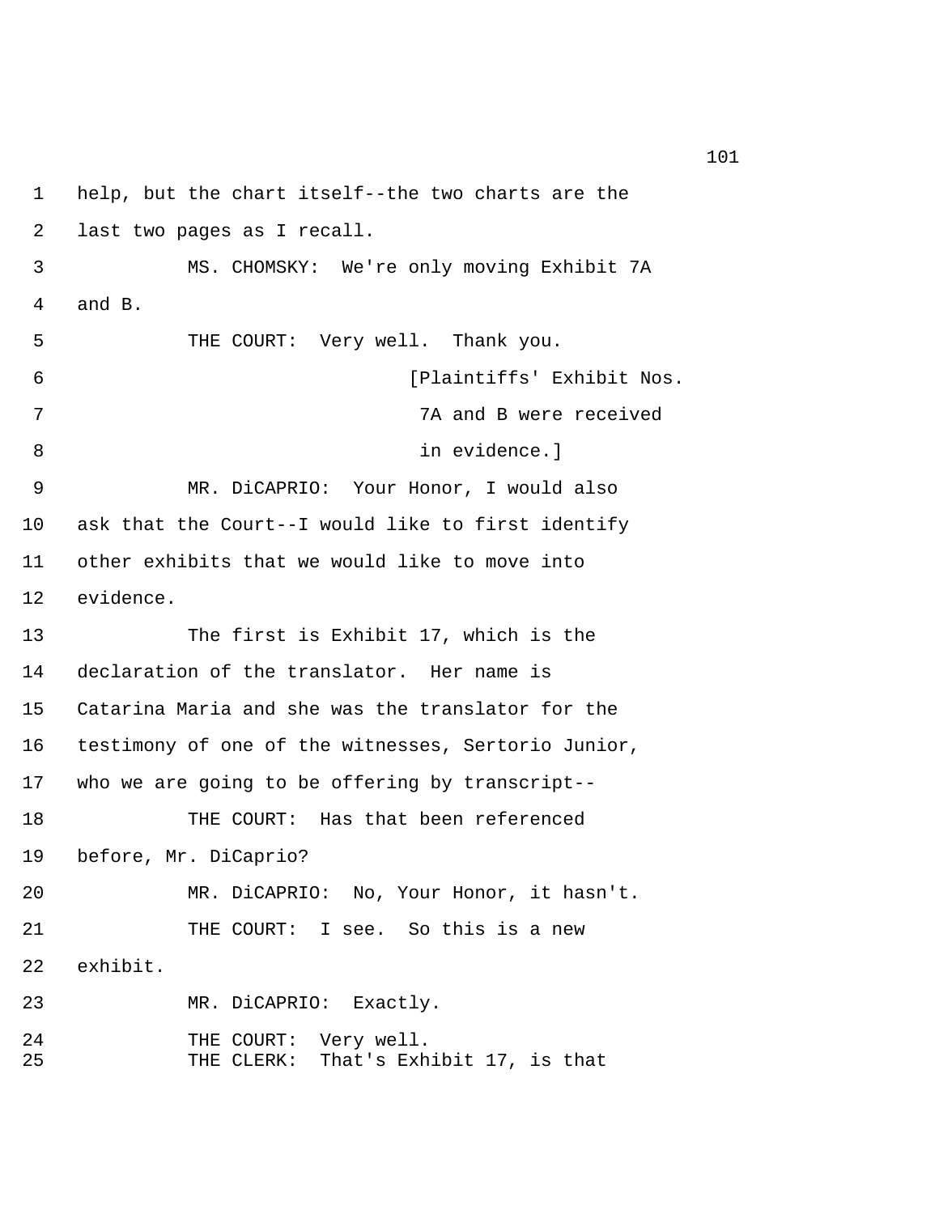1 help, but the chart itself--the two charts are the

2 last two pages as I recall.

3 MS. CHOMSKY: We're only moving Exhibit 7A

4 and B.

5 THE COURT: Very well. Thank you.

6 [Plaintiffs' Exhibit Nos.

7 7A and B were received

8 in evidence.]

9 MR. DiCAPRIO: Your Honor, I would also

10 ask that the Court--I would like to first identify

11 other exhibits that we would like to move into

12 evidence.

13 The first is Exhibit 17, which is the

14 declaration of the translator. Her name is

15 Catarina Maria and she was the translator for the

16 testimony of one of the witnesses, Sertorio Junior,

17 who we are going to be offering by transcript--

18 THE COURT: Has that been referenced

19 before, Mr. DiCaprio?

20 MR. DiCAPRIO: No, Your Honor, it hasn't.

21 THE COURT: I see. So this is a new

22 exhibit.

23 MR. DiCAPRIO: Exactly.

24 THE COURT: Very well.

25 THE CLERK: That's Exhibit 17, is that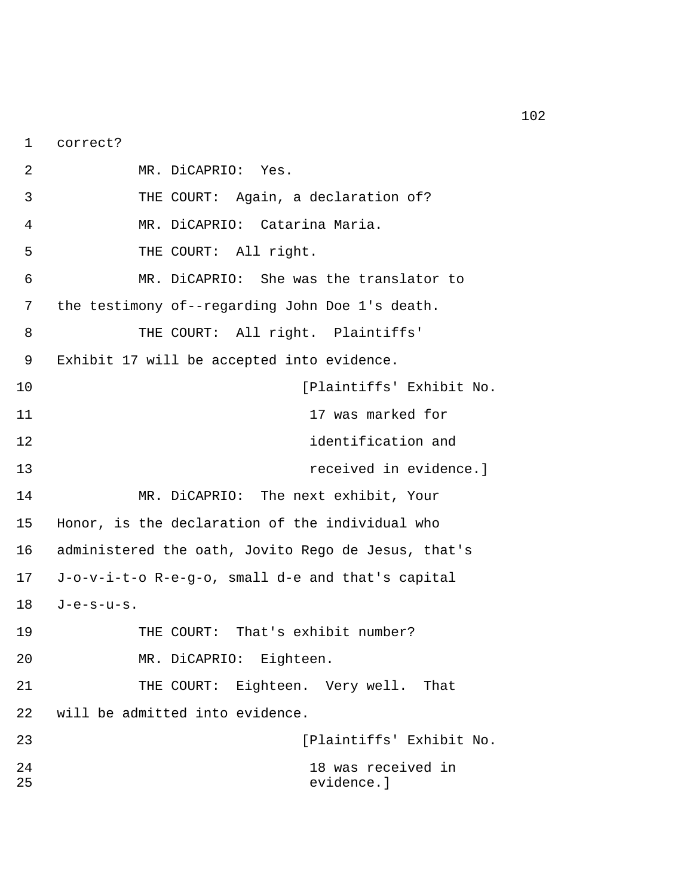correct?

MR. DiCAPRIO: Yes.

THE COURT: Again, a declaration of?

MR. DiCAPRIO: Catarina Maria.

THE COURT: All right.

MR. DiCAPRIO: She was the translator to the testimony of--regarding John Doe 1's death.

THE COURT: All right. Plaintiffs' Exhibit 17 will be accepted into evidence.

[Plaintiffs' Exhibit No. 17 was marked for identification and received in evidence.]

MR. DiCAPRIO: The next exhibit, Your Honor, is the declaration of the individual who administered the oath, Jovito Rego de Jesus, that's J-o-v-i-t-o R-e-g-o, small d-e and that's capital J-e-s-u-s.

THE COURT: That's exhibit number?

MR. DiCAPRIO: Eighteen.

THE COURT: Eighteen. Very well. That will be admitted into evidence.

[Plaintiffs' Exhibit No. 18 was received in evidence.]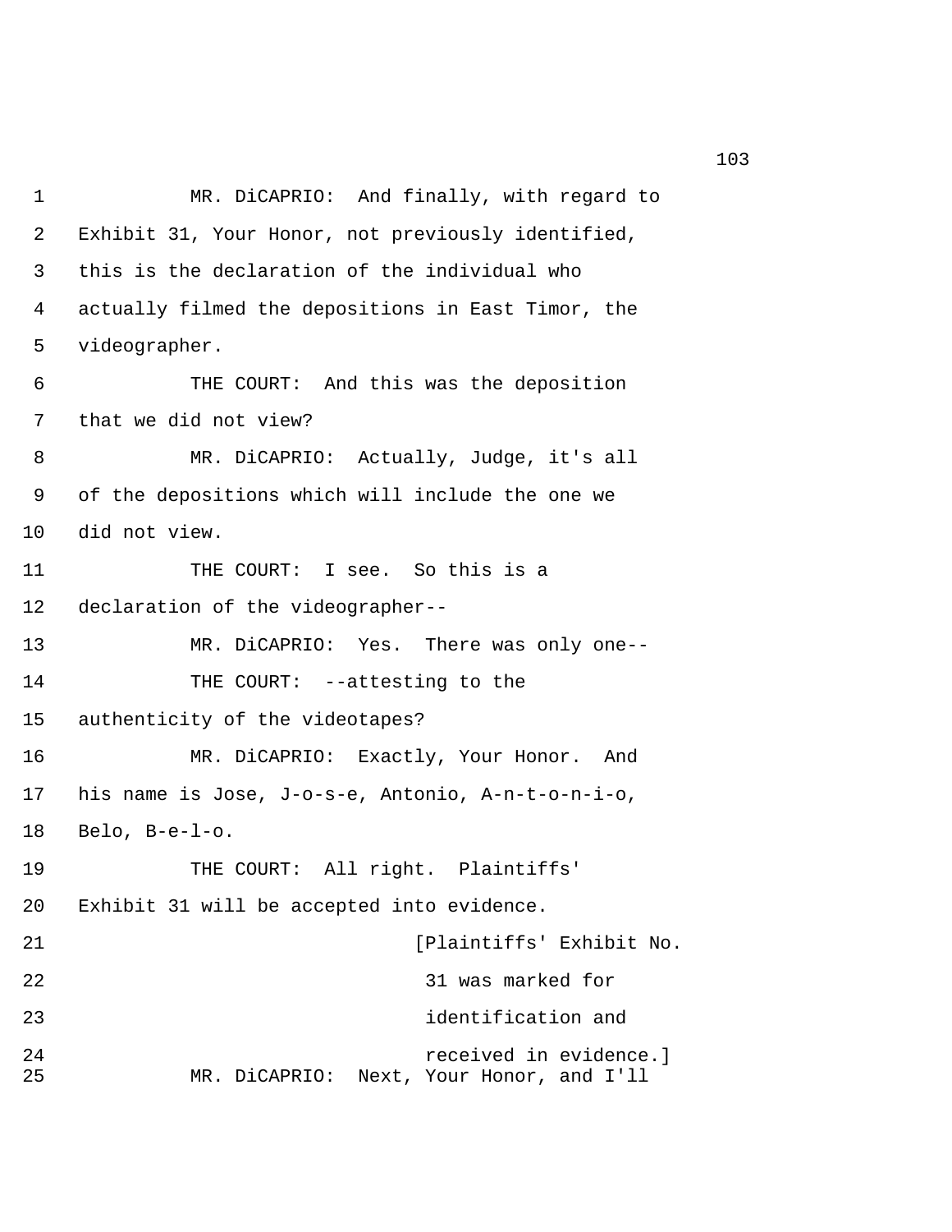MR. DiCAPRIO: And finally, with regard to Exhibit 31, Your Honor, not previously identified, this is the declaration of the individual who actually filmed the depositions in East Timor, the videographer.

THE COURT: And this was the deposition that we did not view?

MR. DiCAPRIO: Actually, Judge, it's all of the depositions which will include the one we did not view.

THE COURT: I see. So this is a declaration of the videographer--

MR. DiCAPRIO: Yes. There was only one--

THE COURT: --attesting to the authenticity of the videotapes?

MR. DiCAPRIO: Exactly, Your Honor. And his name is Jose, J-o-s-e, Antonio, A-n-t-o-n-i-o, Belo, B-e-l-o.

THE COURT: All right. Plaintiffs' Exhibit 31 will be accepted into evidence.

[Plaintiffs' Exhibit No. 31 was marked for identification and received in evidence.]

MR. DiCAPRIO: Next, Your Honor, and I'll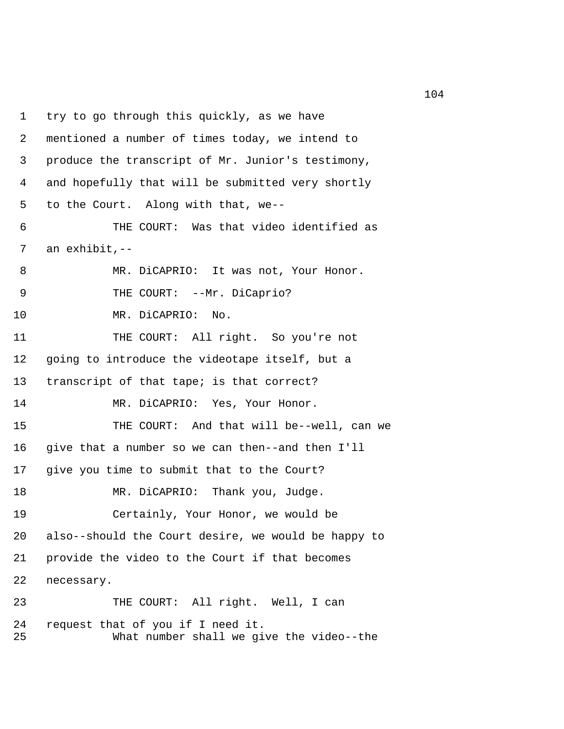1 try to go through this quickly, as we have
2 mentioned a number of times today, we intend to
3 produce the transcript of Mr. Junior's testimony,
4 and hopefully that will be submitted very shortly
5 to the Court. Along with that, we--
6 THE COURT: Was that video identified as
7 an exhibit,--
8 MR. DiCAPRIO: It was not, Your Honor.
9 THE COURT: --Mr. DiCaprio?
10 MR. DiCAPRIO: No.
11 THE COURT: All right. So you're not
12 going to introduce the videotape itself, but a
13 transcript of that tape; is that correct?
14 MR. DiCAPRIO: Yes, Your Honor.
15 THE COURT: And that will be--well, can we
16 give that a number so we can then--and then I'll
17 give you time to submit that to the Court?
18 MR. DiCAPRIO: Thank you, Judge.
19 Certainly, Your Honor, we would be
20 also--should the Court desire, we would be happy to
21 provide the video to the Court if that becomes
22 necessary.
23 THE COURT: All right. Well, I can
24 request that of you if I need it.
25 What number shall we give the video--the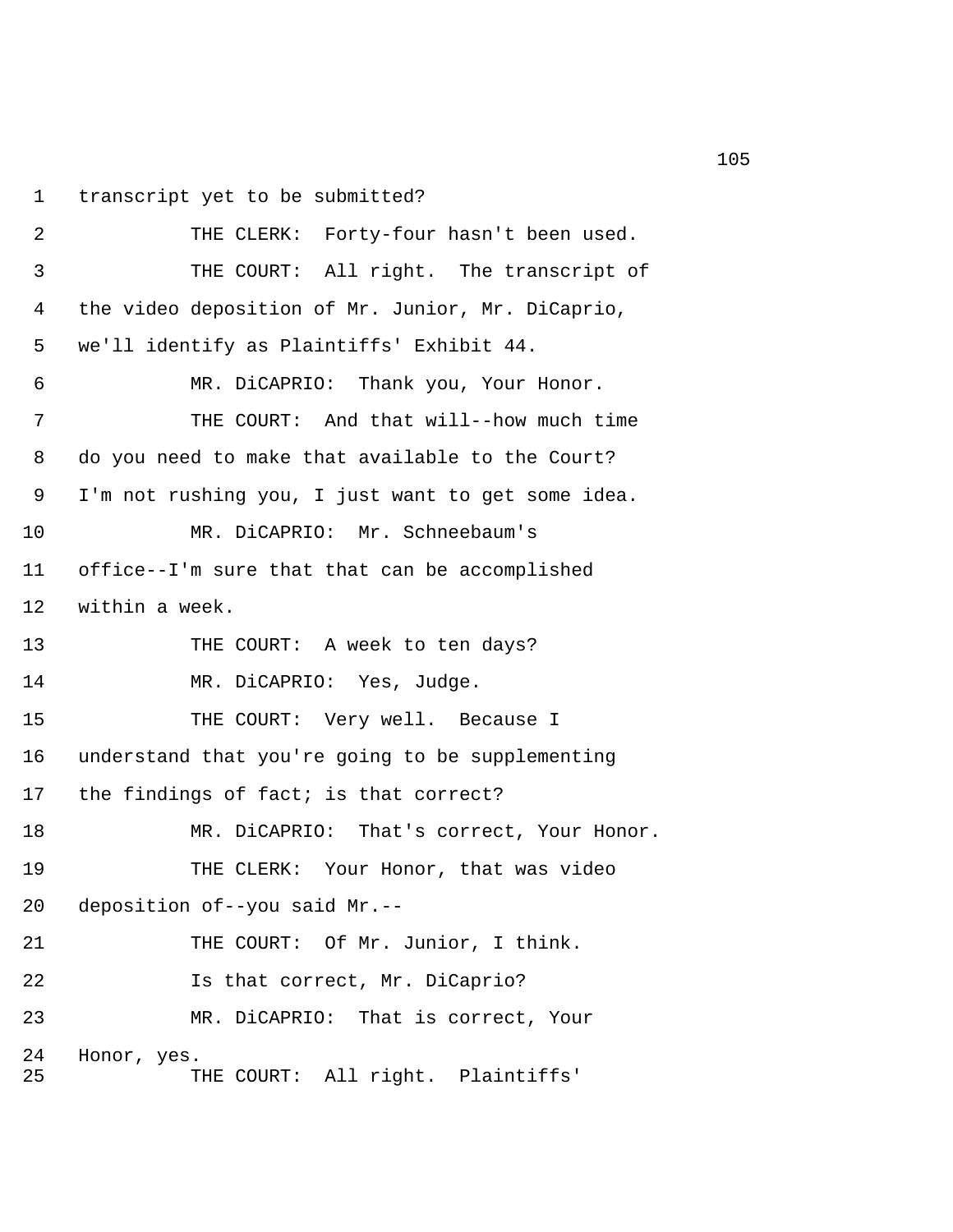transcript yet to be submitted?

THE CLERK: Forty-four hasn't been used.

THE COURT: All right. The transcript of the video deposition of Mr. Junior, Mr. DiCaprio, we'll identify as Plaintiffs' Exhibit 44.

MR. DiCAPRIO: Thank you, Your Honor.

THE COURT: And that will--how much time do you need to make that available to the Court? I'm not rushing you, I just want to get some idea.

MR. DiCAPRIO: Mr. Schneebaum's office--I'm sure that that can be accomplished within a week.

THE COURT: A week to ten days?

MR. DiCAPRIO: Yes, Judge.

THE COURT: Very well. Because I understand that you're going to be supplementing the findings of fact; is that correct?

MR. DiCAPRIO: That's correct, Your Honor.

THE CLERK: Your Honor, that was video deposition of--you said Mr.--

THE COURT: Of Mr. Junior, I think.

Is that correct, Mr. DiCaprio?

MR. DiCAPRIO: That is correct, Your Honor, yes.

THE COURT: All right. Plaintiffs'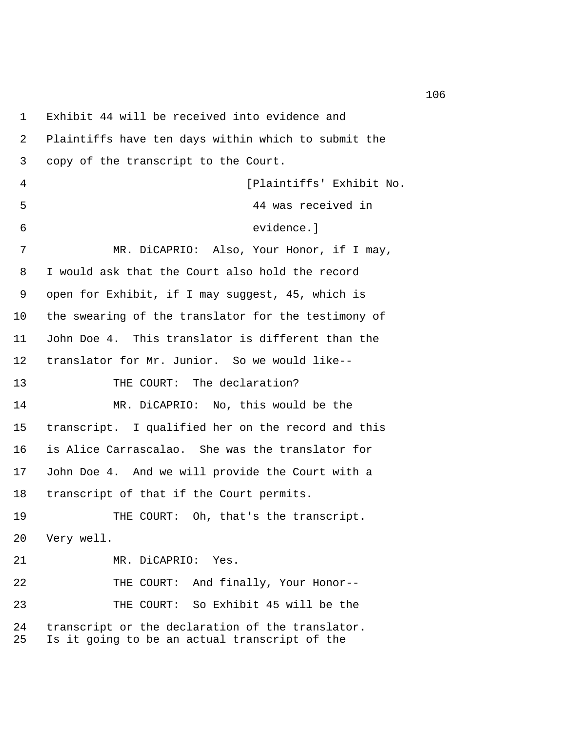1 Exhibit 44 will be received into evidence and
2 Plaintiffs have ten days within which to submit the
3 copy of the transcript to the Court.
4 [Plaintiffs' Exhibit No.
5 44 was received in
6 evidence.]
7 MR. DiCAPRIO: Also, Your Honor, if I may,
8 I would ask that the Court also hold the record
9 open for Exhibit, if I may suggest, 45, which is
10 the swearing of the translator for the testimony of
11 John Doe 4. This translator is different than the
12 translator for Mr. Junior. So we would like--
13 THE COURT: The declaration?
14 MR. DiCAPRIO: No, this would be the
15 transcript. I qualified her on the record and this
16 is Alice Carrascalao. She was the translator for
17 John Doe 4. And we will provide the Court with a
18 transcript of that if the Court permits.
19 THE COURT: Oh, that's the transcript.
20 Very well.
21 MR. DiCAPRIO: Yes.
22 THE COURT: And finally, Your Honor--
23 THE COURT: So Exhibit 45 will be the
24 transcript or the declaration of the translator.
25 Is it going to be an actual transcript of the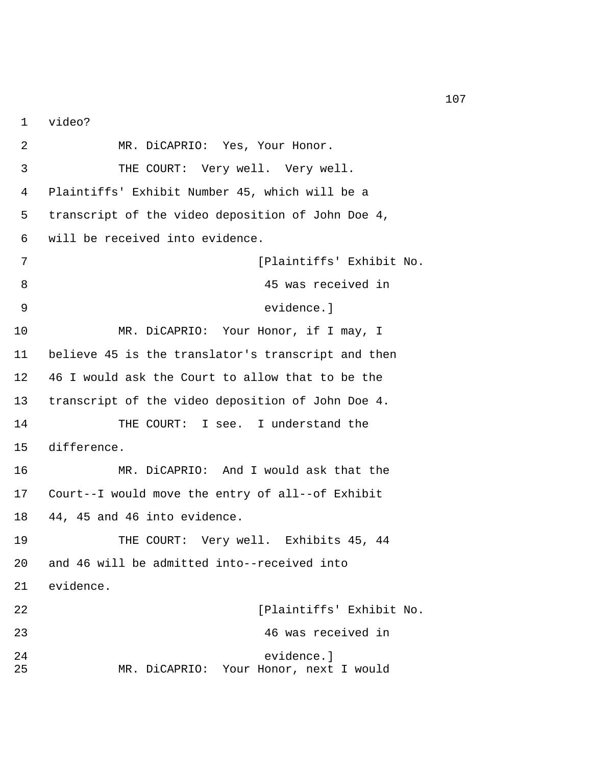video?

MR. DiCAPRIO: Yes, Your Honor.

THE COURT: Very well. Very well. Plaintiffs' Exhibit Number 45, which will be a transcript of the video deposition of John Doe 4, will be received into evidence.

[Plaintiffs' Exhibit No. 45 was received in evidence.]

MR. DiCAPRIO: Your Honor, if I may, I believe 45 is the translator's transcript and then 46 I would ask the Court to allow that to be the transcript of the video deposition of John Doe 4.

THE COURT: I see. I understand the difference.

MR. DiCAPRIO: And I would ask that the Court--I would move the entry of all--of Exhibit 44, 45 and 46 into evidence.

THE COURT: Very well. Exhibits 45, 44 and 46 will be admitted into--received into evidence.

[Plaintiffs' Exhibit No. 46 was received in evidence.]

MR. DiCAPRIO: Your Honor, next I would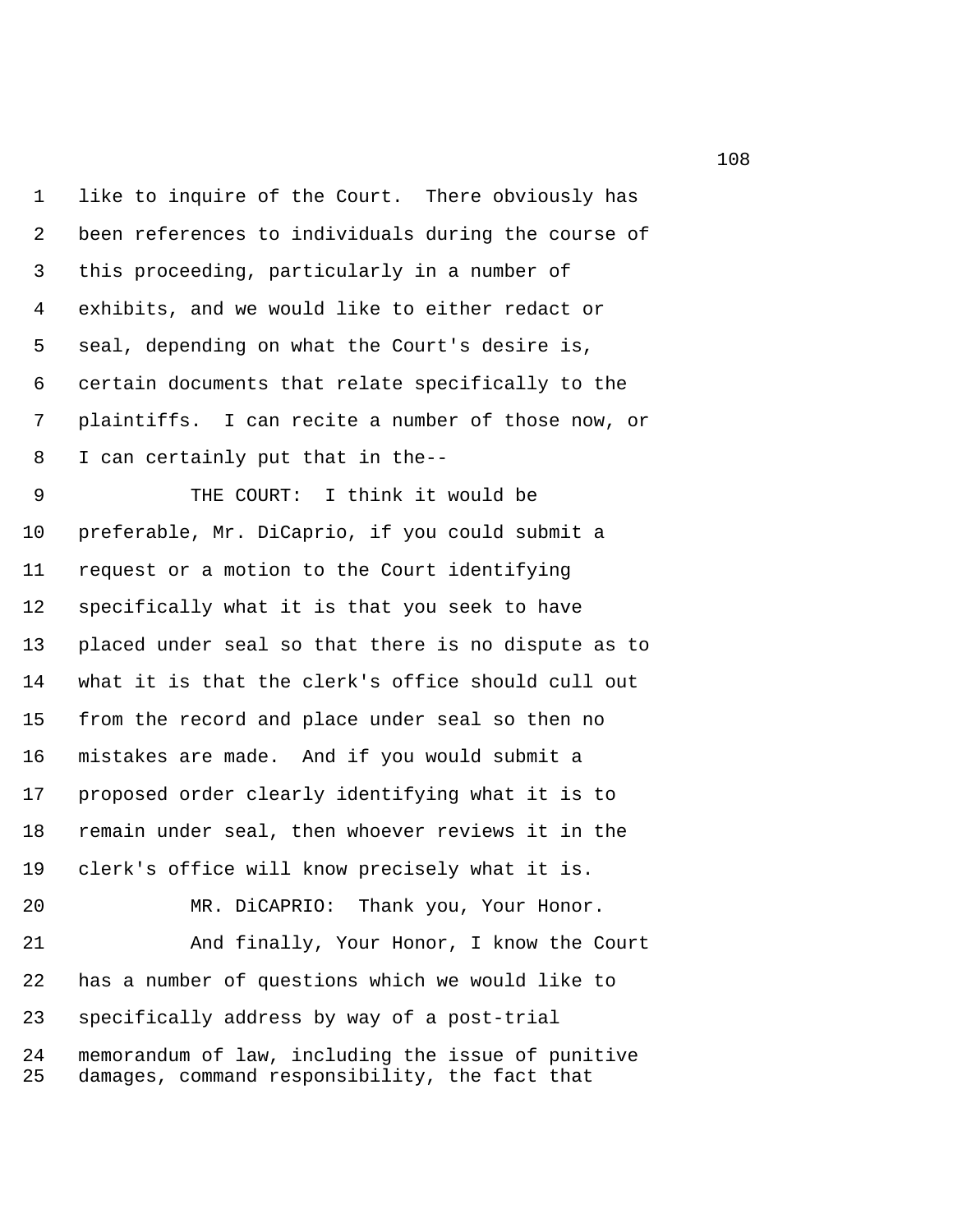like to inquire of the Court. There obviously has been references to individuals during the course of this proceeding, particularly in a number of exhibits, and we would like to either redact or seal, depending on what the Court's desire is, certain documents that relate specifically to the plaintiffs. I can recite a number of those now, or I can certainly put that in the--

THE COURT: I think it would be preferable, Mr. DiCaprio, if you could submit a request or a motion to the Court identifying specifically what it is that you seek to have placed under seal so that there is no dispute as to what it is that the clerk's office should cull out from the record and place under seal so then no mistakes are made. And if you would submit a proposed order clearly identifying what it is to remain under seal, then whoever reviews it in the clerk's office will know precisely what it is.

MR. DiCAPRIO: Thank you, Your Honor.

And finally, Your Honor, I know the Court has a number of questions which we would like to specifically address by way of a post-trial memorandum of law, including the issue of punitive damages, command responsibility, the fact that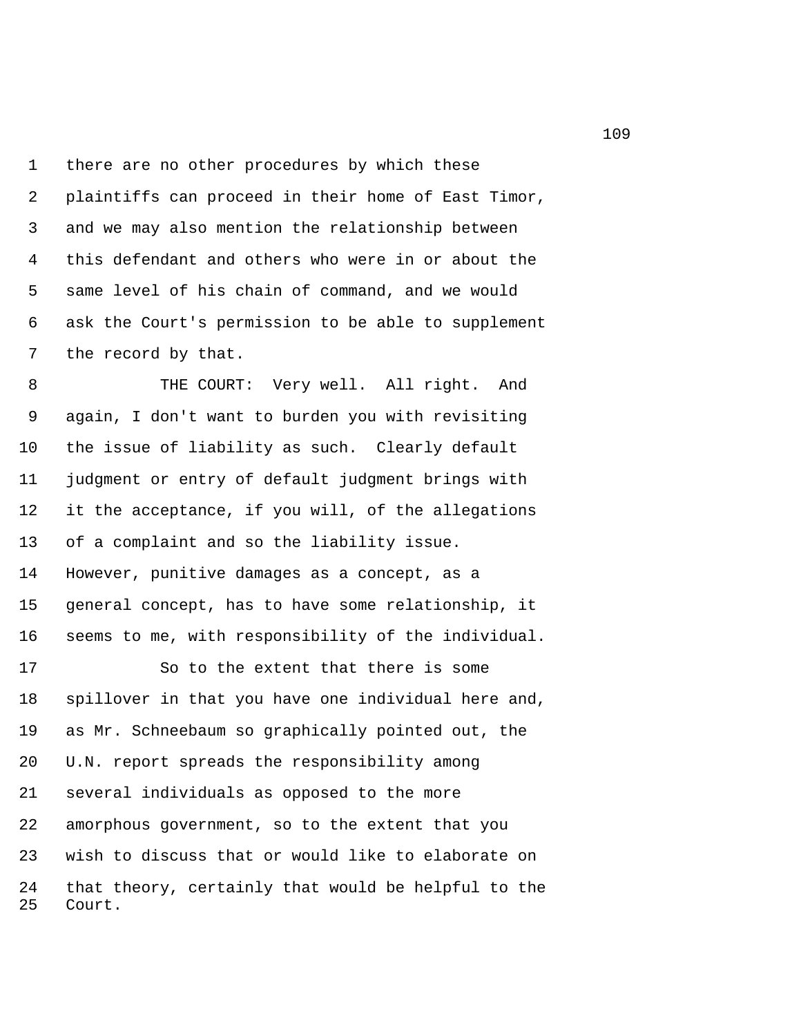there are no other procedures by which these plaintiffs can proceed in their home of East Timor, and we may also mention the relationship between this defendant and others who were in or about the same level of his chain of command, and we would ask the Court's permission to be able to supplement the record by that.

THE COURT: Very well. All right. And again, I don't want to burden you with revisiting the issue of liability as such. Clearly default judgment or entry of default judgment brings with it the acceptance, if you will, of the allegations of a complaint and so the liability issue. However, punitive damages as a concept, as a general concept, has to have some relationship, it seems to me, with responsibility of the individual.

So to the extent that there is some spillover in that you have one individual here and, as Mr. Schneebaum so graphically pointed out, the U.N. report spreads the responsibility among several individuals as opposed to the more amorphous government, so to the extent that you wish to discuss that or would like to elaborate on that theory, certainly that would be helpful to the Court.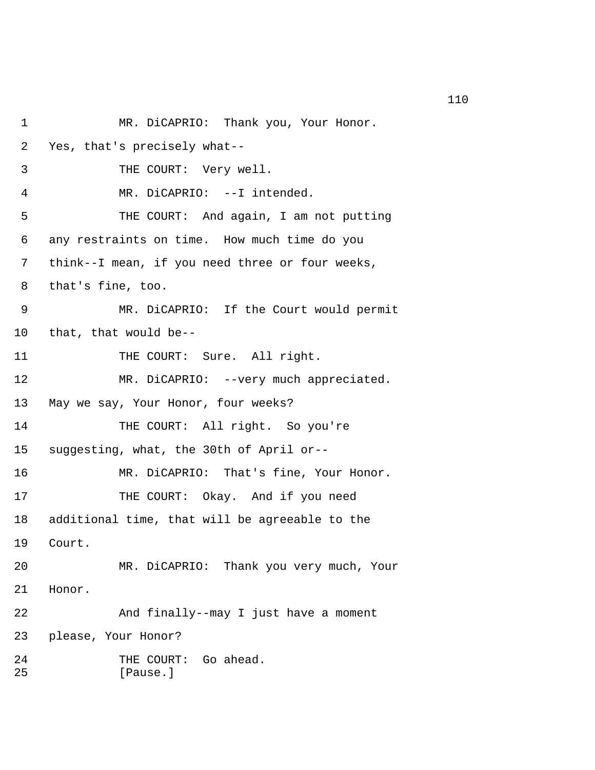1 MR. DiCAPRIO: Thank you, Your Honor.

2 Yes, that's precisely what--

3 THE COURT: Very well.

4 MR. DiCAPRIO: --I intended.

5 THE COURT: And again, I am not putting

6 any restraints on time. How much time do you

7 think--I mean, if you need three or four weeks,

8 that's fine, too.

9 MR. DiCAPRIO: If the Court would permit

10 that, that would be--

11 THE COURT: Sure. All right.

12 MR. DiCAPRIO: --very much appreciated.

13 May we say, Your Honor, four weeks?

14 THE COURT: All right. So you're

15 suggesting, what, the 30th of April or--

16 MR. DiCAPRIO: That's fine, Your Honor.

17 THE COURT: Okay. And if you need

18 additional time, that will be agreeable to the

19 Court.

20 MR. DiCAPRIO: Thank you very much, Your

21 Honor.

22 And finally--may I just have a moment

23 please, Your Honor?

24 THE COURT: Go ahead.

25 [Pause.]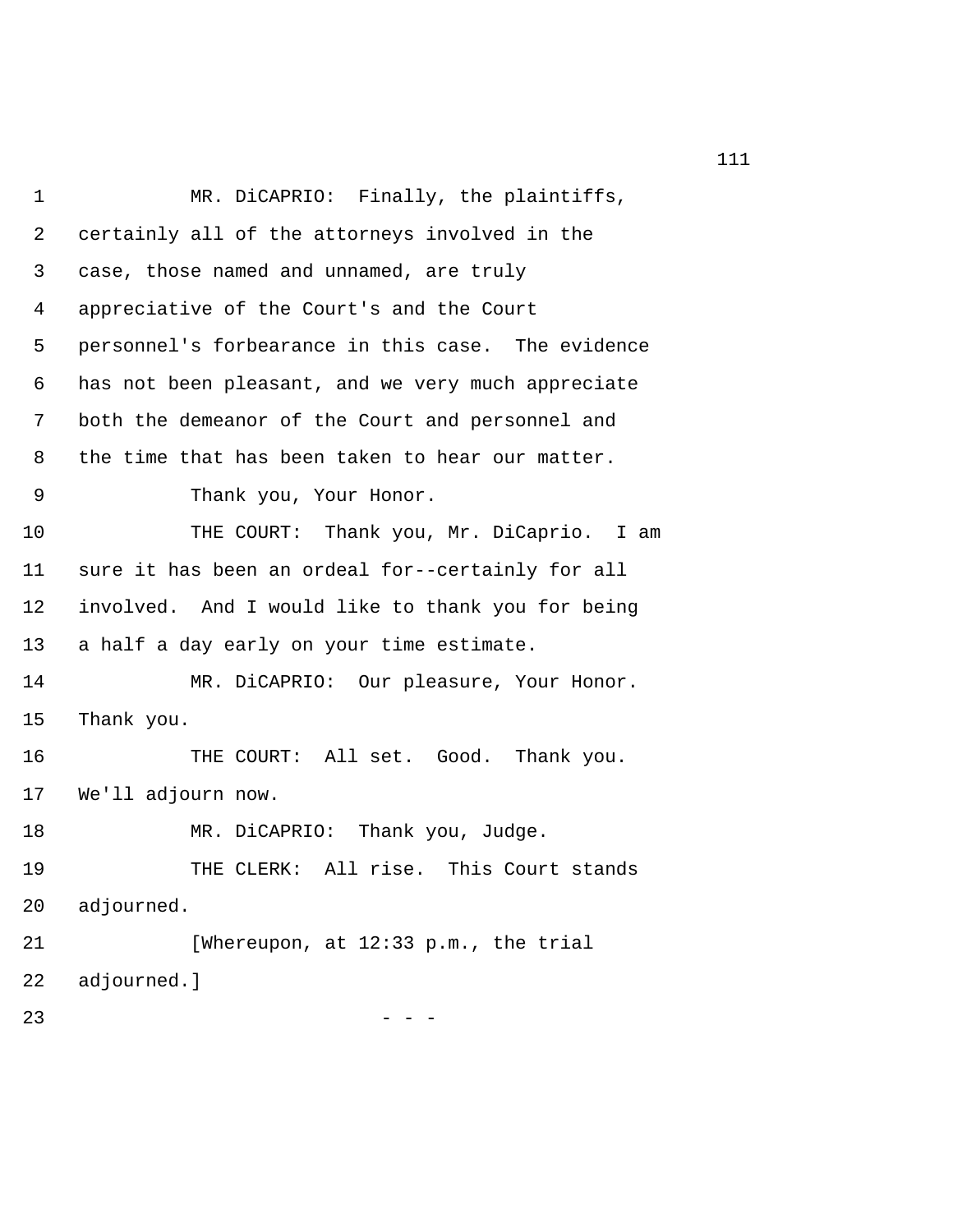MR. DiCAPRIO: Finally, the plaintiffs, certainly all of the attorneys involved in the case, those named and unnamed, are truly appreciative of the Court's and the Court personnel's forbearance in this case. The evidence has not been pleasant, and we very much appreciate both the demeanor of the Court and personnel and the time that has been taken to hear our matter.

Thank you, Your Honor.

THE COURT: Thank you, Mr. DiCaprio. I am sure it has been an ordeal for--certainly for all involved. And I would like to thank you for being a half a day early on your time estimate.

MR. DiCAPRIO: Our pleasure, Your Honor. Thank you.

THE COURT: All set. Good. Thank you. We'll adjourn now.

MR. DiCAPRIO: Thank you, Judge.

THE CLERK: All rise. This Court stands adjourned.

[Whereupon, at 12:33 p.m., the trial adjourned.]

\- - -